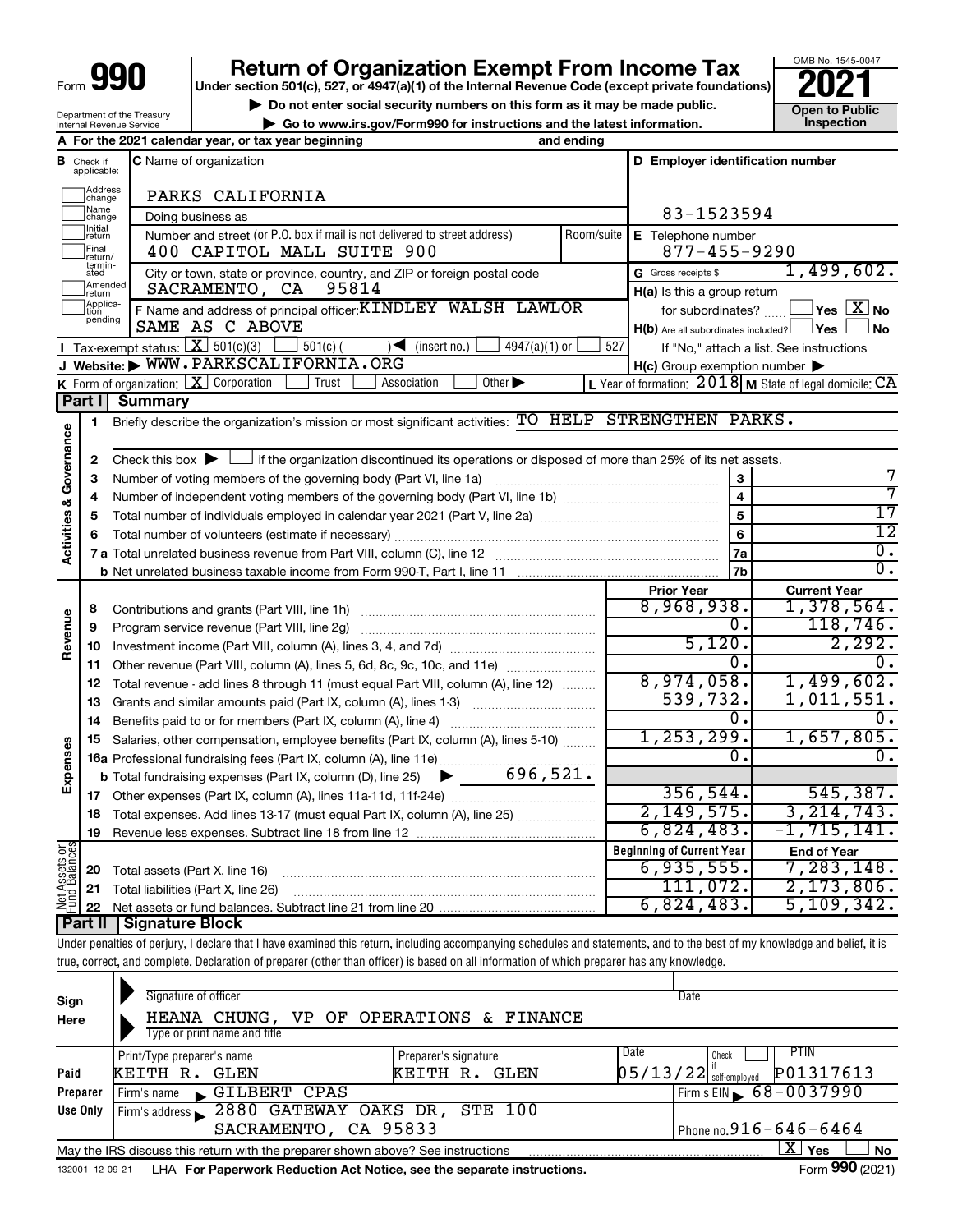Form **990**

# Return of Organization Exempt From Income Tax

**Under section 501(c), 527, or 4947(a)(1) of the Internal Revenue Code (except private foundations)**

▶ Do not enter social security numbers on this form as it may be made public.

▶ Go to www.irs.gov/Form990 for instructions and the latest information.

OMB No. 1545-0047

**2021**

**Open to Public Inspection**

Department of the Treasury
Internal Revenue Service

**A** For the 2021 calendar year, or tax year beginning and ending

**B** Check if applicable: Address change, Name change, Initial return, Final return/terminated, Amended return, Application pending

**C** Name of organization: PARKS CALIFORNIA

Doing business as

Number and street (or P.O. box if mail is not delivered to street address): 400 CAPITOL MALL SUITE 900 | Room/suite

City or town, state or province, country, and ZIP or foreign postal code: SACRAMENTO, CA 95814

**F** Name and address of principal officer: KINDLEY WALSH LAWLOR, SAME AS C ABOVE

**D** Employer identification number: 83-1523594

**E** Telephone number: 877-455-9290

**G** Gross receipts $ 1,499,602.

**H(a)** Is this a group return for subordinates? ☐ Yes ☒ No

**H(b)** Are all subordinates included? ☐ Yes ☐ No — If "No," attach a list. See instructions

**H(c)** Group exemption number ▶

**I** Tax-exempt status: ☒ 501(c)(3) ☐ 501(c) ( ) ◀ (insert no.) ☐ 4947(a)(1) or ☐ 527

**J** Website: ▶ WWW.PARKSCALIFORNIA.ORG

**K** Form of organization: ☒ Corporation ☐ Trust ☐ Association ☐ Other ▶

**L** Year of formation: 2018 **M** State of legal domicile: CA

## Part I Summary

**Activities & Governance**

1. Briefly describe the organization's mission or most significant activities: TO HELP STRENGTHEN PARKS.
2. Check this box ▶ ☐ if the organization discontinued its operations or disposed of more than 25% of its net assets.

| | | Line | |
|---|---|---|---|
| 3 | Number of voting members of the governing body (Part VI, line 1a) | 3 | 7 |
| 4 | Number of independent voting members of the governing body (Part VI, line 1b) | 4 | 7 |
| 5 | Total number of individuals employed in calendar year 2021 (Part V, line 2a) | 5 | 17 |
| 6 | Total number of volunteers (estimate if necessary) | 6 | 12 |
| 7a | Total unrelated business revenue from Part VIII, column (C), line 12 | 7a | 0. |
| b | Net unrelated business taxable income from Form 990-T, Part I, line 11 | 7b | 0. |

| | | | Prior Year | Current Year |
|---|---|---|---|---|
| **Revenue** | 8 | Contributions and grants (Part VIII, line 1h) | 8,968,938. | 1,378,564. |
| | 9 | Program service revenue (Part VIII, line 2g) | 0. | 118,746. |
| | 10 | Investment income (Part VIII, column (A), lines 3, 4, and 7d) | 5,120. | 2,292. |
| | 11 | Other revenue (Part VIII, column (A), lines 5, 6d, 8c, 9c, 10c, and 11e) | 0. | 0. |
| | 12 | Total revenue - add lines 8 through 11 (must equal Part VIII, column (A), line 12) | 8,974,058. | 1,499,602. |
| **Expenses** | 13 | Grants and similar amounts paid (Part IX, column (A), lines 1-3) | 539,732. | 1,011,551. |
| | 14 | Benefits paid to or for members (Part IX, column (A), line 4) | 0. | 0. |
| | 15 | Salaries, other compensation, employee benefits (Part IX, column (A), lines 5-10) | 1,253,299. | 1,657,805. |
| | 16a | Professional fundraising fees (Part IX, column (A), line 11e) | 0. | 0. |
| | b | Total fundraising expenses (Part IX, column (D), line 25) ▶ 696,521. | | |
| | 17 | Other expenses (Part IX, column (A), lines 11a-11d, 11f-24e) | 356,544. | 545,387. |
| | 18 | Total expenses. Add lines 13-17 (must equal Part IX, column (A), line 25) | 2,149,575. | 3,214,743. |
| | 19 | Revenue less expenses. Subtract line 18 from line 12 | 6,824,483. | -1,715,141. |

| | | | Beginning of Current Year | End of Year |
|---|---|---|---|---|
| **Net Assets or Fund Balances** | 20 | Total assets (Part X, line 16) | 6,935,555. | 7,283,148. |
| | 21 | Total liabilities (Part X, line 26) | 111,072. | 2,173,806. |
| | 22 | Net assets or fund balances. Subtract line 21 from line 20 | 6,824,483. | 5,109,342. |

## Part II Signature Block

Under penalties of perjury, I declare that I have examined this return, including accompanying schedules and statements, and to the best of my knowledge and belief, it is true, correct, and complete. Declaration of preparer (other than officer) is based on all information of which preparer has any knowledge.

**Sign Here**

Signature of officer | Date

HEANA CHUNG, VP OF OPERATIONS & FINANCE
Type or print name and title

**Paid Preparer Use Only**

| Print/Type preparer's name | Preparer's signature | Date | Check ☐ if self-employed | PTIN |
|---|---|---|---|---|
| KEITH R. GLEN | KEITH R. GLEN | 05/13/22 | | P01317613 |

Firm's name ▶ GILBERT CPAS | Firm's EIN ▶ 68-0037990

Firm's address ▶ 2880 GATEWAY OAKS DR, STE 100, SACRAMENTO, CA 95833 | Phone no. 916-646-6464

May the IRS discuss this return with the preparer shown above? See instructions ☒ Yes ☐ No

132001 12-09-21 LHA For Paperwork Reduction Act Notice, see the separate instructions. Form **990** (2021)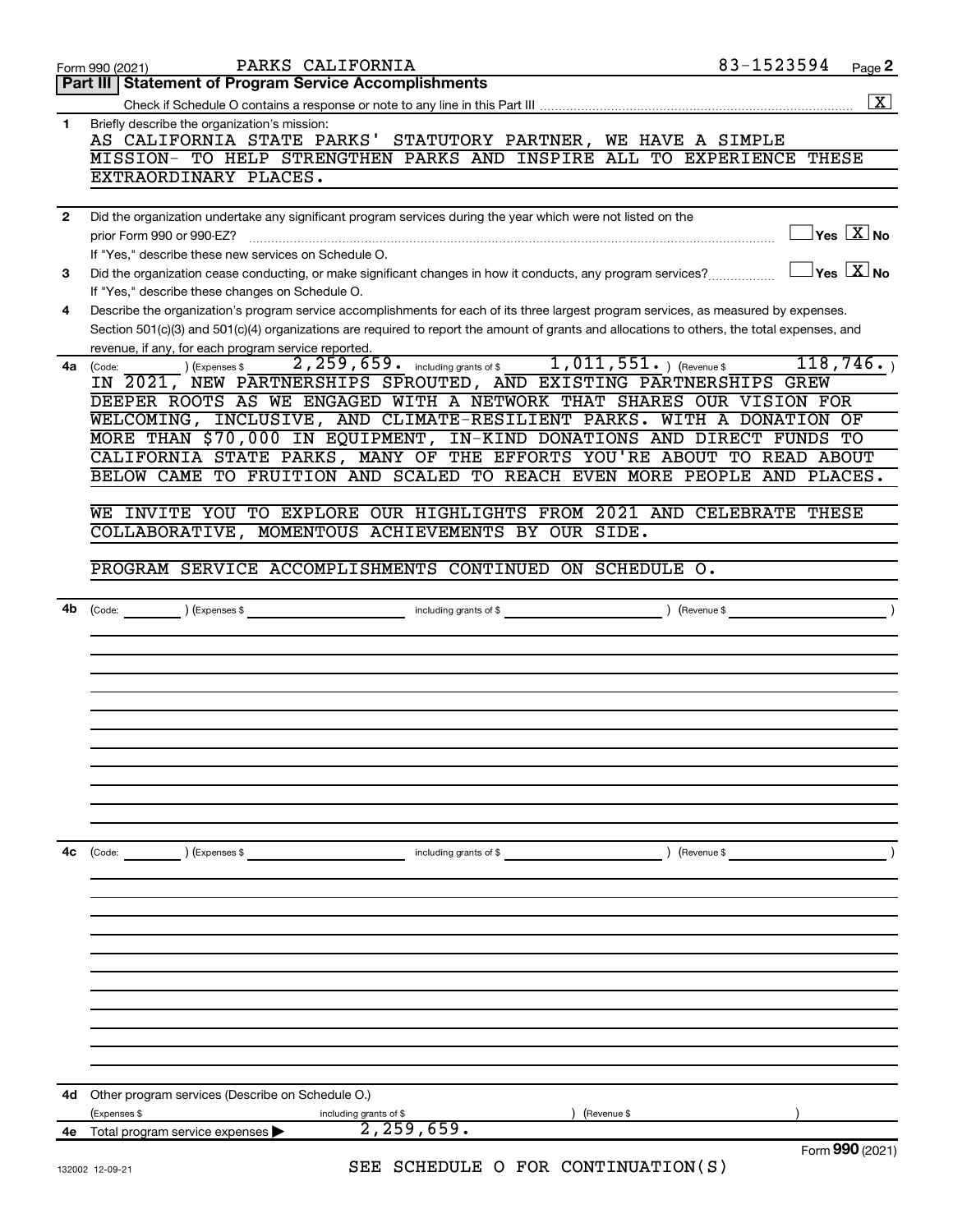Form 990 (2021) PARKS CALIFORNIA 83-1523594 Page 2

## Part III | Statement of Program Service Accomplishments

Check if Schedule O contains a response or note to any line in this Part III [X]

**1** Briefly describe the organization's mission:

AS CALIFORNIA STATE PARKS' STATUTORY PARTNER, WE HAVE A SIMPLE MISSION- TO HELP STRENGTHEN PARKS AND INSPIRE ALL TO EXPERIENCE THESE EXTRAORDINARY PLACES.

**2** Did the organization undertake any significant program services during the year which were not listed on the prior Form 990 or 990-EZ? [ ] Yes [X] No

If "Yes," describe these new services on Schedule O.

**3** Did the organization cease conducting, or make significant changes in how it conducts, any program services? [ ] Yes [X] No

If "Yes," describe these changes on Schedule O.

**4** Describe the organization's program service accomplishments for each of its three largest program services, as measured by expenses. Section 501(c)(3) and 501(c)(4) organizations are required to report the amount of grants and allocations to others, the total expenses, and revenue, if any, for each program service reported.

**4a** (Code: ) (Expenses $ 2,259,659. including grants of $ 1,011,551. ) (Revenue $ 118,746. )

IN 2021, NEW PARTNERSHIPS SPROUTED, AND EXISTING PARTNERSHIPS GREW DEEPER ROOTS AS WE ENGAGED WITH A NETWORK THAT SHARES OUR VISION FOR WELCOMING, INCLUSIVE, AND CLIMATE-RESILIENT PARKS. WITH A DONATION OF MORE THAN $70,000 IN EQUIPMENT, IN-KIND DONATIONS AND DIRECT FUNDS TO CALIFORNIA STATE PARKS, MANY OF THE EFFORTS YOU'RE ABOUT TO READ ABOUT BELOW CAME TO FRUITION AND SCALED TO REACH EVEN MORE PEOPLE AND PLACES.

WE INVITE YOU TO EXPLORE OUR HIGHLIGHTS FROM 2021 AND CELEBRATE THESE COLLABORATIVE, MOMENTOUS ACHIEVEMENTS BY OUR SIDE.

PROGRAM SERVICE ACCOMPLISHMENTS CONTINUED ON SCHEDULE O.

**4b** (Code: ) (Expenses $ including grants of $ ) (Revenue $ )

**4c** (Code: ) (Expenses $ including grants of $ ) (Revenue $ )

**4d** Other program services (Describe on Schedule O.)

(Expenses $ including grants of $ ) (Revenue $ )

**4e** Total program service expenses ▶ 2,259,659.

Form **990** (2021)

SEE SCHEDULE O FOR CONTINUATION(S)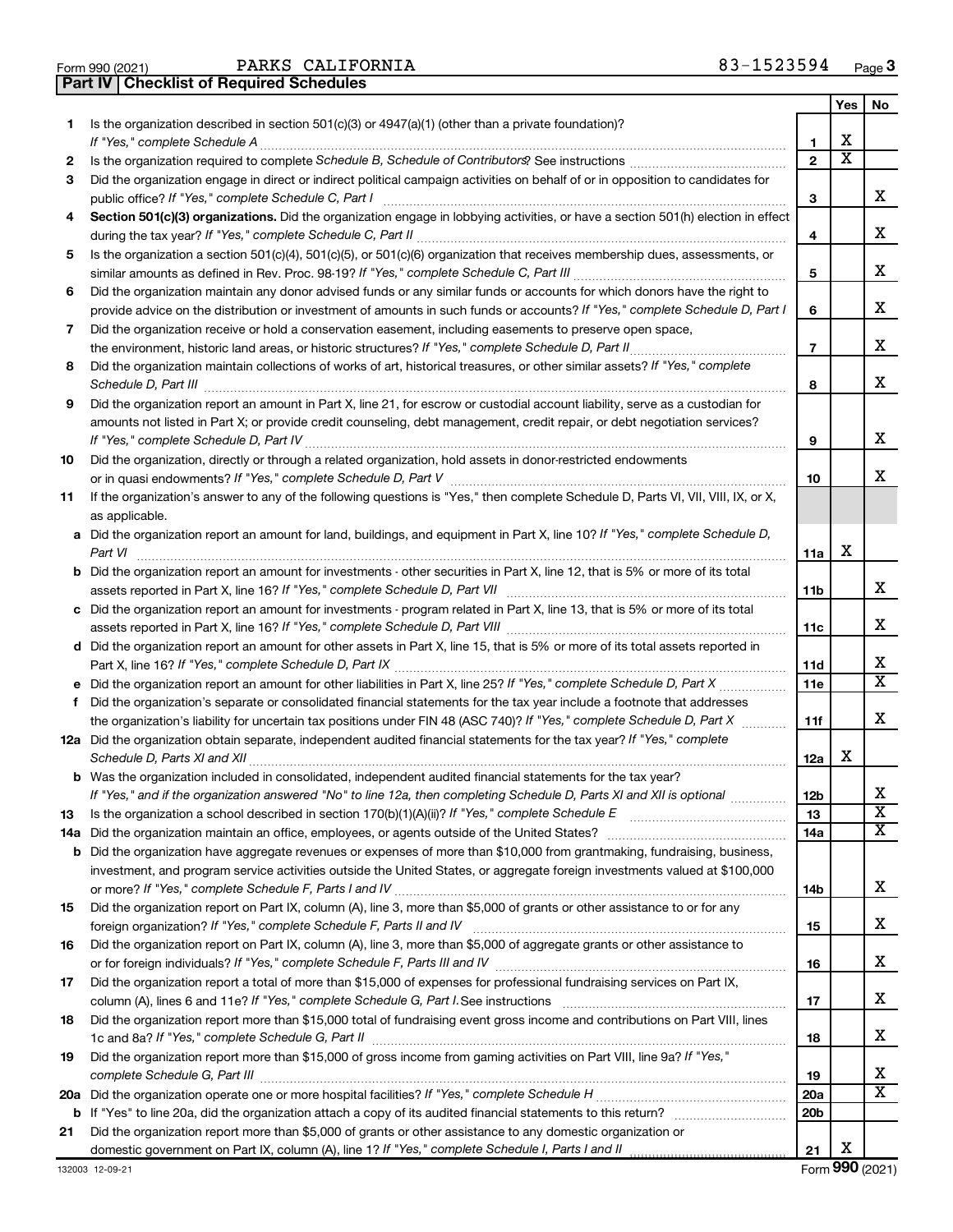Form 990 (2021) PARKS CALIFORNIA 83-1523594 Page 3

**Part IV | Checklist of Required Schedules**

| | | | Yes | No |
|---|---|---|---|---|
| 1 | Is the organization described in section 501(c)(3) or 4947(a)(1) (other than a private foundation)? *If "Yes," complete Schedule A* | 1 | X | |
| 2 | Is the organization required to complete *Schedule B, Schedule of Contributors*? See instructions | 2 | X | |
| 3 | Did the organization engage in direct or indirect political campaign activities on behalf of or in opposition to candidates for public office? *If "Yes," complete Schedule C, Part I* | 3 | | X |
| 4 | **Section 501(c)(3) organizations.** Did the organization engage in lobbying activities, or have a section 501(h) election in effect during the tax year? *If "Yes," complete Schedule C, Part II* | 4 | | X |
| 5 | Is the organization a section 501(c)(4), 501(c)(5), or 501(c)(6) organization that receives membership dues, assessments, or similar amounts as defined in Rev. Proc. 98-19? *If "Yes," complete Schedule C, Part III* | 5 | | X |
| 6 | Did the organization maintain any donor advised funds or any similar funds or accounts for which donors have the right to provide advice on the distribution or investment of amounts in such funds or accounts? *If "Yes," complete Schedule D, Part I* | 6 | | X |
| 7 | Did the organization receive or hold a conservation easement, including easements to preserve open space, the environment, historic land areas, or historic structures? *If "Yes," complete Schedule D, Part II* | 7 | | X |
| 8 | Did the organization maintain collections of works of art, historical treasures, or other similar assets? *If "Yes," complete Schedule D, Part III* | 8 | | X |
| 9 | Did the organization report an amount in Part X, line 21, for escrow or custodial account liability, serve as a custodian for amounts not listed in Part X; or provide credit counseling, debt management, credit repair, or debt negotiation services? *If "Yes," complete Schedule D, Part IV* | 9 | | X |
| 10 | Did the organization, directly or through a related organization, hold assets in donor-restricted endowments or in quasi endowments? *If "Yes," complete Schedule D, Part V* | 10 | | X |
| 11 | If the organization's answer to any of the following questions is "Yes," then complete Schedule D, Parts VI, VII, VIII, IX, or X, as applicable. | | | |
| a | Did the organization report an amount for land, buildings, and equipment in Part X, line 10? *If "Yes," complete Schedule D, Part VI* | 11a | X | |
| b | Did the organization report an amount for investments - other securities in Part X, line 12, that is 5% or more of its total assets reported in Part X, line 16? *If "Yes," complete Schedule D, Part VII* | 11b | | X |
| c | Did the organization report an amount for investments - program related in Part X, line 13, that is 5% or more of its total assets reported in Part X, line 16? *If "Yes," complete Schedule D, Part VIII* | 11c | | X |
| d | Did the organization report an amount for other assets in Part X, line 15, that is 5% or more of its total assets reported in Part X, line 16? *If "Yes," complete Schedule D, Part IX* | 11d | | X |
| e | Did the organization report an amount for other liabilities in Part X, line 25? *If "Yes," complete Schedule D, Part X* | 11e | | X |
| f | Did the organization's separate or consolidated financial statements for the tax year include a footnote that addresses the organization's liability for uncertain tax positions under FIN 48 (ASC 740)? *If "Yes," complete Schedule D, Part X* | 11f | | X |
| 12a | Did the organization obtain separate, independent audited financial statements for the tax year? *If "Yes," complete Schedule D, Parts XI and XII* | 12a | X | |
| b | Was the organization included in consolidated, independent audited financial statements for the tax year? *If "Yes," and if the organization answered "No" to line 12a, then completing Schedule D, Parts XI and XII is optional* | 12b | | X |
| 13 | Is the organization a school described in section 170(b)(1)(A)(ii)? *If "Yes," complete Schedule E* | 13 | | X |
| 14a | Did the organization maintain an office, employees, or agents outside of the United States? | 14a | | X |
| b | Did the organization have aggregate revenues or expenses of more than $10,000 from grantmaking, fundraising, business, investment, and program service activities outside the United States, or aggregate foreign investments valued at $100,000 or more? *If "Yes," complete Schedule F, Parts I and IV* | 14b | | X |
| 15 | Did the organization report on Part IX, column (A), line 3, more than $5,000 of grants or other assistance to or for any foreign organization? *If "Yes," complete Schedule F, Parts II and IV* | 15 | | X |
| 16 | Did the organization report on Part IX, column (A), line 3, more than $5,000 of aggregate grants or other assistance to or for foreign individuals? *If "Yes," complete Schedule F, Parts III and IV* | 16 | | X |
| 17 | Did the organization report a total of more than $15,000 of expenses for professional fundraising services on Part IX, column (A), lines 6 and 11e? *If "Yes," complete Schedule G, Part I.* See instructions | 17 | | X |
| 18 | Did the organization report more than $15,000 total of fundraising event gross income and contributions on Part VIII, lines 1c and 8a? *If "Yes," complete Schedule G, Part II* | 18 | | X |
| 19 | Did the organization report more than $15,000 of gross income from gaming activities on Part VIII, line 9a? *If "Yes," complete Schedule G, Part III* | 19 | | X |
| 20a | Did the organization operate one or more hospital facilities? *If "Yes," complete Schedule H* | 20a | | X |
| b | If "Yes" to line 20a, did the organization attach a copy of its audited financial statements to this return? | 20b | | |
| 21 | Did the organization report more than $5,000 of grants or other assistance to any domestic organization or domestic government on Part IX, column (A), line 1? *If "Yes," complete Schedule I, Parts I and II* | 21 | X | |

132003 12-09-21 Form **990** (2021)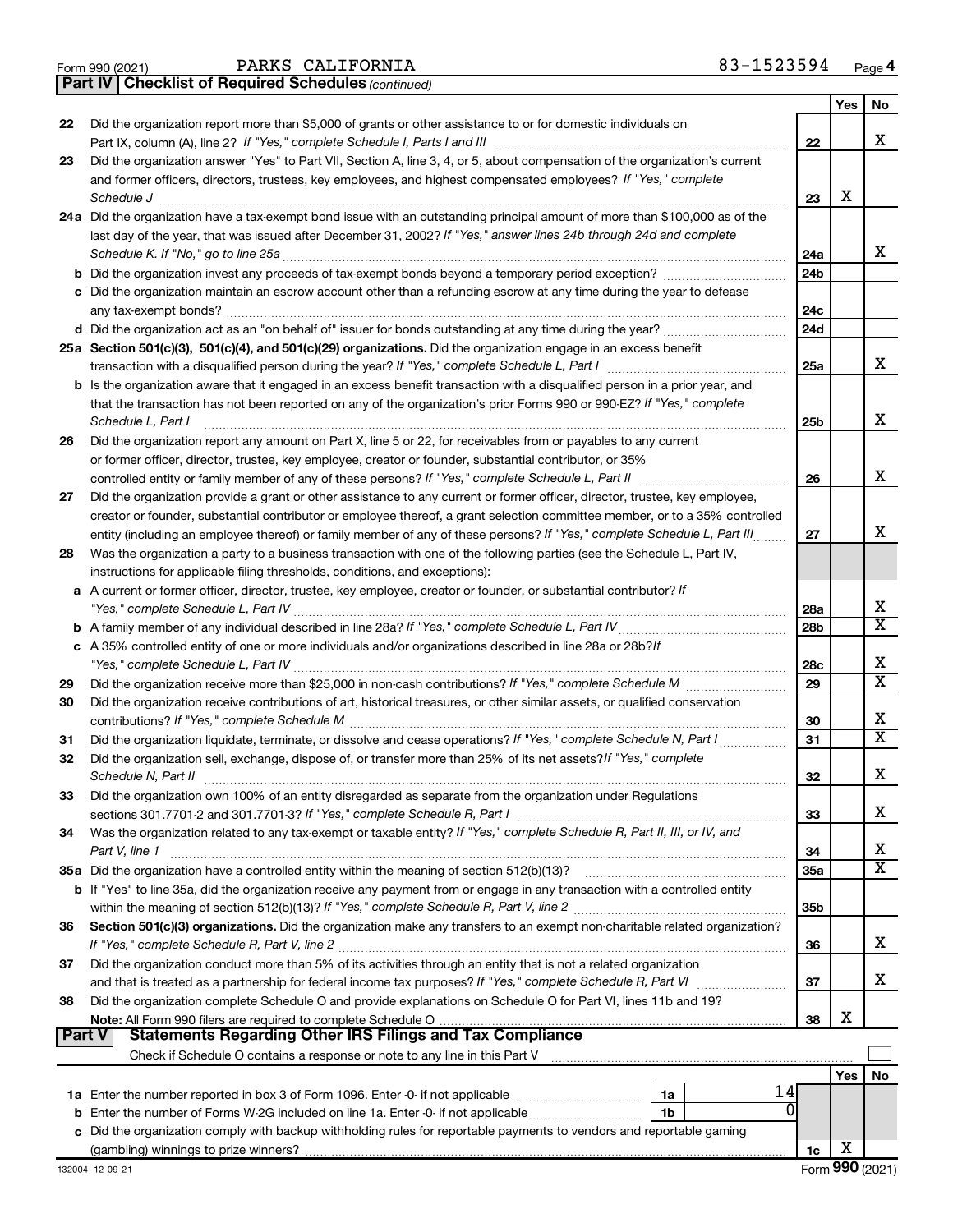Form 990 (2021) PARKS CALIFORNIA 83-1523594 Page 4

**Part IV | Checklist of Required Schedules** *(continued)*

| | | | Yes | No |
|---|---|---|---|---|
| 22 | Did the organization report more than $5,000 of grants or other assistance to or for domestic individuals on Part IX, column (A), line 2? *If "Yes," complete Schedule I, Parts I and III* | 22 | | X |
| 23 | Did the organization answer "Yes" to Part VII, Section A, line 3, 4, or 5, about compensation of the organization's current and former officers, directors, trustees, key employees, and highest compensated employees? *If "Yes," complete Schedule J* | 23 | X | |
| 24a | Did the organization have a tax-exempt bond issue with an outstanding principal amount of more than $100,000 as of the last day of the year, that was issued after December 31, 2002? *If "Yes," answer lines 24b through 24d and complete Schedule K. If "No," go to line 25a* | 24a | | X |
| b | Did the organization invest any proceeds of tax-exempt bonds beyond a temporary period exception? | 24b | | |
| c | Did the organization maintain an escrow account other than a refunding escrow at any time during the year to defease any tax-exempt bonds? | 24c | | |
| d | Did the organization act as an "on behalf of" issuer for bonds outstanding at any time during the year? | 24d | | |
| 25a | **Section 501(c)(3), 501(c)(4), and 501(c)(29) organizations.** Did the organization engage in an excess benefit transaction with a disqualified person during the year? *If "Yes," complete Schedule L, Part I* | 25a | | X |
| b | Is the organization aware that it engaged in an excess benefit transaction with a disqualified person in a prior year, and that the transaction has not been reported on any of the organization's prior Forms 990 or 990-EZ? *If "Yes," complete Schedule L, Part I* | 25b | | X |
| 26 | Did the organization report any amount on Part X, line 5 or 22, for receivables from or payables to any current or former officer, director, trustee, key employee, creator or founder, substantial contributor, or 35% controlled entity or family member of any of these persons? *If "Yes," complete Schedule L, Part II* | 26 | | X |
| 27 | Did the organization provide a grant or other assistance to any current or former officer, director, trustee, key employee, creator or founder, substantial contributor or employee thereof, a grant selection committee member, or to a 35% controlled entity (including an employee thereof) or family member of any of these persons? *If "Yes," complete Schedule L, Part III* | 27 | | X |
| 28 | Was the organization a party to a business transaction with one of the following parties (see the Schedule L, Part IV, instructions for applicable filing thresholds, conditions, and exceptions): | | | |
| a | A current or former officer, director, trustee, key employee, creator or founder, or substantial contributor? *If "Yes," complete Schedule L, Part IV* | 28a | | X |
| b | A family member of any individual described in line 28a? *If "Yes," complete Schedule L, Part IV* | 28b | | X |
| c | A 35% controlled entity of one or more individuals and/or organizations described in line 28a or 28b? *If "Yes," complete Schedule L, Part IV* | 28c | | X |
| 29 | Did the organization receive more than $25,000 in non-cash contributions? *If "Yes," complete Schedule M* | 29 | | X |
| 30 | Did the organization receive contributions of art, historical treasures, or other similar assets, or qualified conservation contributions? *If "Yes," complete Schedule M* | 30 | | X |
| 31 | Did the organization liquidate, terminate, or dissolve and cease operations? *If "Yes," complete Schedule N, Part I* | 31 | | X |
| 32 | Did the organization sell, exchange, dispose of, or transfer more than 25% of its net assets? *If "Yes," complete Schedule N, Part II* | 32 | | X |
| 33 | Did the organization own 100% of an entity disregarded as separate from the organization under Regulations sections 301.7701-2 and 301.7701-3? *If "Yes," complete Schedule R, Part I* | 33 | | X |
| 34 | Was the organization related to any tax-exempt or taxable entity? *If "Yes," complete Schedule R, Part II, III, or IV, and Part V, line 1* | 34 | | X |
| 35a | Did the organization have a controlled entity within the meaning of section 512(b)(13)? | 35a | | X |
| b | If "Yes" to line 35a, did the organization receive any payment from or engage in any transaction with a controlled entity within the meaning of section 512(b)(13)? *If "Yes," complete Schedule R, Part V, line 2* | 35b | | |
| 36 | **Section 501(c)(3) organizations.** Did the organization make any transfers to an exempt non-charitable related organization? *If "Yes," complete Schedule R, Part V, line 2* | 36 | | X |
| 37 | Did the organization conduct more than 5% of its activities through an entity that is not a related organization and that is treated as a partnership for federal income tax purposes? *If "Yes," complete Schedule R, Part VI* | 37 | | X |
| 38 | Did the organization complete Schedule O and provide explanations on Schedule O for Part VI, lines 11b and 19? **Note:** All Form 990 filers are required to complete Schedule O | 38 | X | |

**Part V | Statements Regarding Other IRS Filings and Tax Compliance**

Check if Schedule O contains a response or note to any line in this Part V ☐

| | | | | Yes | No |
|---|---|---|---|---|---|
| 1a | Enter the number reported in box 3 of Form 1096. Enter -0- if not applicable | 1a | 14 | | |
| b | Enter the number of Forms W-2G included on line 1a. Enter -0- if not applicable | 1b | 0 | | |
| c | Did the organization comply with backup withholding rules for reportable payments to vendors and reportable gaming (gambling) winnings to prize winners? | 1c | | X | |

132004 12-09-21 Form **990** (2021)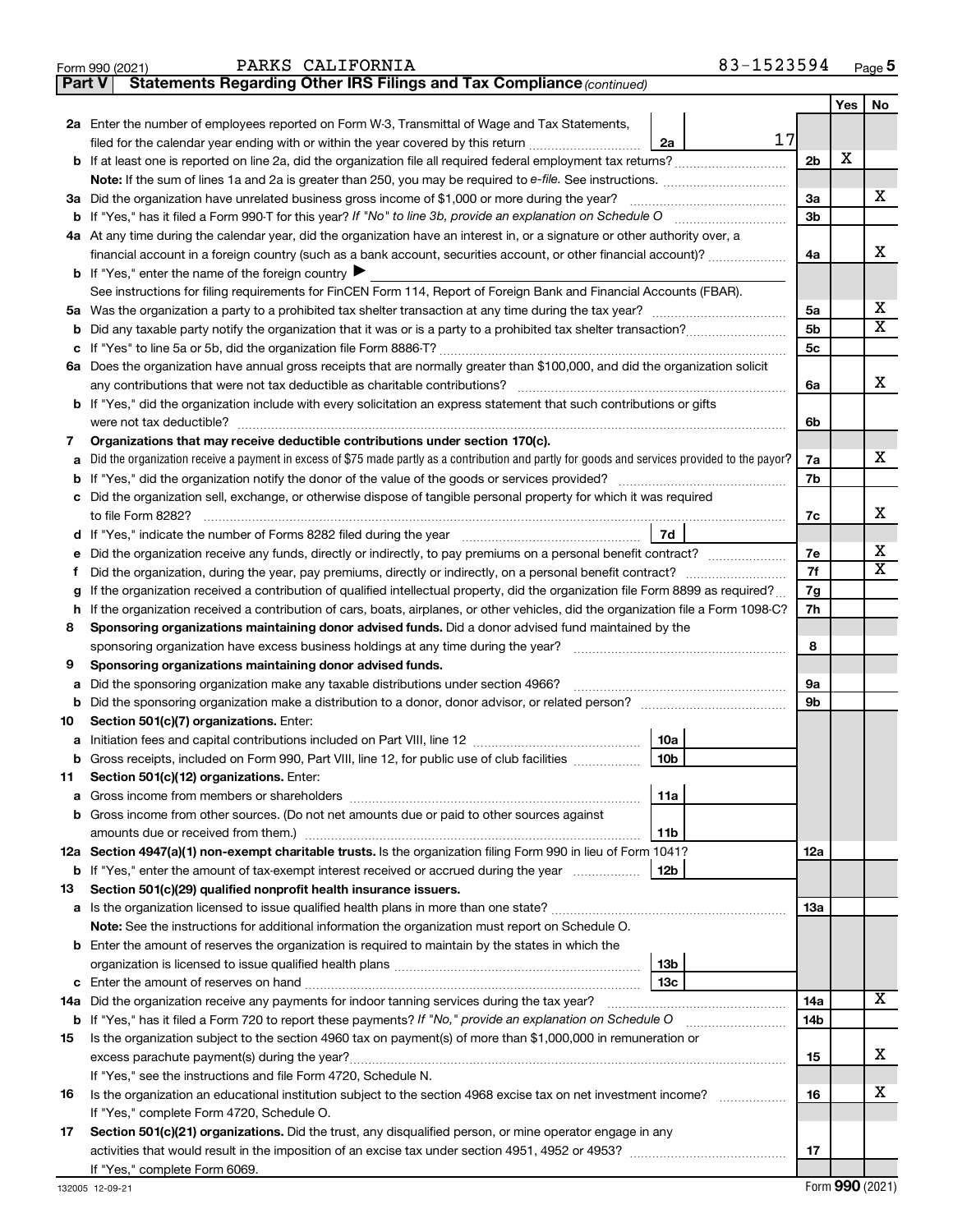Form 990 (2021) PARKS CALIFORNIA 83-1523594 Page 5

**Part V Statements Regarding Other IRS Filings and Tax Compliance** *(continued)*

| | | | | Yes | No |
|---|---|---|---|---|---|
| **2a** | Enter the number of employees reported on Form W-3, Transmittal of Wage and Tax Statements, filed for the calendar year ending with or within the year covered by this return | 2a | 17 | | |
| **b** | If at least one is reported on line 2a, did the organization file all required federal employment tax returns? | | 2b | X | |
| | **Note:** If the sum of lines 1a and 2a is greater than 250, you may be required to *e-file.* See instructions. | | | | |
| **3a** | Did the organization have unrelated business gross income of $1,000 or more during the year? | | 3a | | X |
| **b** | If "Yes," has it filed a Form 990-T for this year? *If "No" to line 3b, provide an explanation on Schedule O* | | 3b | | |
| **4a** | At any time during the calendar year, did the organization have an interest in, or a signature or other authority over, a financial account in a foreign country (such as a bank account, securities account, or other financial account)? | | 4a | | X |
| **b** | If "Yes," enter the name of the foreign country ▶ | | | | |
| | See instructions for filing requirements for FinCEN Form 114, Report of Foreign Bank and Financial Accounts (FBAR). | | | | |
| **5a** | Was the organization a party to a prohibited tax shelter transaction at any time during the tax year? | | 5a | | X |
| **b** | Did any taxable party notify the organization that it was or is a party to a prohibited tax shelter transaction? | | 5b | | X |
| **c** | If "Yes" to line 5a or 5b, did the organization file Form 8886-T? | | 5c | | |
| **6a** | Does the organization have annual gross receipts that are normally greater than $100,000, and did the organization solicit any contributions that were not tax deductible as charitable contributions? | | 6a | | X |
| **b** | If "Yes," did the organization include with every solicitation an express statement that such contributions or gifts were not tax deductible? | | 6b | | |
| **7** | **Organizations that may receive deductible contributions under section 170(c).** | | | | |
| **a** | Did the organization receive a payment in excess of $75 made partly as a contribution and partly for goods and services provided to the payor? | | 7a | | X |
| **b** | If "Yes," did the organization notify the donor of the value of the goods or services provided? | | 7b | | |
| **c** | Did the organization sell, exchange, or otherwise dispose of tangible personal property for which it was required to file Form 8282? | | 7c | | X |
| **d** | If "Yes," indicate the number of Forms 8282 filed during the year | 7d | | | |
| **e** | Did the organization receive any funds, directly or indirectly, to pay premiums on a personal benefit contract? | | 7e | | X |
| **f** | Did the organization, during the year, pay premiums, directly or indirectly, on a personal benefit contract? | | 7f | | X |
| **g** | If the organization received a contribution of qualified intellectual property, did the organization file Form 8899 as required? | | 7g | | |
| **h** | If the organization received a contribution of cars, boats, airplanes, or other vehicles, did the organization file a Form 1098-C? | | 7h | | |
| **8** | **Sponsoring organizations maintaining donor advised funds.** Did a donor advised fund maintained by the sponsoring organization have excess business holdings at any time during the year? | | 8 | | |
| **9** | **Sponsoring organizations maintaining donor advised funds.** | | | | |
| **a** | Did the sponsoring organization make any taxable distributions under section 4966? | | 9a | | |
| **b** | Did the sponsoring organization make a distribution to a donor, donor advisor, or related person? | | 9b | | |
| **10** | **Section 501(c)(7) organizations.** Enter: | | | | |
| **a** | Initiation fees and capital contributions included on Part VIII, line 12 | 10a | | | |
| **b** | Gross receipts, included on Form 990, Part VIII, line 12, for public use of club facilities | 10b | | | |
| **11** | **Section 501(c)(12) organizations.** Enter: | | | | |
| **a** | Gross income from members or shareholders | 11a | | | |
| **b** | Gross income from other sources. (Do not net amounts due or paid to other sources against amounts due or received from them.) | 11b | | | |
| **12a** | **Section 4947(a)(1) non-exempt charitable trusts.** Is the organization filing Form 990 in lieu of Form 1041? | | 12a | | |
| **b** | If "Yes," enter the amount of tax-exempt interest received or accrued during the year | 12b | | | |
| **13** | **Section 501(c)(29) qualified nonprofit health insurance issuers.** | | | | |
| **a** | Is the organization licensed to issue qualified health plans in more than one state? | | 13a | | |
| | **Note:** See the instructions for additional information the organization must report on Schedule O. | | | | |
| **b** | Enter the amount of reserves the organization is required to maintain by the states in which the organization is licensed to issue qualified health plans | 13b | | | |
| **c** | Enter the amount of reserves on hand | 13c | | | |
| **14a** | Did the organization receive any payments for indoor tanning services during the tax year? | | 14a | | X |
| **b** | If "Yes," has it filed a Form 720 to report these payments? *If "No," provide an explanation on Schedule O* | | 14b | | |
| **15** | Is the organization subject to the section 4960 tax on payment(s) of more than $1,000,000 in remuneration or excess parachute payment(s) during the year? | | 15 | | X |
| | If "Yes," see the instructions and file Form 4720, Schedule N. | | | | |
| **16** | Is the organization an educational institution subject to the section 4968 excise tax on net investment income? | | 16 | | X |
| | If "Yes," complete Form 4720, Schedule O. | | | | |
| **17** | **Section 501(c)(21) organizations.** Did the trust, any disqualified person, or mine operator engage in any activities that would result in the imposition of an excise tax under section 4951, 4952 or 4953? | | 17 | | |
| | If "Yes," complete Form 6069. | | | | |

132005 12-09-21 Form **990** (2021)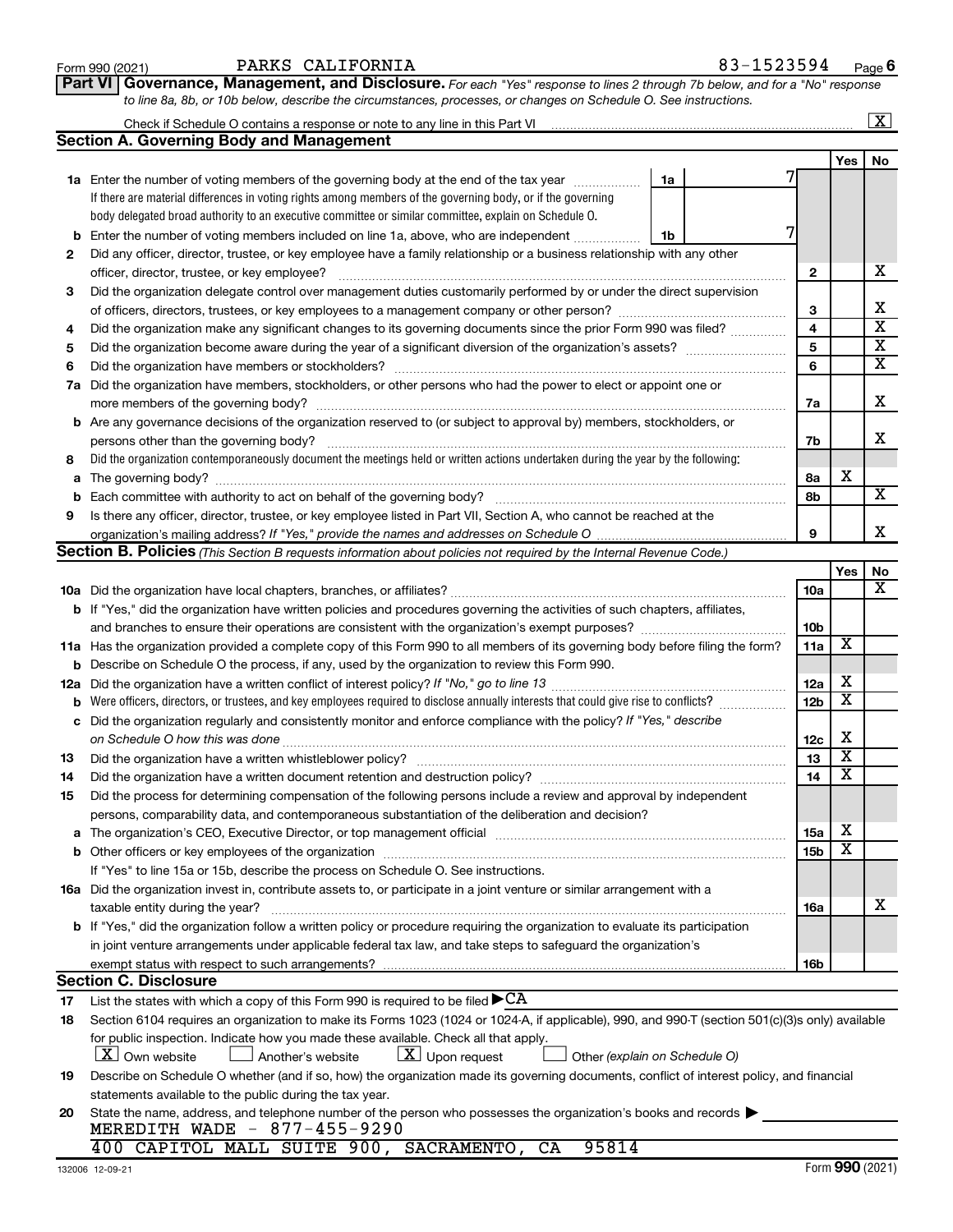Form 990 (2021) PARKS CALIFORNIA 83-1523594 Page 6

**Part VI Governance, Management, and Disclosure.** *For each "Yes" response to lines 2 through 7b below, and for a "No" response to line 8a, 8b, or 10b below, describe the circumstances, processes, or changes on Schedule O. See instructions.*

Check if Schedule O contains a response or note to any line in this Part VI ... [X]

## Section A. Governing Body and Management

| | | | Yes | No |
|---|---|---|---|---|
| **1a** | Enter the number of voting members of the governing body at the end of the tax year ... **1a** 7<br>If there are material differences in voting rights among members of the governing body, or if the governing body delegated broad authority to an executive committee or similar committee, explain on Schedule O. | | | |
| **b** | Enter the number of voting members included on line 1a, above, who are independent ... **1b** 7 | | | |
| **2** | Did any officer, director, trustee, or key employee have a family relationship or a business relationship with any other officer, director, trustee, or key employee? | 2 | | X |
| **3** | Did the organization delegate control over management duties customarily performed by or under the direct supervision of officers, directors, trustees, or key employees to a management company or other person? | 3 | | X |
| **4** | Did the organization make any significant changes to its governing documents since the prior Form 990 was filed? | 4 | | X |
| **5** | Did the organization become aware during the year of a significant diversion of the organization's assets? | 5 | | X |
| **6** | Did the organization have members or stockholders? | 6 | | X |
| **7a** | Did the organization have members, stockholders, or other persons who had the power to elect or appoint one or more members of the governing body? | 7a | | X |
| **b** | Are any governance decisions of the organization reserved to (or subject to approval by) members, stockholders, or persons other than the governing body? | 7b | | X |
| **8** | Did the organization contemporaneously document the meetings held or written actions undertaken during the year by the following: | | | |
| **a** | The governing body? | 8a | X | |
| **b** | Each committee with authority to act on behalf of the governing body? | 8b | | X |
| **9** | Is there any officer, director, trustee, or key employee listed in Part VII, Section A, who cannot be reached at the organization's mailing address? *If "Yes," provide the names and addresses on Schedule O* | 9 | | X |

## Section B. Policies *(This Section B requests information about policies not required by the Internal Revenue Code.)*

| | | | Yes | No |
|---|---|---|---|---|
| **10a** | Did the organization have local chapters, branches, or affiliates? | 10a | | X |
| **b** | If "Yes," did the organization have written policies and procedures governing the activities of such chapters, affiliates, and branches to ensure their operations are consistent with the organization's exempt purposes? | 10b | | |
| **11a** | Has the organization provided a complete copy of this Form 990 to all members of its governing body before filing the form? | 11a | X | |
| **b** | Describe on Schedule O the process, if any, used by the organization to review this Form 990. | | | |
| **12a** | Did the organization have a written conflict of interest policy? *If "No," go to line 13* | 12a | X | |
| **b** | Were officers, directors, or trustees, and key employees required to disclose annually interests that could give rise to conflicts? | 12b | X | |
| **c** | Did the organization regularly and consistently monitor and enforce compliance with the policy? *If "Yes," describe on Schedule O how this was done* | 12c | X | |
| **13** | Did the organization have a written whistleblower policy? | 13 | X | |
| **14** | Did the organization have a written document retention and destruction policy? | 14 | X | |
| **15** | Did the process for determining compensation of the following persons include a review and approval by independent persons, comparability data, and contemporaneous substantiation of the deliberation and decision? | | | |
| **a** | The organization's CEO, Executive Director, or top management official | 15a | X | |
| **b** | Other officers or key employees of the organization<br>If "Yes" to line 15a or 15b, describe the process on Schedule O. See instructions. | 15b | X | |
| **16a** | Did the organization invest in, contribute assets to, or participate in a joint venture or similar arrangement with a taxable entity during the year? | 16a | | X |
| **b** | If "Yes," did the organization follow a written policy or procedure requiring the organization to evaluate its participation in joint venture arrangements under applicable federal tax law, and take steps to safeguard the organization's exempt status with respect to such arrangements? | 16b | | |

## Section C. Disclosure

**17** List the states with which a copy of this Form 990 is required to be filed ▶ CA

**18** Section 6104 requires an organization to make its Forms 1023 (1024 or 1024-A, if applicable), 990, and 990-T (section 501(c)(3)s only) available for public inspection. Indicate how you made these available. Check all that apply.

[X] Own website [ ] Another's website [X] Upon request [ ] Other *(explain on Schedule O)*

**19** Describe on Schedule O whether (and if so, how) the organization made its governing documents, conflict of interest policy, and financial statements available to the public during the tax year.

**20** State the name, address, and telephone number of the person who possesses the organization's books and records ▶

MEREDITH WADE - 877-455-9290
400 CAPITOL MALL SUITE 900, SACRAMENTO, CA 95814

132006 12-09-21 Form **990** (2021)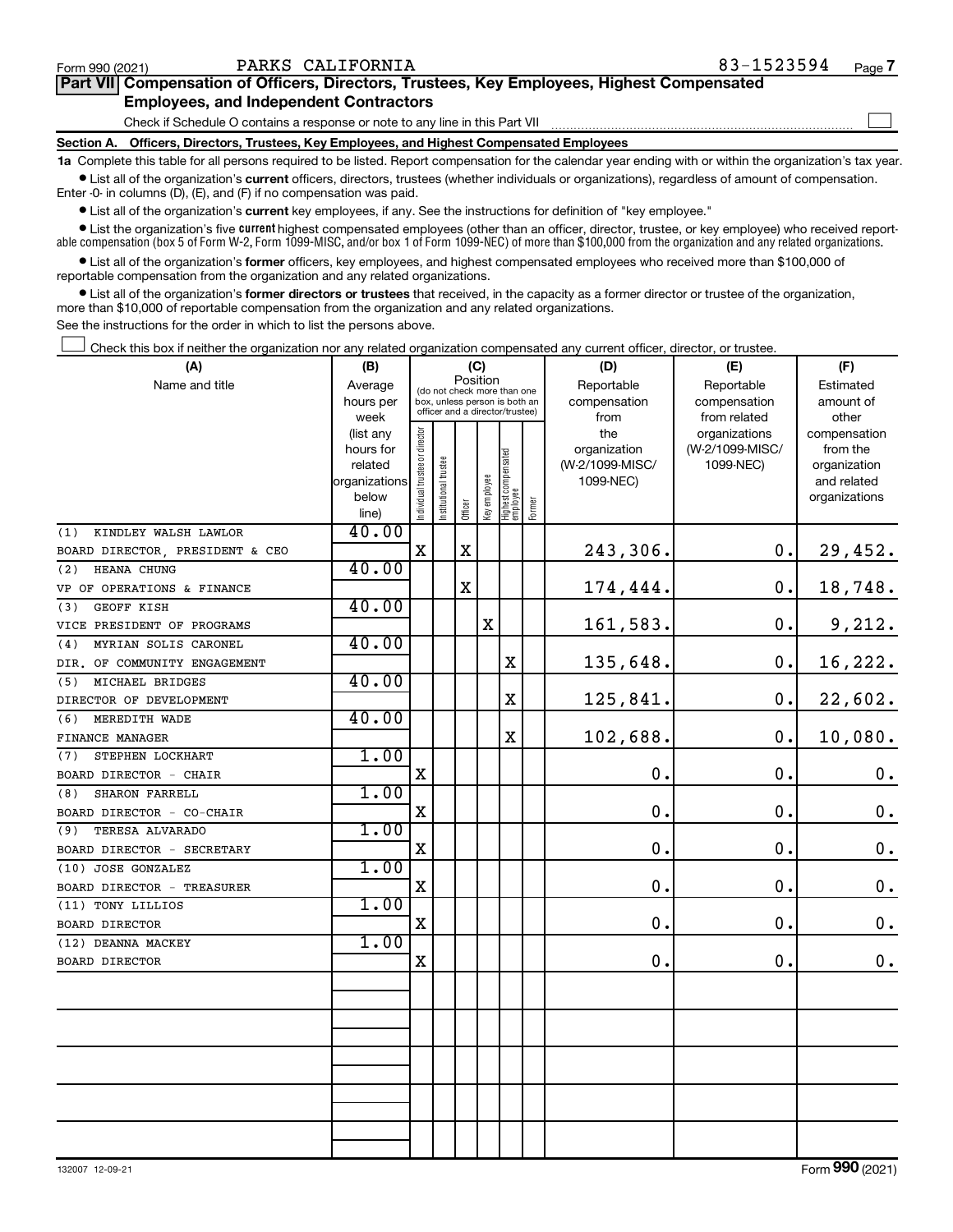Form 990 (2021) PARKS CALIFORNIA 83-1523594

## Part VII Compensation of Officers, Directors, Trustees, Key Employees, Highest Compensated Employees, and Independent Contractors

Check if Schedule O contains a response or note to any line in this Part VII ☐

### Section A. Officers, Directors, Trustees, Key Employees, and Highest Compensated Employees

**1a** Complete this table for all persons required to be listed. Report compensation for the calendar year ending with or within the organization's tax year.

- List all of the organization's **current** officers, directors, trustees (whether individuals or organizations), regardless of amount of compensation. Enter -0- in columns (D), (E), and (F) if no compensation was paid.
- List all of the organization's **current** key employees, if any. See the instructions for definition of "key employee."
- List the organization's five **current** highest compensated employees (other than an officer, director, trustee, or key employee) who received reportable compensation (box 5 of Form W-2, Form 1099-MISC, and/or box 1 of Form 1099-NEC) of more than $100,000 from the organization and any related organizations.
- List all of the organization's **former** officers, key employees, and highest compensated employees who received more than $100,000 of reportable compensation from the organization and any related organizations.
- List all of the organization's **former directors or trustees** that received, in the capacity as a former director or trustee of the organization, more than $10,000 of reportable compensation from the organization and any related organizations.

See the instructions for the order in which to list the persons above.

☐ Check this box if neither the organization nor any related organization compensated any current officer, director, or trustee.

| (A) Name and title | (B) Average hours per week (list any hours for related organizations below line) | (C) Position: Individual trustee or director | Institutional trustee | Officer | Key employee | Highest compensated employee | Former | (D) Reportable compensation from the organization (W-2/1099-MISC/1099-NEC) | (E) Reportable compensation from related organizations (W-2/1099-MISC/1099-NEC) | (F) Estimated amount of other compensation from the organization and related organizations |
|---|---|---|---|---|---|---|---|---|---|---|
| (1) KINDLEY WALSH LAWLOR<br>BOARD DIRECTOR, PRESIDENT & CEO | 40.00 | X | | X | | | | 243,306. | 0. | 29,452. |
| (2) HEANA CHUNG<br>VP OF OPERATIONS & FINANCE | 40.00 | | | X | | | | 174,444. | 0. | 18,748. |
| (3) GEOFF KISH<br>VICE PRESIDENT OF PROGRAMS | 40.00 | | | | X | | | 161,583. | 0. | 9,212. |
| (4) MYRIAN SOLIS CARONEL<br>DIR. OF COMMUNITY ENGAGEMENT | 40.00 | | | | | X | | 135,648. | 0. | 16,222. |
| (5) MICHAEL BRIDGES<br>DIRECTOR OF DEVELOPMENT | 40.00 | | | | | X | | 125,841. | 0. | 22,602. |
| (6) MEREDITH WADE<br>FINANCE MANAGER | 40.00 | | | | | X | | 102,688. | 0. | 10,080. |
| (7) STEPHEN LOCKHART<br>BOARD DIRECTOR - CHAIR | 1.00 | X | | | | | | 0. | 0. | 0. |
| (8) SHARON FARRELL<br>BOARD DIRECTOR - CO-CHAIR | 1.00 | X | | | | | | 0. | 0. | 0. |
| (9) TERESA ALVARADO<br>BOARD DIRECTOR - SECRETARY | 1.00 | X | | | | | | 0. | 0. | 0. |
| (10) JOSE GONZALEZ<br>BOARD DIRECTOR - TREASURER | 1.00 | X | | | | | | 0. | 0. | 0. |
| (11) TONY LILLIOS<br>BOARD DIRECTOR | 1.00 | X | | | | | | 0. | 0. | 0. |
| (12) DEANNA MACKEY<br>BOARD DIRECTOR | 1.00 | X | | | | | | 0. | 0. | 0. |

132007 12-09-21

Form **990** (2021)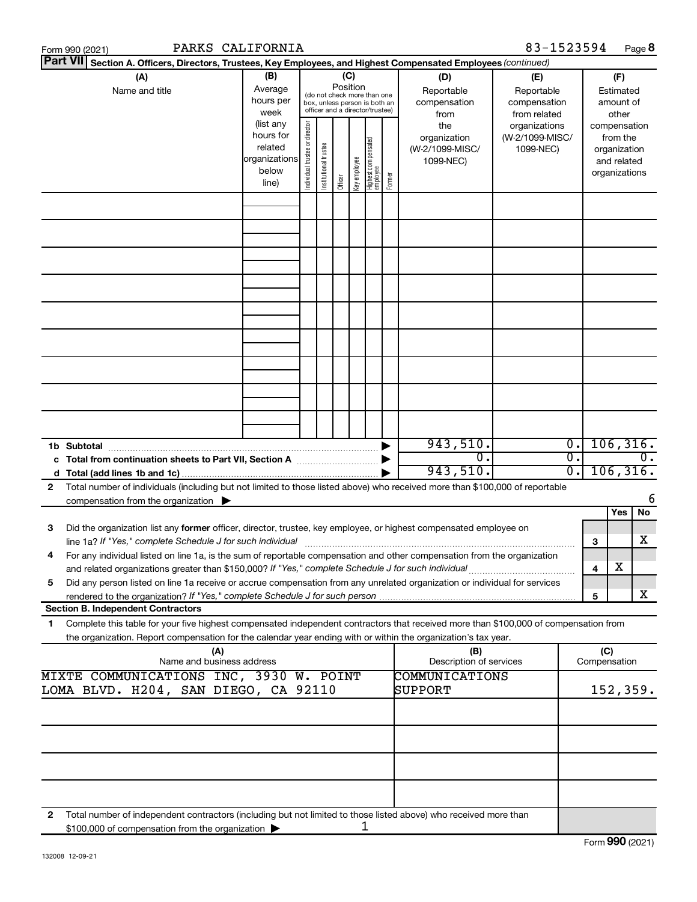Form 990 (2021) PARKS CALIFORNIA 83-1523594 Page 8

**Part VII Section A. Officers, Directors, Trustees, Key Employees, and Highest Compensated Employees** *(continued)*

| (A) Name and title | (B) Average hours per week (list any hours for related organizations below line) | (C) Position (do not check more than one box, unless person is both an officer and a director/trustee): Individual trustee or director | Institutional trustee | Officer | Key employee | Highest compensated employee | Former | (D) Reportable compensation from the organization (W-2/1099-MISC/ 1099-NEC) | (E) Reportable compensation from related organizations (W-2/1099-MISC/ 1099-NEC) | (F) Estimated amount of other compensation from the organization and related organizations |
|---|---|---|---|---|---|---|---|---|---|---|
| | | | | | | | | | | |
| | | | | | | | | | | |
| | | | | | | | | | | |
| | | | | | | | | | | |
| | | | | | | | | | | |
| | | | | | | | | | | |
| | | | | | | | | | | |
| | | | | | | | | | | |
| | | | | | | | | | | |
| **1b Subtotal** | | | | | | | | 943,510. | 0. | 106,316. |
| **c Total from continuation sheets to Part VII, Section A** | | | | | | | | 0. | 0. | 0. |
| **d Total (add lines 1b and 1c)** | | | | | | | | 943,510. | 0. | 106,316. |

**2** Total number of individuals (including but not limited to those listed above) who received more than $100,000 of reportable compensation from the organization ▶ 6

| | | Yes | No |
|---|---|---|---|
| **3** Did the organization list any **former** officer, director, trustee, key employee, or highest compensated employee on line 1a? *If "Yes," complete Schedule J for such individual* | 3 | | X |
| **4** For any individual listed on line 1a, is the sum of reportable compensation and other compensation from the organization and related organizations greater than $150,000? *If "Yes," complete Schedule J for such individual* | 4 | X | |
| **5** Did any person listed on line 1a receive or accrue compensation from any unrelated organization or individual for services rendered to the organization? *If "Yes," complete Schedule J for such person* | 5 | | X |

**Section B. Independent Contractors**

**1** Complete this table for your five highest compensated independent contractors that received more than $100,000 of compensation from the organization. Report compensation for the calendar year ending with or within the organization's tax year.

| (A) Name and business address | (B) Description of services | (C) Compensation |
|---|---|---|
| MIXTE COMMUNICATIONS INC, 3930 W. POINT LOMA BLVD. H204, SAN DIEGO, CA 92110 | COMMUNICATIONS SUPPORT | 152,359. |
| | | |
| | | |
| | | |
| | | |

**2** Total number of independent contractors (including but not limited to those listed above) who received more than $100,000 of compensation from the organization ▶ 1

Form **990** (2021)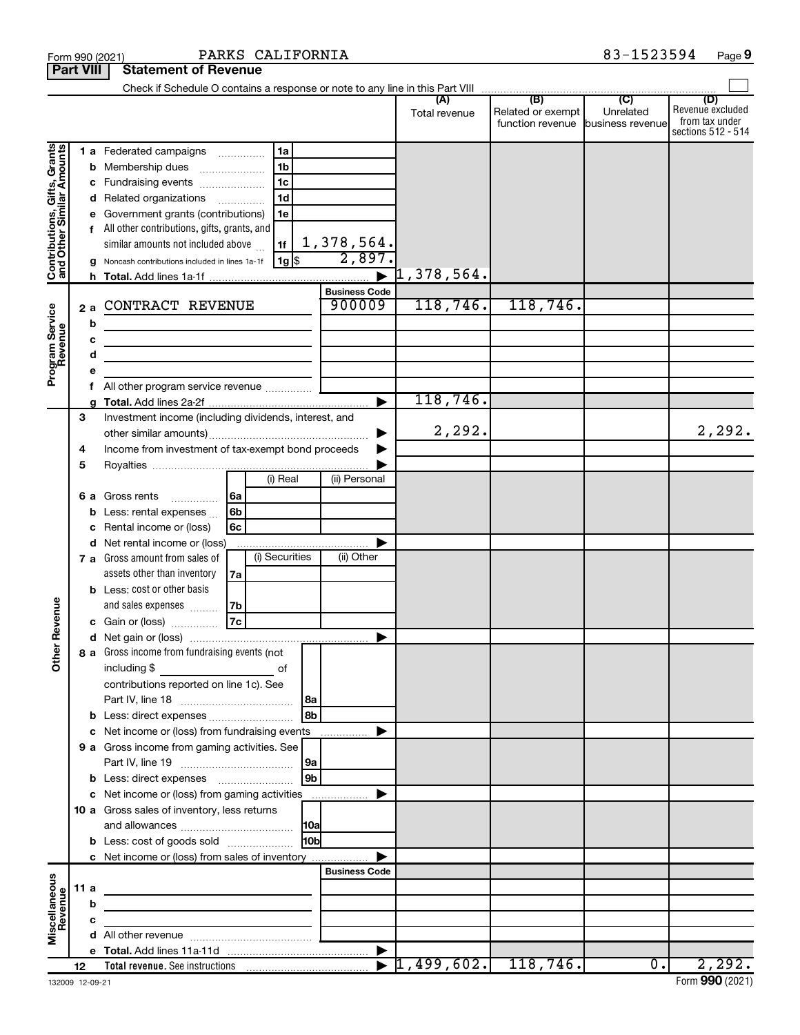Form 990 (2021) PARKS CALIFORNIA 83-1523594 Page 9

**Part VIII Statement of Revenue**

Check if Schedule O contains a response or note to any line in this Part VIII

| | | | (A) Total revenue | (B) Related or exempt function revenue | (C) Unrelated business revenue | (D) Revenue excluded from tax under sections 512 - 514 |
|---|---|---|---|---|---|---|
| **Contributions, Gifts, Grants and Other Similar Amounts** | 1 a Federated campaigns | 1a | | | | |
| | b Membership dues | 1b | | | | |
| | c Fundraising events | 1c | | | | |
| | d Related organizations | 1d | | | | |
| | e Government grants (contributions) | 1e | | | | |
| | f All other contributions, gifts, grants, and similar amounts not included above | 1f 1,378,564. | | | | |
| | g Noncash contributions included in lines 1a-1f | 1g $ 2,897. | | | | |
| | h **Total.** Add lines 1a-1f | ▶ | 1,378,564. | | | |
| | | **Business Code** | | | | |
| **Program Service Revenue** | 2 a CONTRACT REVENUE | 900009 | 118,746. | 118,746. | | |
| | b | | | | | |
| | c | | | | | |
| | d | | | | | |
| | e | | | | | |
| | f All other program service revenue | | | | | |
| | g **Total.** Add lines 2a-2f | ▶ | 118,746. | | | |
| **Other Revenue** | 3 Investment income (including dividends, interest, and other similar amounts) | ▶ | 2,292. | | | 2,292. |
| | 4 Income from investment of tax-exempt bond proceeds | ▶ | | | | |
| | 5 Royalties | ▶ | | | | |
| | | (i) Real / (ii) Personal | | | | |
| | 6 a Gross rents | 6a | | | | |
| | b Less: rental expenses | 6b | | | | |
| | c Rental income or (loss) | 6c | | | | |
| | d Net rental income or (loss) | ▶ | | | | |
| | 7 a Gross amount from sales of assets other than inventory | (i) Securities / (ii) Other 7a | | | | |
| | b Less: cost or other basis and sales expenses | 7b | | | | |
| | c Gain or (loss) | 7c | | | | |
| | d Net gain or (loss) | ▶ | | | | |
| | 8 a Gross income from fundraising events (not including $ ______ of contributions reported on line 1c). See Part IV, line 18 | 8a | | | | |
| | b Less: direct expenses | 8b | | | | |
| | c Net income or (loss) from fundraising events | ▶ | | | | |
| | 9 a Gross income from gaming activities. See Part IV, line 19 | 9a | | | | |
| | b Less: direct expenses | 9b | | | | |
| | c Net income or (loss) from gaming activities | ▶ | | | | |
| | 10 a Gross sales of inventory, less returns and allowances | 10a | | | | |
| | b Less: cost of goods sold | 10b | | | | |
| | c Net income or (loss) from sales of inventory | ▶ | | | | |
| | | **Business Code** | | | | |
| **Miscellaneous Revenue** | 11 a | | | | | |
| | b | | | | | |
| | c | | | | | |
| | d All other revenue | | | | | |
| | e **Total.** Add lines 11a-11d | ▶ | | | | |
| | 12 **Total revenue.** See instructions | ▶ | 1,499,602. | 118,746. | 0. | 2,292. |

132009 12-09-21

Form **990** (2021)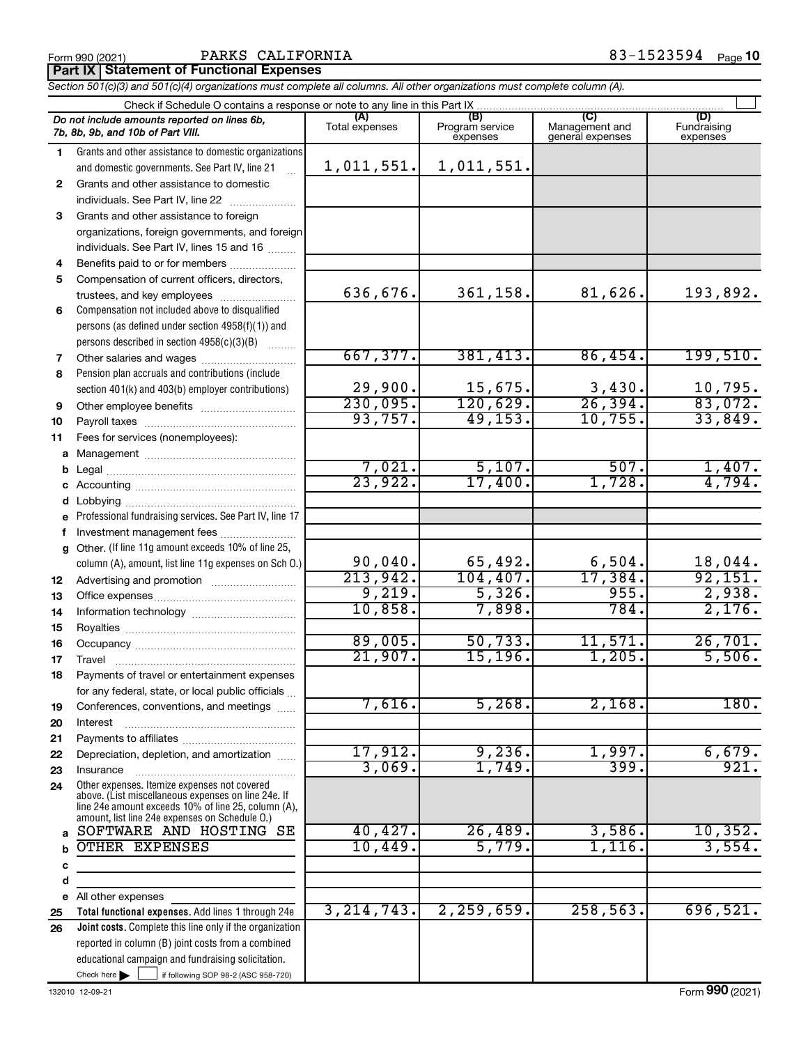Form 990 (2021) PARKS CALIFORNIA 83-1523594 Page 10

**Part IX | Statement of Functional Expenses**

*Section 501(c)(3) and 501(c)(4) organizations must complete all columns. All other organizations must complete column (A).*

Check if Schedule O contains a response or note to any line in this Part IX

| | *Do not include amounts reported on lines 6b, 7b, 8b, 9b, and 10b of Part VIII.* | (A) Total expenses | (B) Program service expenses | (C) Management and general expenses | (D) Fundraising expenses |
|---|---|---|---|---|---|
| 1 | Grants and other assistance to domestic organizations and domestic governments. See Part IV, line 21 | 1,011,551. | 1,011,551. | | |
| 2 | Grants and other assistance to domestic individuals. See Part IV, line 22 | | | | |
| 3 | Grants and other assistance to foreign organizations, foreign governments, and foreign individuals. See Part IV, lines 15 and 16 | | | | |
| 4 | Benefits paid to or for members | | | | |
| 5 | Compensation of current officers, directors, trustees, and key employees | 636,676. | 361,158. | 81,626. | 193,892. |
| 6 | Compensation not included above to disqualified persons (as defined under section 4958(f)(1)) and persons described in section 4958(c)(3)(B) | | | | |
| 7 | Other salaries and wages | 667,377. | 381,413. | 86,454. | 199,510. |
| 8 | Pension plan accruals and contributions (include section 401(k) and 403(b) employer contributions) | 29,900. | 15,675. | 3,430. | 10,795. |
| 9 | Other employee benefits | 230,095. | 120,629. | 26,394. | 83,072. |
| 10 | Payroll taxes | 93,757. | 49,153. | 10,755. | 33,849. |
| 11 | Fees for services (nonemployees): | | | | |
| a | Management | | | | |
| b | Legal | 7,021. | 5,107. | 507. | 1,407. |
| c | Accounting | 23,922. | 17,400. | 1,728. | 4,794. |
| d | Lobbying | | | | |
| e | Professional fundraising services. See Part IV, line 17 | | | | |
| f | Investment management fees | | | | |
| g | Other. (If line 11g amount exceeds 10% of line 25, column (A), amount, list line 11g expenses on Sch O.) | 90,040. | 65,492. | 6,504. | 18,044. |
| 12 | Advertising and promotion | 213,942. | 104,407. | 17,384. | 92,151. |
| 13 | Office expenses | 9,219. | 5,326. | 955. | 2,938. |
| 14 | Information technology | 10,858. | 7,898. | 784. | 2,176. |
| 15 | Royalties | | | | |
| 16 | Occupancy | 89,005. | 50,733. | 11,571. | 26,701. |
| 17 | Travel | 21,907. | 15,196. | 1,205. | 5,506. |
| 18 | Payments of travel or entertainment expenses for any federal, state, or local public officials | | | | |
| 19 | Conferences, conventions, and meetings | 7,616. | 5,268. | 2,168. | 180. |
| 20 | Interest | | | | |
| 21 | Payments to affiliates | | | | |
| 22 | Depreciation, depletion, and amortization | 17,912. | 9,236. | 1,997. | 6,679. |
| 23 | Insurance | 3,069. | 1,749. | 399. | 921. |
| 24 | Other expenses. Itemize expenses not covered above. (List miscellaneous expenses on line 24e. If line 24e amount exceeds 10% of line 25, column (A), amount, list line 24e expenses on Schedule O.) | | | | |
| a | SOFTWARE AND HOSTING SE | 40,427. | 26,489. | 3,586. | 10,352. |
| b | OTHER EXPENSES | 10,449. | 5,779. | 1,116. | 3,554. |
| c | | | | | |
| d | | | | | |
| e | All other expenses | | | | |
| 25 | **Total functional expenses.** Add lines 1 through 24e | 3,214,743. | 2,259,659. | 258,563. | 696,521. |
| 26 | **Joint costs.** Complete this line only if the organization reported in column (B) joint costs from a combined educational campaign and fundraising solicitation. Check here ☐ if following SOP 98-2 (ASC 958-720) | | | | |

132010 12-09-21 Form **990** (2021)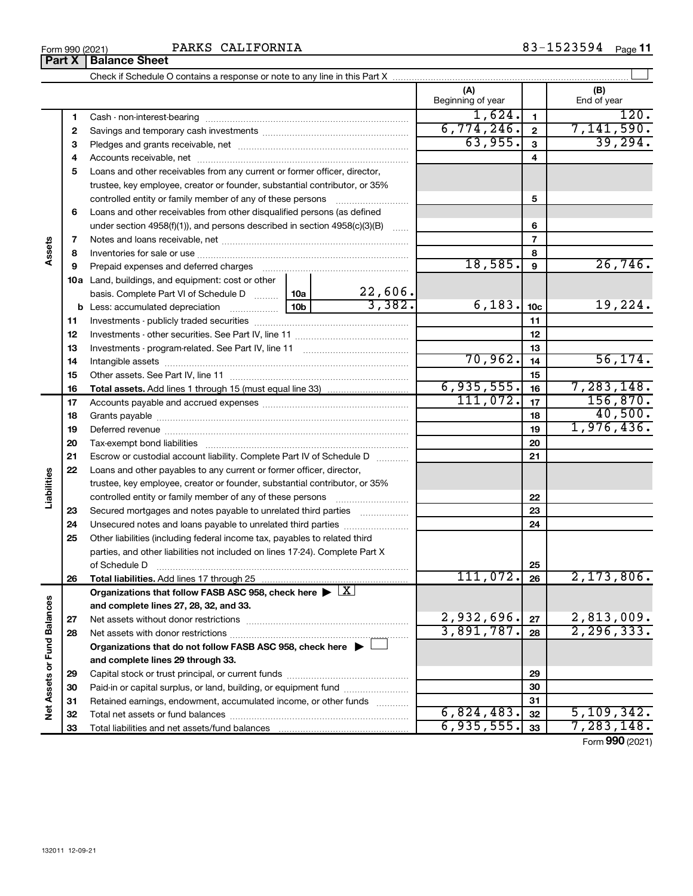Form 990 (2021) PARKS CALIFORNIA 83-1523594

**Part X Balance Sheet**

Check if Schedule O contains a response or note to any line in this Part X ☐

| | | | (A) Beginning of year | | (B) End of year |
|---|---|---|---|---|---|
| **Assets** | 1 | Cash - non-interest-bearing | 1,624. | 1 | 120. |
| | 2 | Savings and temporary cash investments | 6,774,246. | 2 | 7,141,590. |
| | 3 | Pledges and grants receivable, net | 63,955. | 3 | 39,294. |
| | 4 | Accounts receivable, net | | 4 | |
| | 5 | Loans and other receivables from any current or former officer, director, trustee, key employee, creator or founder, substantial contributor, or 35% controlled entity or family member of any of these persons | | 5 | |
| | 6 | Loans and other receivables from other disqualified persons (as defined under section 4958(f)(1)), and persons described in section 4958(c)(3)(B) | | 6 | |
| | 7 | Notes and loans receivable, net | | 7 | |
| | 8 | Inventories for sale or use | | 8 | |
| | 9 | Prepaid expenses and deferred charges | 18,585. | 9 | 26,746. |
| | 10a | Land, buildings, and equipment: cost or other basis. Complete Part VI of Schedule D ... 10a 22,606. | | | |
| | b | Less: accumulated depreciation ... 10b 3,382. | 6,183. | 10c | 19,224. |
| | 11 | Investments - publicly traded securities | | 11 | |
| | 12 | Investments - other securities. See Part IV, line 11 | | 12 | |
| | 13 | Investments - program-related. See Part IV, line 11 | | 13 | |
| | 14 | Intangible assets | 70,962. | 14 | 56,174. |
| | 15 | Other assets. See Part IV, line 11 | | 15 | |
| | 16 | **Total assets.** Add lines 1 through 15 (must equal line 33) | 6,935,555. | 16 | 7,283,148. |
| **Liabilities** | 17 | Accounts payable and accrued expenses | 111,072. | 17 | 156,870. |
| | 18 | Grants payable | | 18 | 40,500. |
| | 19 | Deferred revenue | | 19 | 1,976,436. |
| | 20 | Tax-exempt bond liabilities | | 20 | |
| | 21 | Escrow or custodial account liability. Complete Part IV of Schedule D | | 21 | |
| | 22 | Loans and other payables to any current or former officer, director, trustee, key employee, creator or founder, substantial contributor, or 35% controlled entity or family member of any of these persons | | 22 | |
| | 23 | Secured mortgages and notes payable to unrelated third parties | | 23 | |
| | 24 | Unsecured notes and loans payable to unrelated third parties | | 24 | |
| | 25 | Other liabilities (including federal income tax, payables to related third parties, and other liabilities not included on lines 17-24). Complete Part X of Schedule D | | 25 | |
| | 26 | **Total liabilities.** Add lines 17 through 25 | 111,072. | 26 | 2,173,806. |
| **Net Assets or Fund Balances** | | **Organizations that follow FASB ASC 958, check here ▶ ☒ and complete lines 27, 28, 32, and 33.** | | | |
| | 27 | Net assets without donor restrictions | 2,932,696. | 27 | 2,813,009. |
| | 28 | Net assets with donor restrictions | 3,891,787. | 28 | 2,296,333. |
| | | **Organizations that do not follow FASB ASC 958, check here ▶ ☐ and complete lines 29 through 33.** | | | |
| | 29 | Capital stock or trust principal, or current funds | | 29 | |
| | 30 | Paid-in or capital surplus, or land, building, or equipment fund | | 30 | |
| | 31 | Retained earnings, endowment, accumulated income, or other funds | | 31 | |
| | 32 | Total net assets or fund balances | 6,824,483. | 32 | 5,109,342. |
| | 33 | Total liabilities and net assets/fund balances | 6,935,555. | 33 | 7,283,148. |

Form **990** (2021)

132011 12-09-21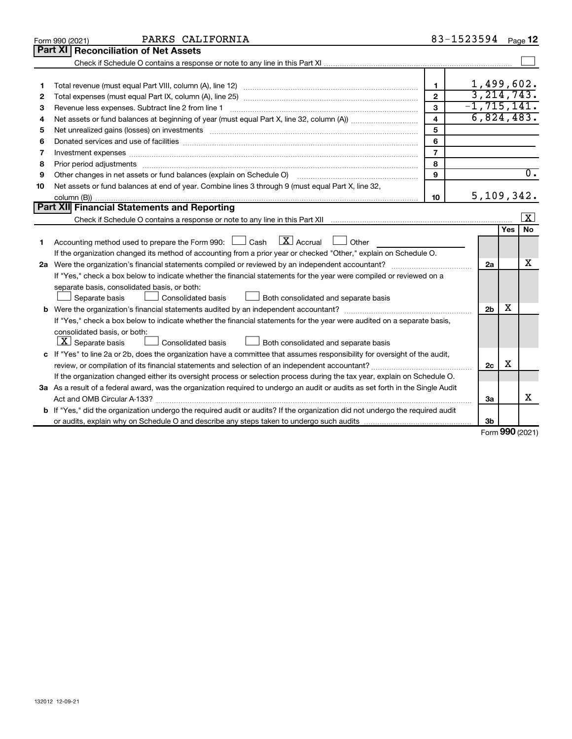Form 990 (2021) PARKS CALIFORNIA 83-1523594 Page 12

## Part XI Reconciliation of Net Assets

Check if Schedule O contains a response or note to any line in this Part XI [ ]

| | | | |
|---|---|---|---|
| 1 | Total revenue (must equal Part VIII, column (A), line 12) | 1 | 1,499,602. |
| 2 | Total expenses (must equal Part IX, column (A), line 25) | 2 | 3,214,743. |
| 3 | Revenue less expenses. Subtract line 2 from line 1 | 3 | -1,715,141. |
| 4 | Net assets or fund balances at beginning of year (must equal Part X, line 32, column (A)) | 4 | 6,824,483. |
| 5 | Net unrealized gains (losses) on investments | 5 | |
| 6 | Donated services and use of facilities | 6 | |
| 7 | Investment expenses | 7 | |
| 8 | Prior period adjustments | 8 | |
| 9 | Other changes in net assets or fund balances (explain on Schedule O) | 9 | 0. |
| 10 | Net assets or fund balances at end of year. Combine lines 3 through 9 (must equal Part X, line 32, column (B)) | 10 | 5,109,342. |

## Part XII Financial Statements and Reporting

Check if Schedule O contains a response or note to any line in this Part XII [X]

| | | | Yes | No |
|---|---|---|---|---|
| 1 | Accounting method used to prepare the Form 990: [ ] Cash [X] Accrual [ ] Other<br>If the organization changed its method of accounting from a prior year or checked "Other," explain on Schedule O. | | | |
| 2a | Were the organization's financial statements compiled or reviewed by an independent accountant?<br>If "Yes," check a box below to indicate whether the financial statements for the year were compiled or reviewed on a separate basis, consolidated basis, or both:<br>[ ] Separate basis [ ] Consolidated basis [ ] Both consolidated and separate basis | 2a | | X |
| b | Were the organization's financial statements audited by an independent accountant?<br>If "Yes," check a box below to indicate whether the financial statements for the year were audited on a separate basis, consolidated basis, or both:<br>[X] Separate basis [ ] Consolidated basis [ ] Both consolidated and separate basis | 2b | X | |
| c | If "Yes" to line 2a or 2b, does the organization have a committee that assumes responsibility for oversight of the audit, review, or compilation of its financial statements and selection of an independent accountant?<br>If the organization changed either its oversight process or selection process during the tax year, explain on Schedule O. | 2c | X | |
| 3a | As a result of a federal award, was the organization required to undergo an audit or audits as set forth in the Single Audit Act and OMB Circular A-133? | 3a | | X |
| b | If "Yes," did the organization undergo the required audit or audits? If the organization did not undergo the required audit or audits, explain why on Schedule O and describe any steps taken to undergo such audits | 3b | | |

Form 990 (2021)

132012 12-09-21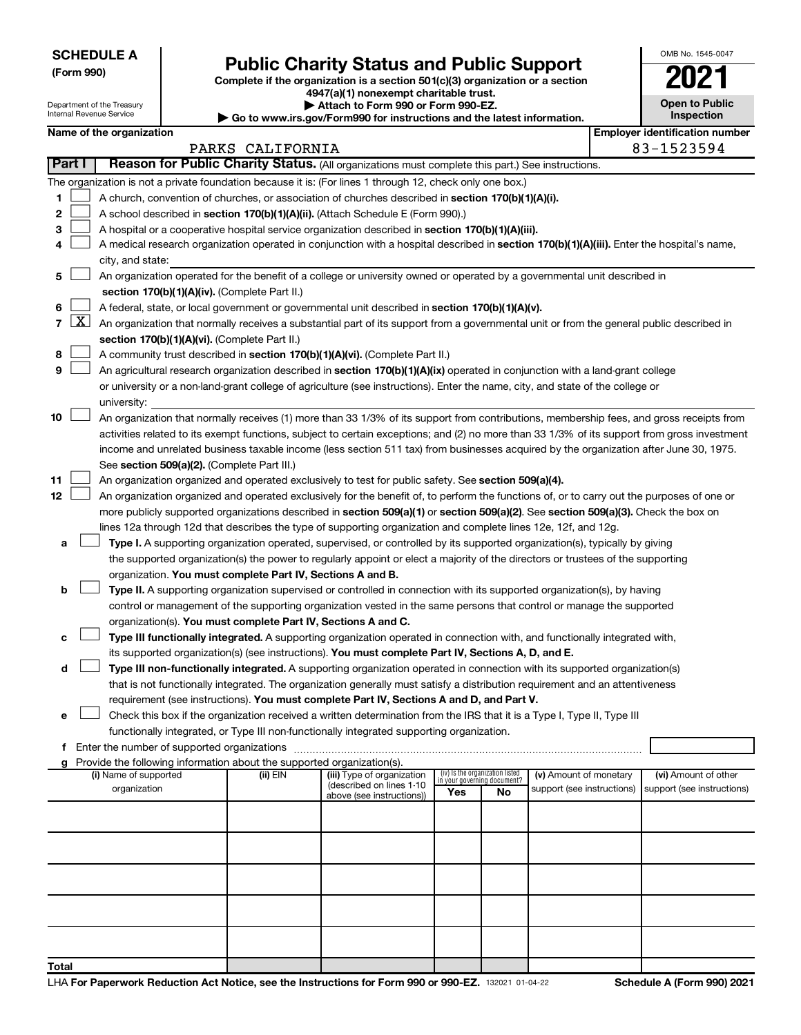**SCHEDULE A**
**(Form 990)**

Department of the Treasury
Internal Revenue Service

# Public Charity Status and Public Support

**Complete if the organization is a section 501(c)(3) organization or a section 4947(a)(1) nonexempt charitable trust.**
**▶ Attach to Form 990 or Form 990-EZ.**
**▶ Go to www.irs.gov/Form990 for instructions and the latest information.**

OMB No. 1545-0047
**2021**
**Open to Public Inspection**

**Name of the organization**
PARKS CALIFORNIA

**Employer identification number**
83-1523594

**Part I** **Reason for Public Charity Status.** (All organizations must complete this part.) See instructions.

The organization is not a private foundation because it is: (For lines 1 through 12, check only one box.)

1 ☐ A church, convention of churches, or association of churches described in **section 170(b)(1)(A)(i).**

2 ☐ A school described in **section 170(b)(1)(A)(ii).** (Attach Schedule E (Form 990).)

3 ☐ A hospital or a cooperative hospital service organization described in **section 170(b)(1)(A)(iii).**

4 ☐ A medical research organization operated in conjunction with a hospital described in **section 170(b)(1)(A)(iii).** Enter the hospital's name, city, and state:

5 ☐ An organization operated for the benefit of a college or university owned or operated by a governmental unit described in **section 170(b)(1)(A)(iv).** (Complete Part II.)

6 ☐ A federal, state, or local government or governmental unit described in **section 170(b)(1)(A)(v).**

7 ☒ An organization that normally receives a substantial part of its support from a governmental unit or from the general public described in **section 170(b)(1)(A)(vi).** (Complete Part II.)

8 ☐ A community trust described in **section 170(b)(1)(A)(vi).** (Complete Part II.)

9 ☐ An agricultural research organization described in **section 170(b)(1)(A)(ix)** operated in conjunction with a land-grant college or university or a non-land-grant college of agriculture (see instructions). Enter the name, city, and state of the college or university:

10 ☐ An organization that normally receives (1) more than 33 1/3% of its support from contributions, membership fees, and gross receipts from activities related to its exempt functions, subject to certain exceptions; and (2) no more than 33 1/3% of its support from gross investment income and unrelated business taxable income (less section 511 tax) from businesses acquired by the organization after June 30, 1975. See **section 509(a)(2).** (Complete Part III.)

11 ☐ An organization organized and operated exclusively to test for public safety. See **section 509(a)(4).**

12 ☐ An organization organized and operated exclusively for the benefit of, to perform the functions of, or to carry out the purposes of one or more publicly supported organizations described in **section 509(a)(1)** or **section 509(a)(2)**. See **section 509(a)(3).** Check the box on lines 12a through 12d that describes the type of supporting organization and complete lines 12e, 12f, and 12g.

a ☐ **Type I.** A supporting organization operated, supervised, or controlled by its supported organization(s), typically by giving the supported organization(s) the power to regularly appoint or elect a majority of the directors or trustees of the supporting organization. **You must complete Part IV, Sections A and B.**

b ☐ **Type II.** A supporting organization supervised or controlled in connection with its supported organization(s), by having control or management of the supporting organization vested in the same persons that control or manage the supported organization(s). **You must complete Part IV, Sections A and C.**

c ☐ **Type III functionally integrated.** A supporting organization operated in connection with, and functionally integrated with, its supported organization(s) (see instructions). **You must complete Part IV, Sections A, D, and E.**

d ☐ **Type III non-functionally integrated.** A supporting organization operated in connection with its supported organization(s) that is not functionally integrated. The organization generally must satisfy a distribution requirement and an attentiveness requirement (see instructions). **You must complete Part IV, Sections A and D, and Part V.**

e ☐ Check this box if the organization received a written determination from the IRS that it is a Type I, Type II, Type III functionally integrated, or Type III non-functionally integrated supporting organization.

f Enter the number of supported organizations

g Provide the following information about the supported organization(s).

| (i) Name of supported organization | (ii) EIN | (iii) Type of organization (described on lines 1-10 above (see instructions)) | (iv) Is the organization listed in your governing document? Yes | No | (v) Amount of monetary support (see instructions) | (vi) Amount of other support (see instructions) |
|---|---|---|---|---|---|---|
| | | | | | | |
| | | | | | | |
| | | | | | | |
| | | | | | | |
| | | | | | | |
| **Total** | | | | | | |

LHA **For Paperwork Reduction Act Notice, see the Instructions for Form 990 or 990-EZ.** 132021 01-04-22 **Schedule A (Form 990) 2021**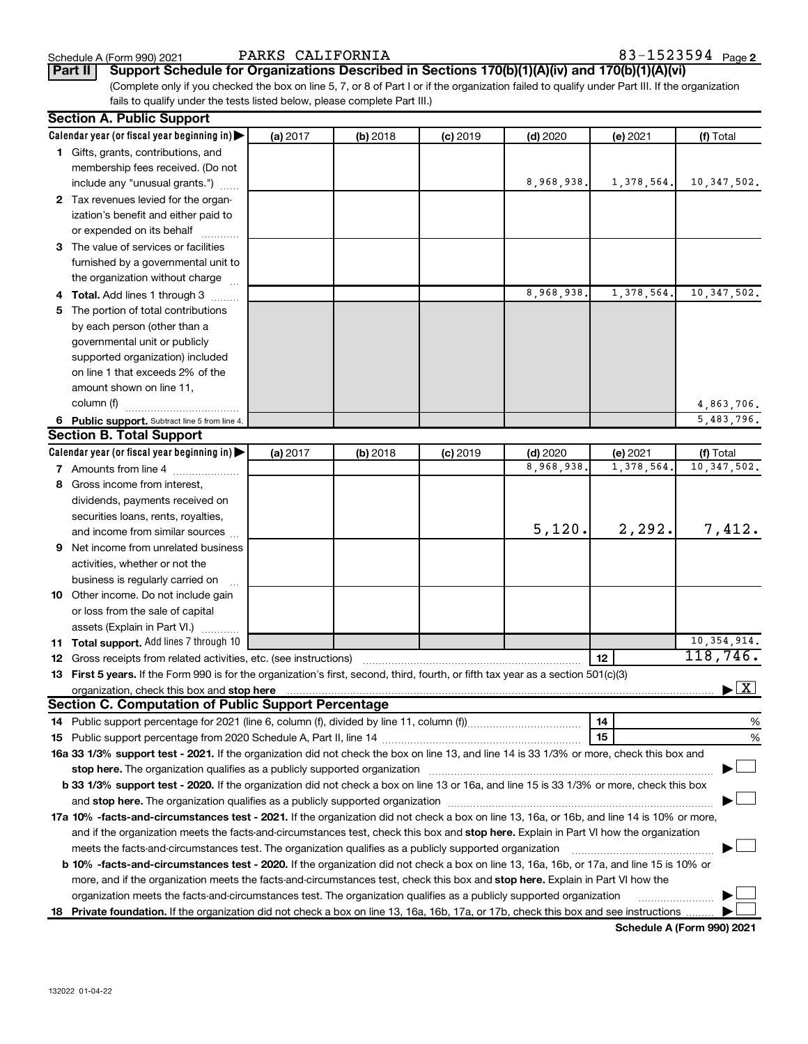Schedule A (Form 990) 2021 PARKS CALIFORNIA 83-1523594 Page 2

**Part II Support Schedule for Organizations Described in Sections 170(b)(1)(A)(iv) and 170(b)(1)(A)(vi)**

(Complete only if you checked the box on line 5, 7, or 8 of Part I or if the organization failed to qualify under Part III. If the organization fails to qualify under the tests listed below, please complete Part III.)

**Section A. Public Support**

| Calendar year (or fiscal year beginning in) ▶ | (a) 2017 | (b) 2018 | (c) 2019 | (d) 2020 | (e) 2021 | (f) Total |
|---|---|---|---|---|---|---|
| 1 Gifts, grants, contributions, and membership fees received. (Do not include any "unusual grants.") | | | | 8,968,938. | 1,378,564. | 10,347,502. |
| 2 Tax revenues levied for the organization's benefit and either paid to or expended on its behalf | | | | | | |
| 3 The value of services or facilities furnished by a governmental unit to the organization without charge | | | | | | |
| 4 **Total.** Add lines 1 through 3 | | | | 8,968,938. | 1,378,564. | 10,347,502. |
| 5 The portion of total contributions by each person (other than a governmental unit or publicly supported organization) included on line 1 that exceeds 2% of the amount shown on line 11, column (f) | | | | | | 4,863,706. |
| 6 **Public support.** Subtract line 5 from line 4. | | | | | | 5,483,796. |

**Section B. Total Support**

| Calendar year (or fiscal year beginning in) ▶ | (a) 2017 | (b) 2018 | (c) 2019 | (d) 2020 | (e) 2021 | (f) Total |
|---|---|---|---|---|---|---|
| 7 Amounts from line 4 | | | | 8,968,938. | 1,378,564. | 10,347,502. |
| 8 Gross income from interest, dividends, payments received on securities loans, rents, royalties, and income from similar sources | | | | 5,120. | 2,292. | 7,412. |
| 9 Net income from unrelated business activities, whether or not the business is regularly carried on | | | | | | |
| 10 Other income. Do not include gain or loss from the sale of capital assets (Explain in Part VI.) | | | | | | |
| 11 **Total support.** Add lines 7 through 10 | | | | | | 10,354,914. |

12 Gross receipts from related activities, etc. (see instructions) | 12 | 118,746.

13 **First 5 years.** If the Form 990 is for the organization's first, second, third, fourth, or fifth tax year as a section 501(c)(3) organization, check this box and **stop here** ▶ [X]

**Section C. Computation of Public Support Percentage**

14 Public support percentage for 2021 (line 6, column (f), divided by line 11, column (f)) | 14 | %

15 Public support percentage from 2020 Schedule A, Part II, line 14 | 15 | %

16a **33 1/3% support test - 2021.** If the organization did not check the box on line 13, and line 14 is 33 1/3% or more, check this box and **stop here.** The organization qualifies as a publicly supported organization ▶ [ ]

b **33 1/3% support test - 2020.** If the organization did not check a box on line 13 or 16a, and line 15 is 33 1/3% or more, check this box and **stop here.** The organization qualifies as a publicly supported organization ▶ [ ]

17a **10% -facts-and-circumstances test - 2021.** If the organization did not check a box on line 13, 16a, or 16b, and line 14 is 10% or more, and if the organization meets the facts-and-circumstances test, check this box and **stop here.** Explain in Part VI how the organization meets the facts-and-circumstances test. The organization qualifies as a publicly supported organization ▶ [ ]

b **10% -facts-and-circumstances test - 2020.** If the organization did not check a box on line 13, 16a, 16b, or 17a, and line 15 is 10% or more, and if the organization meets the facts-and-circumstances test, check this box and **stop here.** Explain in Part VI how the organization meets the facts-and-circumstances test. The organization qualifies as a publicly supported organization ▶ [ ]

18 **Private foundation.** If the organization did not check a box on line 13, 16a, 16b, 17a, or 17b, check this box and see instructions ▶ [ ]

**Schedule A (Form 990) 2021**

132022 01-04-22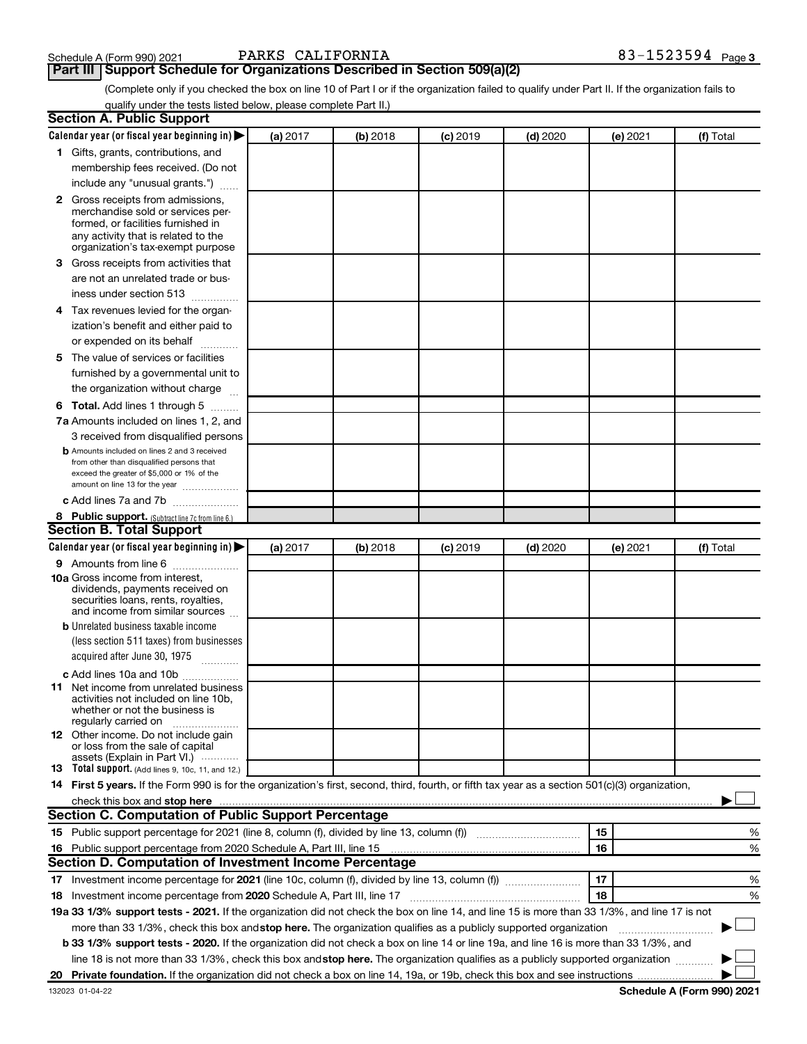Schedule A (Form 990) 2021 PARKS CALIFORNIA 83-1523594 Page 3

## Part III Support Schedule for Organizations Described in Section 509(a)(2)

(Complete only if you checked the box on line 10 of Part I or if the organization failed to qualify under Part II. If the organization fails to qualify under the tests listed below, please complete Part II.)

### Section A. Public Support

| Calendar year (or fiscal year beginning in) ▶ | (a) 2017 | (b) 2018 | (c) 2019 | (d) 2020 | (e) 2021 | (f) Total |
|---|---|---|---|---|---|---|
| **1** Gifts, grants, contributions, and membership fees received. (Do not include any "unusual grants.") | | | | | | |
| **2** Gross receipts from admissions, merchandise sold or services performed, or facilities furnished in any activity that is related to the organization's tax-exempt purpose | | | | | | |
| **3** Gross receipts from activities that are not an unrelated trade or business under section 513 | | | | | | |
| **4** Tax revenues levied for the organization's benefit and either paid to or expended on its behalf | | | | | | |
| **5** The value of services or facilities furnished by a governmental unit to the organization without charge | | | | | | |
| **6 Total.** Add lines 1 through 5 | | | | | | |
| **7a** Amounts included on lines 1, 2, and 3 received from disqualified persons | | | | | | |
| **b** Amounts included on lines 2 and 3 received from other than disqualified persons that exceed the greater of $5,000 or 1% of the amount on line 13 for the year | | | | | | |
| **c** Add lines 7a and 7b | | | | | | |
| **8 Public support.** (Subtract line 7c from line 6.) | | | | | | |

### Section B. Total Support

| Calendar year (or fiscal year beginning in) ▶ | (a) 2017 | (b) 2018 | (c) 2019 | (d) 2020 | (e) 2021 | (f) Total |
|---|---|---|---|---|---|---|
| **9** Amounts from line 6 | | | | | | |
| **10a** Gross income from interest, dividends, payments received on securities loans, rents, royalties, and income from similar sources | | | | | | |
| **b** Unrelated business taxable income (less section 511 taxes) from businesses acquired after June 30, 1975 | | | | | | |
| **c** Add lines 10a and 10b | | | | | | |
| **11** Net income from unrelated business activities not included on line 10b, whether or not the business is regularly carried on | | | | | | |
| **12** Other income. Do not include gain or loss from the sale of capital assets (Explain in Part VI.) | | | | | | |
| **13 Total support.** (Add lines 9, 10c, 11, and 12.) | | | | | | |

**14 First 5 years.** If the Form 990 is for the organization's first, second, third, fourth, or fifth tax year as a section 501(c)(3) organization, check this box and **stop here** ▶ ☐

### Section C. Computation of Public Support Percentage

| | | | |
|---|---|---|---|
| **15** | Public support percentage for 2021 (line 8, column (f), divided by line 13, column (f)) | 15 | % |
| **16** | Public support percentage from 2020 Schedule A, Part III, line 15 | 16 | % |

### Section D. Computation of Investment Income Percentage

| | | | |
|---|---|---|---|
| **17** | Investment income percentage for **2021** (line 10c, column (f), divided by line 13, column (f)) | 17 | % |
| **18** | Investment income percentage from **2020** Schedule A, Part III, line 17 | 18 | % |

**19a 33 1/3% support tests - 2021.** If the organization did not check the box on line 14, and line 15 is more than 33 1/3%, and line 17 is not more than 33 1/3%, check this box and **stop here.** The organization qualifies as a publicly supported organization ▶ ☐

**b 33 1/3% support tests - 2020.** If the organization did not check a box on line 14 or line 19a, and line 16 is more than 33 1/3%, and line 18 is not more than 33 1/3%, check this box and **stop here.** The organization qualifies as a publicly supported organization ▶ ☐

**20 Private foundation.** If the organization did not check a box on line 14, 19a, or 19b, check this box and see instructions ▶ ☐

132023 01-04-22 **Schedule A (Form 990) 2021**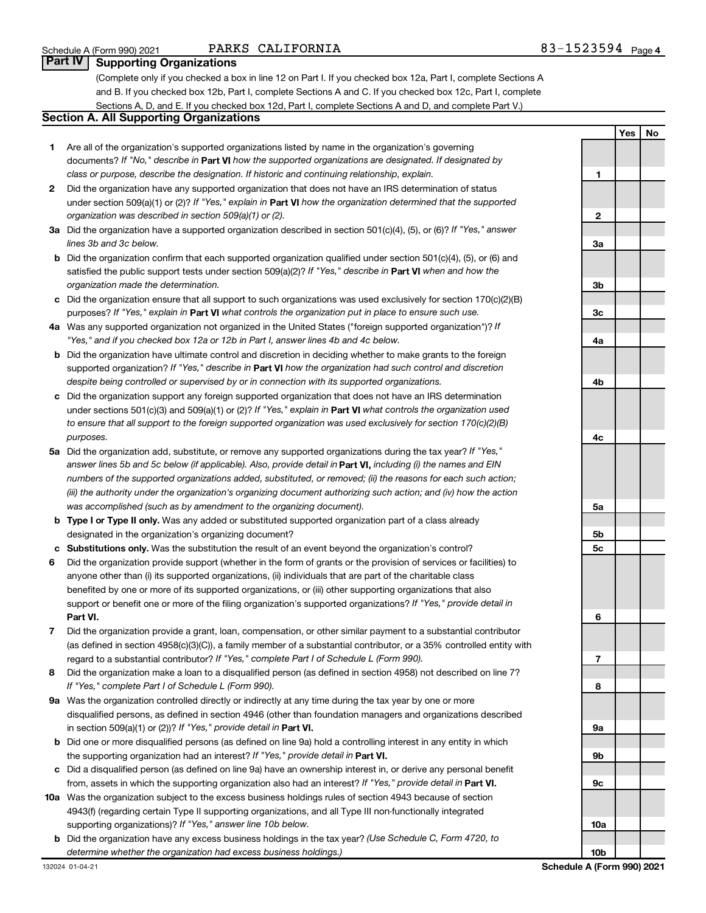Schedule A (Form 990) 2021 PARKS CALIFORNIA 83-1523594 Page 4

## Part IV Supporting Organizations

(Complete only if you checked a box in line 12 on Part I. If you checked box 12a, Part I, complete Sections A and B. If you checked box 12b, Part I, complete Sections A and C. If you checked box 12c, Part I, complete Sections A, D, and E. If you checked box 12d, Part I, complete Sections A and D, and complete Part V.)

### Section A. All Supporting Organizations

| | | | Yes | No |
|---|---|---|---|---|
| **1** | Are all of the organization's supported organizations listed by name in the organization's governing documents? *If "No," describe in* **Part VI** *how the supported organizations are designated. If designated by class or purpose, describe the designation. If historic and continuing relationship, explain.* | 1 | | |
| **2** | Did the organization have any supported organization that does not have an IRS determination of status under section 509(a)(1) or (2)? *If "Yes," explain in* **Part VI** *how the organization determined that the supported organization was described in section 509(a)(1) or (2).* | 2 | | |
| **3a** | Did the organization have a supported organization described in section 501(c)(4), (5), or (6)? *If "Yes," answer lines 3b and 3c below.* | 3a | | |
| **b** | Did the organization confirm that each supported organization qualified under section 501(c)(4), (5), or (6) and satisfied the public support tests under section 509(a)(2)? *If "Yes," describe in* **Part VI** *when and how the organization made the determination.* | 3b | | |
| **c** | Did the organization ensure that all support to such organizations was used exclusively for section 170(c)(2)(B) purposes? *If "Yes," explain in* **Part VI** *what controls the organization put in place to ensure such use.* | 3c | | |
| **4a** | Was any supported organization not organized in the United States ("foreign supported organization")? *If "Yes," and if you checked box 12a or 12b in Part I, answer lines 4b and 4c below.* | 4a | | |
| **b** | Did the organization have ultimate control and discretion in deciding whether to make grants to the foreign supported organization? *If "Yes," describe in* **Part VI** *how the organization had such control and discretion despite being controlled or supervised by or in connection with its supported organizations.* | 4b | | |
| **c** | Did the organization support any foreign supported organization that does not have an IRS determination under sections 501(c)(3) and 509(a)(1) or (2)? *If "Yes," explain in* **Part VI** *what controls the organization used to ensure that all support to the foreign supported organization was used exclusively for section 170(c)(2)(B) purposes.* | 4c | | |
| **5a** | Did the organization add, substitute, or remove any supported organizations during the tax year? *If "Yes," answer lines 5b and 5c below (if applicable). Also, provide detail in* **Part VI,** *including (i) the names and EIN numbers of the supported organizations added, substituted, or removed; (ii) the reasons for each such action; (iii) the authority under the organization's organizing document authorizing such action; and (iv) how the action was accomplished (such as by amendment to the organizing document).* | 5a | | |
| **b** | **Type I or Type II only.** Was any added or substituted supported organization part of a class already designated in the organization's organizing document? | 5b | | |
| **c** | **Substitutions only.** Was the substitution the result of an event beyond the organization's control? | 5c | | |
| **6** | Did the organization provide support (whether in the form of grants or the provision of services or facilities) to anyone other than (i) its supported organizations, (ii) individuals that are part of the charitable class benefited by one or more of its supported organizations, or (iii) other supporting organizations that also support or benefit one or more of the filing organization's supported organizations? *If "Yes," provide detail in* **Part VI.** | 6 | | |
| **7** | Did the organization provide a grant, loan, compensation, or other similar payment to a substantial contributor (as defined in section 4958(c)(3)(C)), a family member of a substantial contributor, or a 35% controlled entity with regard to a substantial contributor? *If "Yes," complete Part I of Schedule L (Form 990).* | 7 | | |
| **8** | Did the organization make a loan to a disqualified person (as defined in section 4958) not described on line 7? *If "Yes," complete Part I of Schedule L (Form 990).* | 8 | | |
| **9a** | Was the organization controlled directly or indirectly at any time during the tax year by one or more disqualified persons, as defined in section 4946 (other than foundation managers and organizations described in section 509(a)(1) or (2))? *If "Yes," provide detail in* **Part VI.** | 9a | | |
| **b** | Did one or more disqualified persons (as defined on line 9a) hold a controlling interest in any entity in which the supporting organization had an interest? *If "Yes," provide detail in* **Part VI.** | 9b | | |
| **c** | Did a disqualified person (as defined on line 9a) have an ownership interest in, or derive any personal benefit from, assets in which the supporting organization also had an interest? *If "Yes," provide detail in* **Part VI.** | 9c | | |
| **10a** | Was the organization subject to the excess business holdings rules of section 4943 because of section 4943(f) (regarding certain Type II supporting organizations, and all Type III non-functionally integrated supporting organizations)? *If "Yes," answer line 10b below.* | 10a | | |
| **b** | Did the organization have any excess business holdings in the tax year? *(Use Schedule C, Form 4720, to determine whether the organization had excess business holdings.)* | 10b | | |

132024 01-04-21 **Schedule A (Form 990) 2021**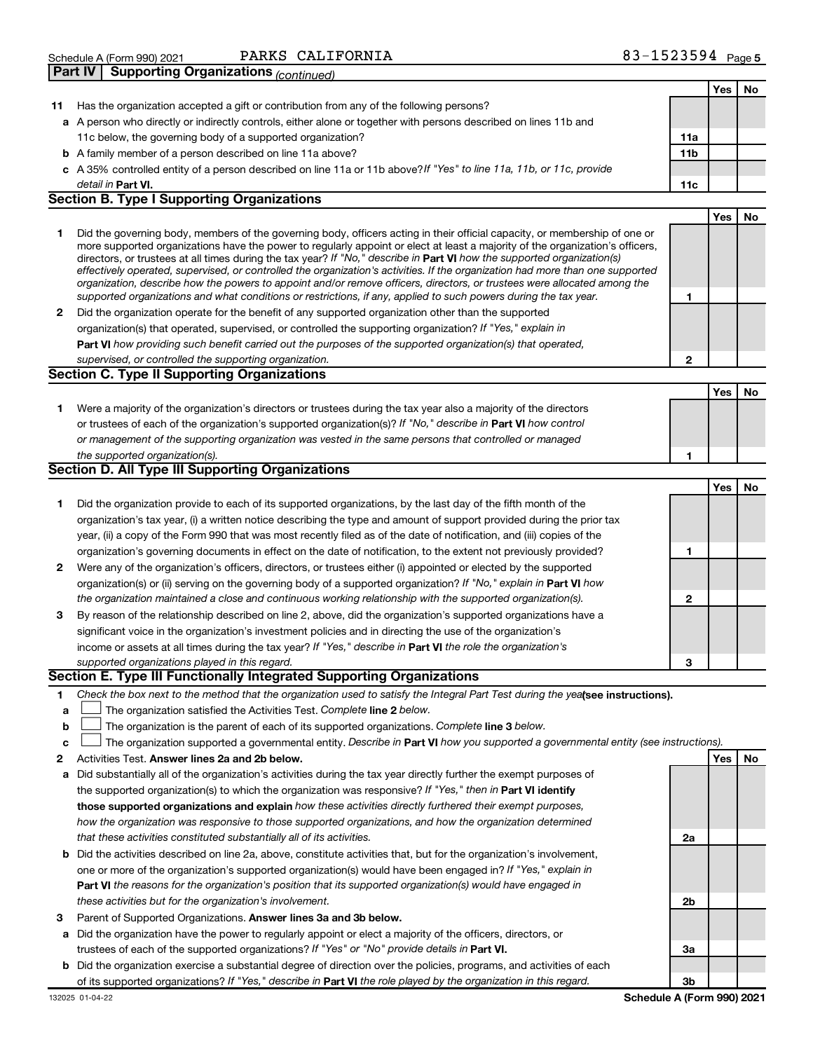Schedule A (Form 990) 2021 PARKS CALIFORNIA 83-1523594

## Part IV Supporting Organizations *(continued)*

| | | | Yes | No |
|---|---|---|---|---|
| **11** | Has the organization accepted a gift or contribution from any of the following persons? | | | |
| **a** | A person who directly or indirectly controls, either alone or together with persons described on lines 11b and 11c below, the governing body of a supported organization? | **11a** | | |
| **b** | A family member of a person described on line 11a above? | **11b** | | |
| **c** | A 35% controlled entity of a person described on line 11a or 11b above? *If "Yes" to line 11a, 11b, or 11c, provide detail in* **Part VI.** | **11c** | | |

### Section B. Type I Supporting Organizations

| | | | Yes | No |
|---|---|---|---|---|
| **1** | Did the governing body, members of the governing body, officers acting in their official capacity, or membership of one or more supported organizations have the power to regularly appoint or elect at least a majority of the organization's officers, directors, or trustees at all times during the tax year? *If "No," describe in* **Part VI** *how the supported organization(s) effectively operated, supervised, or controlled the organization's activities. If the organization had more than one supported organization, describe how the powers to appoint and/or remove officers, directors, or trustees were allocated among the supported organizations and what conditions or restrictions, if any, applied to such powers during the tax year.* | **1** | | |
| **2** | Did the organization operate for the benefit of any supported organization other than the supported organization(s) that operated, supervised, or controlled the supporting organization? *If "Yes," explain in* **Part VI** *how providing such benefit carried out the purposes of the supported organization(s) that operated, supervised, or controlled the supporting organization.* | **2** | | |

### Section C. Type II Supporting Organizations

| | | | Yes | No |
|---|---|---|---|---|
| **1** | Were a majority of the organization's directors or trustees during the tax year also a majority of the directors or trustees of each of the organization's supported organization(s)? *If "No," describe in* **Part VI** *how control or management of the supporting organization was vested in the same persons that controlled or managed the supported organization(s).* | **1** | | |

### Section D. All Type III Supporting Organizations

| | | | Yes | No |
|---|---|---|---|---|
| **1** | Did the organization provide to each of its supported organizations, by the last day of the fifth month of the organization's tax year, (i) a written notice describing the type and amount of support provided during the prior tax year, (ii) a copy of the Form 990 that was most recently filed as of the date of notification, and (iii) copies of the organization's governing documents in effect on the date of notification, to the extent not previously provided? | **1** | | |
| **2** | Were any of the organization's officers, directors, or trustees either (i) appointed or elected by the supported organization(s) or (ii) serving on the governing body of a supported organization? *If "No," explain in* **Part VI** *how the organization maintained a close and continuous working relationship with the supported organization(s).* | **2** | | |
| **3** | By reason of the relationship described on line 2, above, did the organization's supported organizations have a significant voice in the organization's investment policies and in directing the use of the organization's income or assets at all times during the tax year? *If "Yes," describe in* **Part VI** *the role the organization's supported organizations played in this regard.* | **3** | | |

### Section E. Type III Functionally Integrated Supporting Organizations

**1** *Check the box next to the method that the organization used to satisfy the Integral Part Test during the year* **(see instructions).**

- **a** ☐ The organization satisfied the Activities Test. *Complete* **line 2** *below.*
- **b** ☐ The organization is the parent of each of its supported organizations. *Complete* **line 3** *below.*
- **c** ☐ The organization supported a governmental entity. *Describe in* **Part VI** *how you supported a governmental entity (see instructions).*

| | | | Yes | No |
|---|---|---|---|---|
| **2** | Activities Test. **Answer lines 2a and 2b below.** | | | |
| **a** | Did substantially all of the organization's activities during the tax year directly further the exempt purposes of the supported organization(s) to which the organization was responsive? *If "Yes," then in* **Part VI identify those supported organizations and explain** *how these activities directly furthered their exempt purposes, how the organization was responsive to those supported organizations, and how the organization determined that these activities constituted substantially all of its activities.* | **2a** | | |
| **b** | Did the activities described on line 2a, above, constitute activities that, but for the organization's involvement, one or more of the organization's supported organization(s) would have been engaged in? *If "Yes," explain in* **Part VI** *the reasons for the organization's position that its supported organization(s) would have engaged in these activities but for the organization's involvement.* | **2b** | | |
| **3** | Parent of Supported Organizations. **Answer lines 3a and 3b below.** | | | |
| **a** | Did the organization have the power to regularly appoint or elect a majority of the officers, directors, or trustees of each of the supported organizations? *If "Yes" or "No" provide details in* **Part VI.** | **3a** | | |
| **b** | Did the organization exercise a substantial degree of direction over the policies, programs, and activities of each of its supported organizations? *If "Yes," describe in* **Part VI** *the role played by the organization in this regard.* | **3b** | | |

132025 01-04-22 **Schedule A (Form 990) 2021**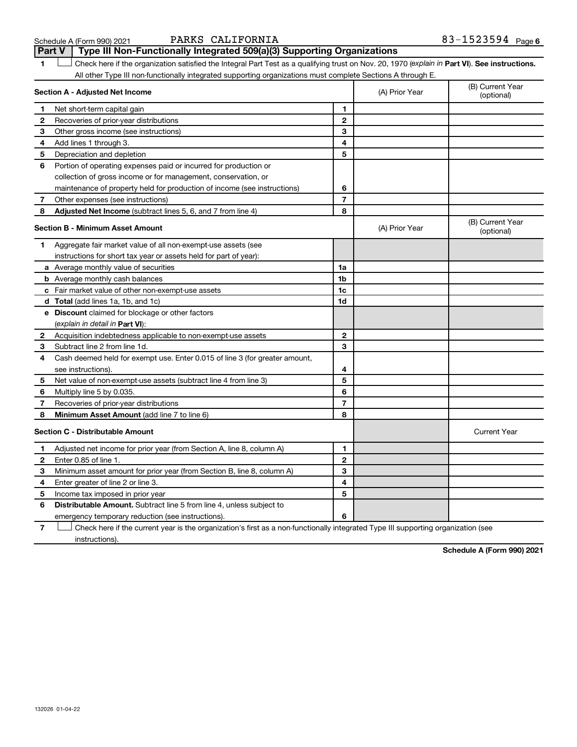Schedule A (Form 990) 2021 PARKS CALIFORNIA 83-1523594

## Part V Type III Non-Functionally Integrated 509(a)(3) Supporting Organizations

1 ☐ Check here if the organization satisfied the Integral Part Test as a qualifying trust on Nov. 20, 1970 (*explain in* **Part VI**). **See instructions.** All other Type III non-functionally integrated supporting organizations must complete Sections A through E.

| **Section A - Adjusted Net Income** | | (A) Prior Year | (B) Current Year (optional) |
|---|---|---|---|
| 1 Net short-term capital gain | 1 | | |
| 2 Recoveries of prior-year distributions | 2 | | |
| 3 Other gross income (see instructions) | 3 | | |
| 4 Add lines 1 through 3. | 4 | | |
| 5 Depreciation and depletion | 5 | | |
| 6 Portion of operating expenses paid or incurred for production or collection of gross income or for management, conservation, or maintenance of property held for production of income (see instructions) | 6 | | |
| 7 Other expenses (see instructions) | 7 | | |
| 8 **Adjusted Net Income** (subtract lines 5, 6, and 7 from line 4) | 8 | | |

| **Section B - Minimum Asset Amount** | | (A) Prior Year | (B) Current Year (optional) |
|---|---|---|---|
| 1 Aggregate fair market value of all non-exempt-use assets (see instructions for short tax year or assets held for part of year): | | | |
| a Average monthly value of securities | 1a | | |
| b Average monthly cash balances | 1b | | |
| c Fair market value of other non-exempt-use assets | 1c | | |
| d **Total** (add lines 1a, 1b, and 1c) | 1d | | |
| e **Discount** claimed for blockage or other factors (*explain in detail in* **Part VI**): | | | |
| 2 Acquisition indebtedness applicable to non-exempt-use assets | 2 | | |
| 3 Subtract line 2 from line 1d. | 3 | | |
| 4 Cash deemed held for exempt use. Enter 0.015 of line 3 (for greater amount, see instructions). | 4 | | |
| 5 Net value of non-exempt-use assets (subtract line 4 from line 3) | 5 | | |
| 6 Multiply line 5 by 0.035. | 6 | | |
| 7 Recoveries of prior-year distributions | 7 | | |
| 8 **Minimum Asset Amount** (add line 7 to line 6) | 8 | | |

| **Section C - Distributable Amount** | | | Current Year |
|---|---|---|---|
| 1 Adjusted net income for prior year (from Section A, line 8, column A) | 1 | | |
| 2 Enter 0.85 of line 1. | 2 | | |
| 3 Minimum asset amount for prior year (from Section B, line 8, column A) | 3 | | |
| 4 Enter greater of line 2 or line 3. | 4 | | |
| 5 Income tax imposed in prior year | 5 | | |
| 6 **Distributable Amount.** Subtract line 5 from line 4, unless subject to emergency temporary reduction (see instructions). | 6 | | |

7 ☐ Check here if the current year is the organization's first as a non-functionally integrated Type III supporting organization (see instructions).

**Schedule A (Form 990) 2021**

132026 01-04-22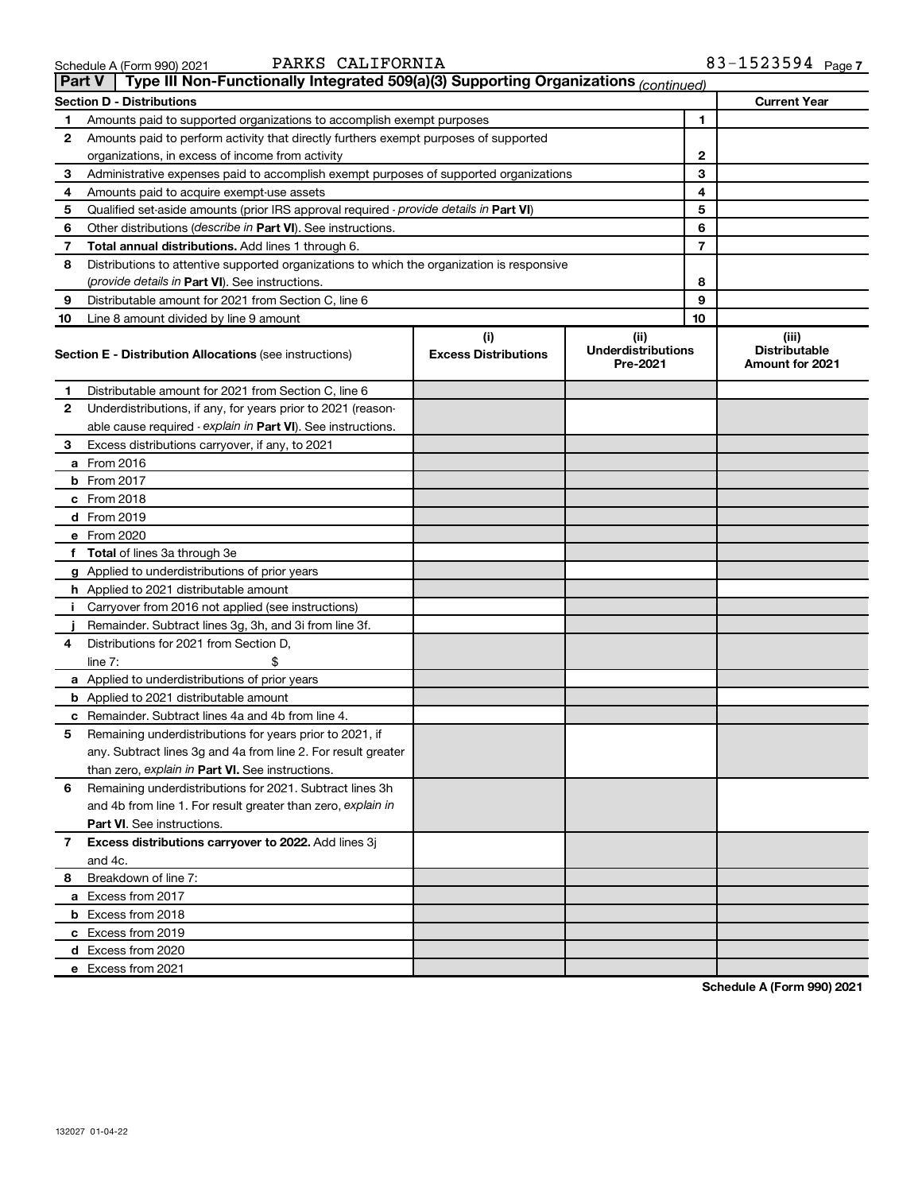Schedule A (Form 990) 2021 PARKS CALIFORNIA 83-1523594

## Part V | Type III Non-Functionally Integrated 509(a)(3) Supporting Organizations *(continued)*

| Section D - Distributions | | | Current Year |
|---|---|---|---|
| 1 | Amounts paid to supported organizations to accomplish exempt purposes | 1 | |
| 2 | Amounts paid to perform activity that directly furthers exempt purposes of supported organizations, in excess of income from activity | 2 | |
| 3 | Administrative expenses paid to accomplish exempt purposes of supported organizations | 3 | |
| 4 | Amounts paid to acquire exempt-use assets | 4 | |
| 5 | Qualified set-aside amounts (prior IRS approval required - *provide details in* **Part VI**) | 5 | |
| 6 | Other distributions (*describe in* **Part VI**). See instructions. | 6 | |
| 7 | **Total annual distributions.** Add lines 1 through 6. | 7 | |
| 8 | Distributions to attentive supported organizations to which the organization is responsive (*provide details in* **Part VI**). See instructions. | 8 | |
| 9 | Distributable amount for 2021 from Section C, line 6 | 9 | |
| 10 | Line 8 amount divided by line 9 amount | 10 | |

| | **Section E - Distribution Allocations** (see instructions) | (i) Excess Distributions | (ii) Underdistributions Pre-2021 | (iii) Distributable Amount for 2021 |
|---|---|---|---|---|
| 1 | Distributable amount for 2021 from Section C, line 6 | | | |
| 2 | Underdistributions, if any, for years prior to 2021 (reasonable cause required - *explain in* **Part VI**). See instructions. | | | |
| 3 | Excess distributions carryover, if any, to 2021 | | | |
| a | From 2016 | | | |
| b | From 2017 | | | |
| c | From 2018 | | | |
| d | From 2019 | | | |
| e | From 2020 | | | |
| f | **Total** of lines 3a through 3e | | | |
| g | Applied to underdistributions of prior years | | | |
| h | Applied to 2021 distributable amount | | | |
| i | Carryover from 2016 not applied (see instructions) | | | |
| j | Remainder. Subtract lines 3g, 3h, and 3i from line 3f. | | | |
| 4 | Distributions for 2021 from Section D, line 7: $ | | | |
| a | Applied to underdistributions of prior years | | | |
| b | Applied to 2021 distributable amount | | | |
| c | Remainder. Subtract lines 4a and 4b from line 4. | | | |
| 5 | Remaining underdistributions for years prior to 2021, if any. Subtract lines 3g and 4a from line 2. For result greater than zero, *explain in* **Part VI.** See instructions. | | | |
| 6 | Remaining underdistributions for 2021. Subtract lines 3h and 4b from line 1. For result greater than zero, *explain in* **Part VI**. See instructions. | | | |
| 7 | **Excess distributions carryover to 2022.** Add lines 3j and 4c. | | | |
| 8 | Breakdown of line 7: | | | |
| a | Excess from 2017 | | | |
| b | Excess from 2018 | | | |
| c | Excess from 2019 | | | |
| d | Excess from 2020 | | | |
| e | Excess from 2021 | | | |

**Schedule A (Form 990) 2021**

132027 01-04-22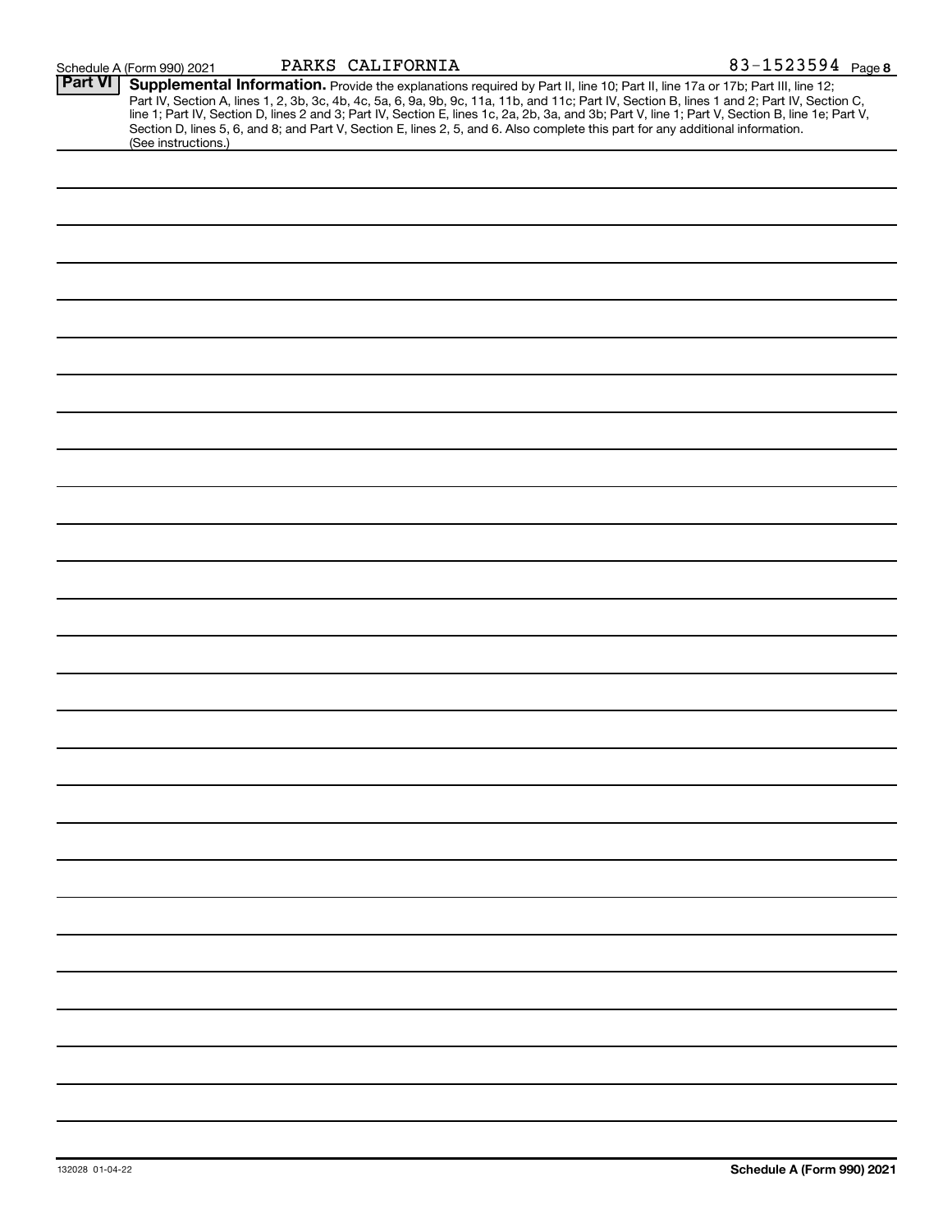Schedule A (Form 990) 2021 PARKS CALIFORNIA 83-1523594 Page 8

**Part VI** **Supplemental Information.** Provide the explanations required by Part II, line 10; Part II, line 17a or 17b; Part III, line 12; Part IV, Section A, lines 1, 2, 3b, 3c, 4b, 4c, 5a, 6, 9a, 9b, 9c, 11a, 11b, and 11c; Part IV, Section B, lines 1 and 2; Part IV, Section C, line 1; Part IV, Section D, lines 2 and 3; Part IV, Section E, lines 1c, 2a, 2b, 3a, and 3b; Part V, line 1; Part V, Section B, line 1e; Part V, Section D, lines 5, 6, and 8; and Part V, Section E, lines 2, 5, and 6. Also complete this part for any additional information. (See instructions.)

132028 01-04-22 **Schedule A (Form 990) 2021**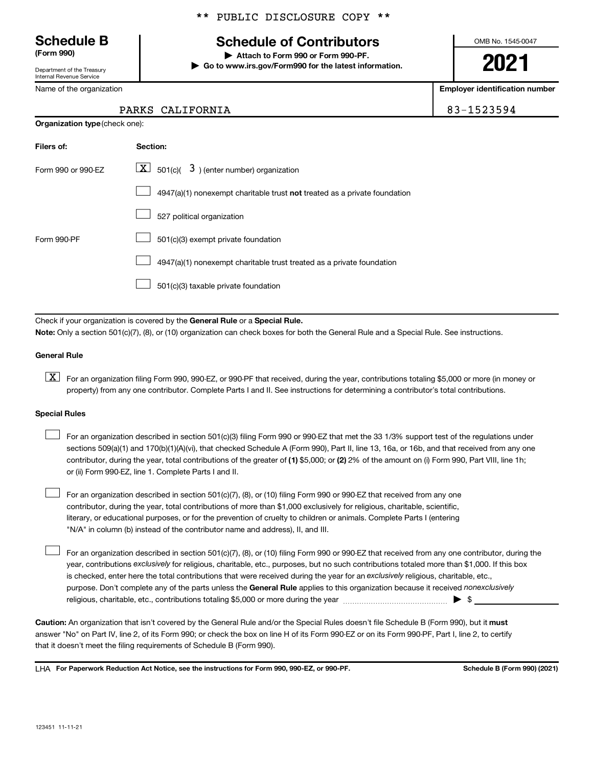** PUBLIC DISCLOSURE COPY **

# Schedule B
**(Form 990)**

Department of the Treasury
Internal Revenue Service

## Schedule of Contributors

▶ **Attach to Form 990 or Form 990-PF.**
▶ **Go to www.irs.gov/Form990 for the latest information.**

OMB No. 1545-0047

**2021**

Name of the organization: PARKS CALIFORNIA

**Employer identification number:** 83-1523594

**Organization type** (check one):

| Filers of: | Section: |
|---|---|
| Form 990 or 990-EZ | [X] 501(c)( 3 ) (enter number) organization |
| | [ ] 4947(a)(1) nonexempt charitable trust **not** treated as a private foundation |
| | [ ] 527 political organization |
| Form 990-PF | [ ] 501(c)(3) exempt private foundation |
| | [ ] 4947(a)(1) nonexempt charitable trust treated as a private foundation |
| | [ ] 501(c)(3) taxable private foundation |

Check if your organization is covered by the **General Rule** or a **Special Rule.**

**Note:** Only a section 501(c)(7), (8), or (10) organization can check boxes for both the General Rule and a Special Rule. See instructions.

**General Rule**

[X] For an organization filing Form 990, 990-EZ, or 990-PF that received, during the year, contributions totaling $5,000 or more (in money or property) from any one contributor. Complete Parts I and II. See instructions for determining a contributor's total contributions.

**Special Rules**

[ ] For an organization described in section 501(c)(3) filing Form 990 or 990-EZ that met the 33 1/3% support test of the regulations under sections 509(a)(1) and 170(b)(1)(A)(vi), that checked Schedule A (Form 990), Part II, line 13, 16a, or 16b, and that received from any one contributor, during the year, total contributions of the greater of **(1)** $5,000; or **(2)** 2% of the amount on (i) Form 990, Part VIII, line 1h; or (ii) Form 990-EZ, line 1. Complete Parts I and II.

[ ] For an organization described in section 501(c)(7), (8), or (10) filing Form 990 or 990-EZ that received from any one contributor, during the year, total contributions of more than $1,000 exclusively for religious, charitable, scientific, literary, or educational purposes, or for the prevention of cruelty to children or animals. Complete Parts I (entering "N/A" in column (b) instead of the contributor name and address), II, and III.

[ ] For an organization described in section 501(c)(7), (8), or (10) filing Form 990 or 990-EZ that received from any one contributor, during the year, contributions *exclusively* for religious, charitable, etc., purposes, but no such contributions totaled more than $1,000. If this box is checked, enter here the total contributions that were received during the year for an *exclusively* religious, charitable, etc., purpose. Don't complete any of the parts unless the **General Rule** applies to this organization because it received *nonexclusively* religious, charitable, etc., contributions totaling $5,000 or more during the year ▶ $ ____________

**Caution:** An organization that isn't covered by the General Rule and/or the Special Rules doesn't file Schedule B (Form 990), but it **must** answer "No" on Part IV, line 2, of its Form 990; or check the box on line H of its Form 990-EZ or on its Form 990-PF, Part I, line 2, to certify that it doesn't meet the filing requirements of Schedule B (Form 990).

LHA **For Paperwork Reduction Act Notice, see the instructions for Form 990, 990-EZ, or 990-PF.** **Schedule B (Form 990) (2021)**

123451 11-11-21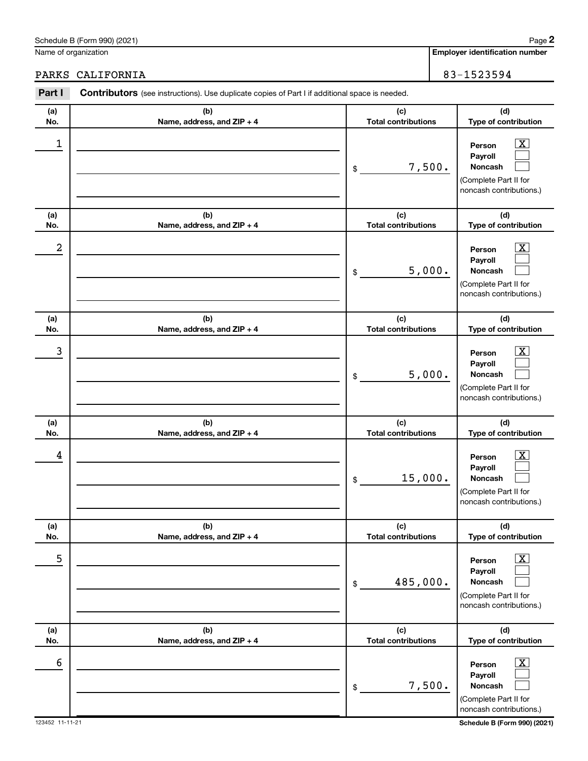Schedule B (Form 990) (2021)

Name of organization: PARKS CALIFORNIA

Employer identification number: 83-1523594

## Part I Contributors (see instructions). Use duplicate copies of Part I if additional space is needed.

| (a) No. | (b) Name, address, and ZIP + 4 | (c) Total contributions | (d) Type of contribution |
|---|---|---|---|
| 1 | | $ 7,500. | Person [X] Payroll [ ] Noncash [ ] (Complete Part II for noncash contributions.) |
| 2 | | $ 5,000. | Person [X] Payroll [ ] Noncash [ ] (Complete Part II for noncash contributions.) |
| 3 | | $ 5,000. | Person [X] Payroll [ ] Noncash [ ] (Complete Part II for noncash contributions.) |
| 4 | | $ 15,000. | Person [X] Payroll [ ] Noncash [ ] (Complete Part II for noncash contributions.) |
| 5 | | $ 485,000. | Person [X] Payroll [ ] Noncash [ ] (Complete Part II for noncash contributions.) |
| 6 | | $ 7,500. | Person [X] Payroll [ ] Noncash [ ] (Complete Part II for noncash contributions.) |

123452 11-11-21

Schedule B (Form 990) (2021)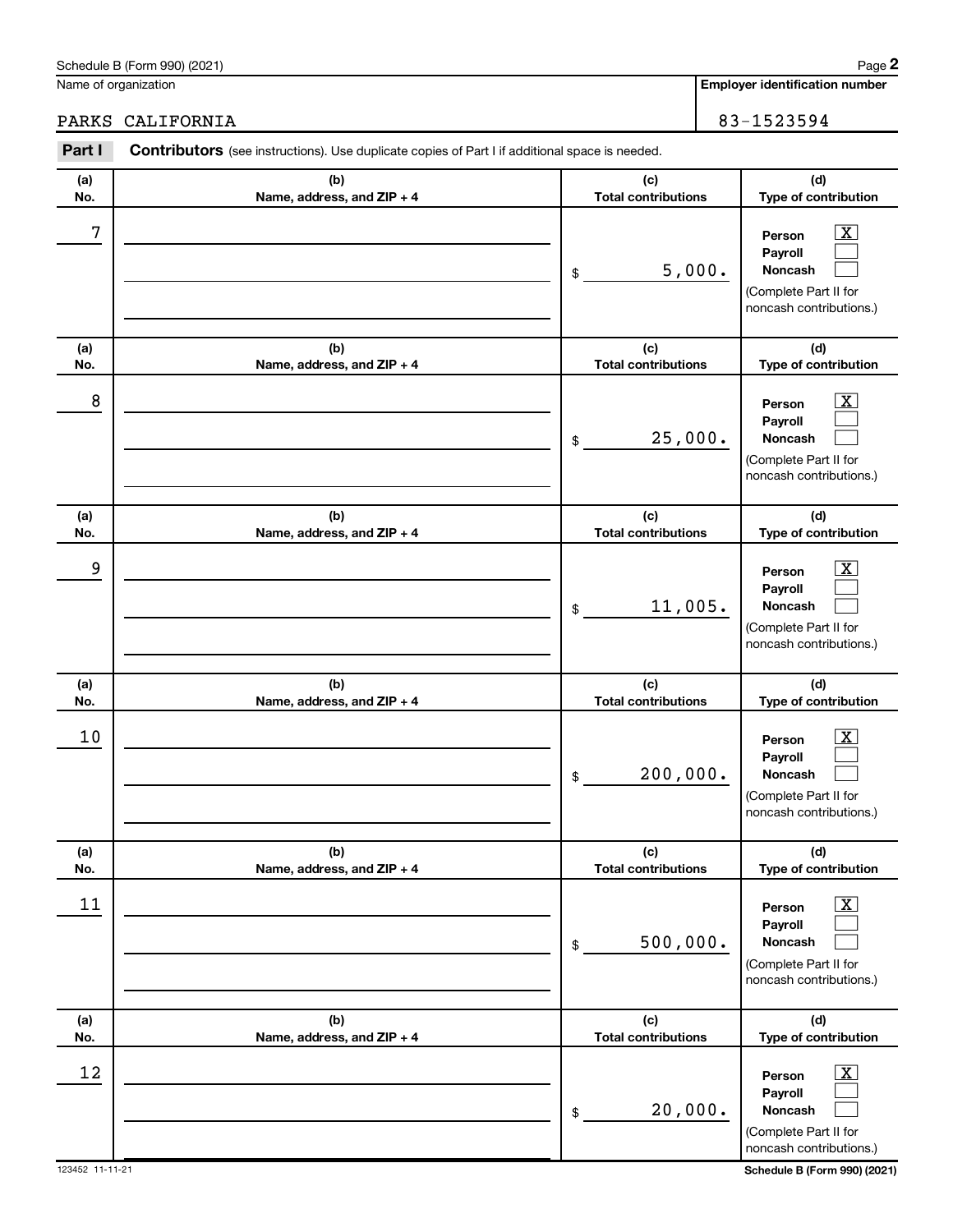Schedule B (Form 990) (2021)

Name of organization: PARKS CALIFORNIA

Employer identification number: 83-1523594

**Part I** **Contributors** (see instructions). Use duplicate copies of Part I if additional space is needed.

| (a) No. | (b) Name, address, and ZIP + 4 | (c) Total contributions | (d) Type of contribution |
|---|---|---|---|
| 7 | | $ 5,000. | Person [X] Payroll [ ] Noncash [ ] (Complete Part II for noncash contributions.) |
| 8 | | $ 25,000. | Person [X] Payroll [ ] Noncash [ ] (Complete Part II for noncash contributions.) |
| 9 | | $ 11,005. | Person [X] Payroll [ ] Noncash [ ] (Complete Part II for noncash contributions.) |
| 10 | | $ 200,000. | Person [X] Payroll [ ] Noncash [ ] (Complete Part II for noncash contributions.) |
| 11 | | $ 500,000. | Person [X] Payroll [ ] Noncash [ ] (Complete Part II for noncash contributions.) |
| 12 | | $ 20,000. | Person [X] Payroll [ ] Noncash [ ] (Complete Part II for noncash contributions.) |

123452 11-11-21 Schedule B (Form 990) (2021)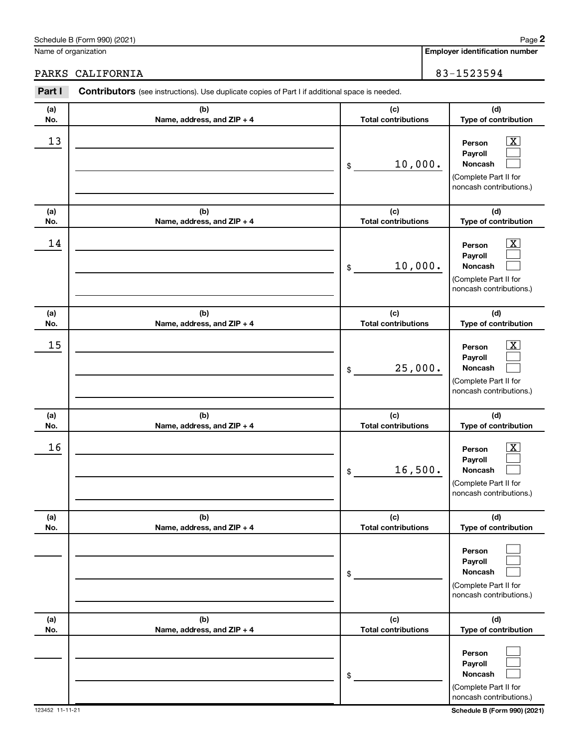Schedule B (Form 990) (2021)

Name of organization: PARKS CALIFORNIA

**Employer identification number**: 83-1523594

**Part I** **Contributors** (see instructions). Use duplicate copies of Part I if additional space is needed.

| (a) No. | (b) Name, address, and ZIP + 4 | (c) Total contributions | (d) Type of contribution |
|---|---|---|---|
| 13 | | $ 10,000. | Person [X] Payroll [ ] Noncash [ ] (Complete Part II for noncash contributions.) |
| 14 | | $ 10,000. | Person [X] Payroll [ ] Noncash [ ] (Complete Part II for noncash contributions.) |
| 15 | | $ 25,000. | Person [X] Payroll [ ] Noncash [ ] (Complete Part II for noncash contributions.) |
| 16 | | $ 16,500. | Person [X] Payroll [ ] Noncash [ ] (Complete Part II for noncash contributions.) |
| | | $ | Person [ ] Payroll [ ] Noncash [ ] (Complete Part II for noncash contributions.) |
| | | $ | Person [ ] Payroll [ ] Noncash [ ] (Complete Part II for noncash contributions.) |

123452 11-11-21

**Schedule B (Form 990) (2021)**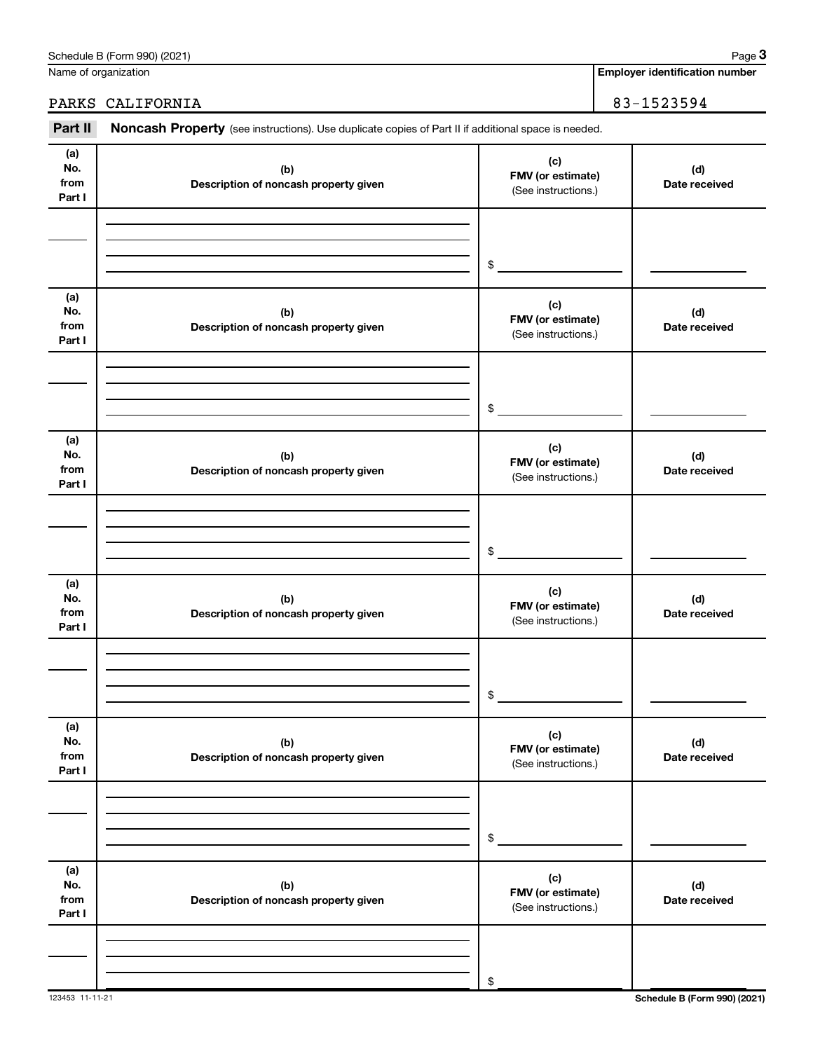Name of organization

PARKS CALIFORNIA

**Employer identification number**

83-1523594

**Part II** **Noncash Property** (see instructions). Use duplicate copies of Part II if additional space is needed.

| (a) No. from Part I | (b) Description of noncash property given | (c) FMV (or estimate) (See instructions.) | (d) Date received |
|---|---|---|---|
| | | $ | |

| (a) No. from Part I | (b) Description of noncash property given | (c) FMV (or estimate) (See instructions.) | (d) Date received |
|---|---|---|---|
| | | $ | |

| (a) No. from Part I | (b) Description of noncash property given | (c) FMV (or estimate) (See instructions.) | (d) Date received |
|---|---|---|---|
| | | $ | |

| (a) No. from Part I | (b) Description of noncash property given | (c) FMV (or estimate) (See instructions.) | (d) Date received |
|---|---|---|---|
| | | $ | |

| (a) No. from Part I | (b) Description of noncash property given | (c) FMV (or estimate) (See instructions.) | (d) Date received |
|---|---|---|---|
| | | $ | |

| (a) No. from Part I | (b) Description of noncash property given | (c) FMV (or estimate) (See instructions.) | (d) Date received |
|---|---|---|---|
| | | $ | |

123453 11-11-21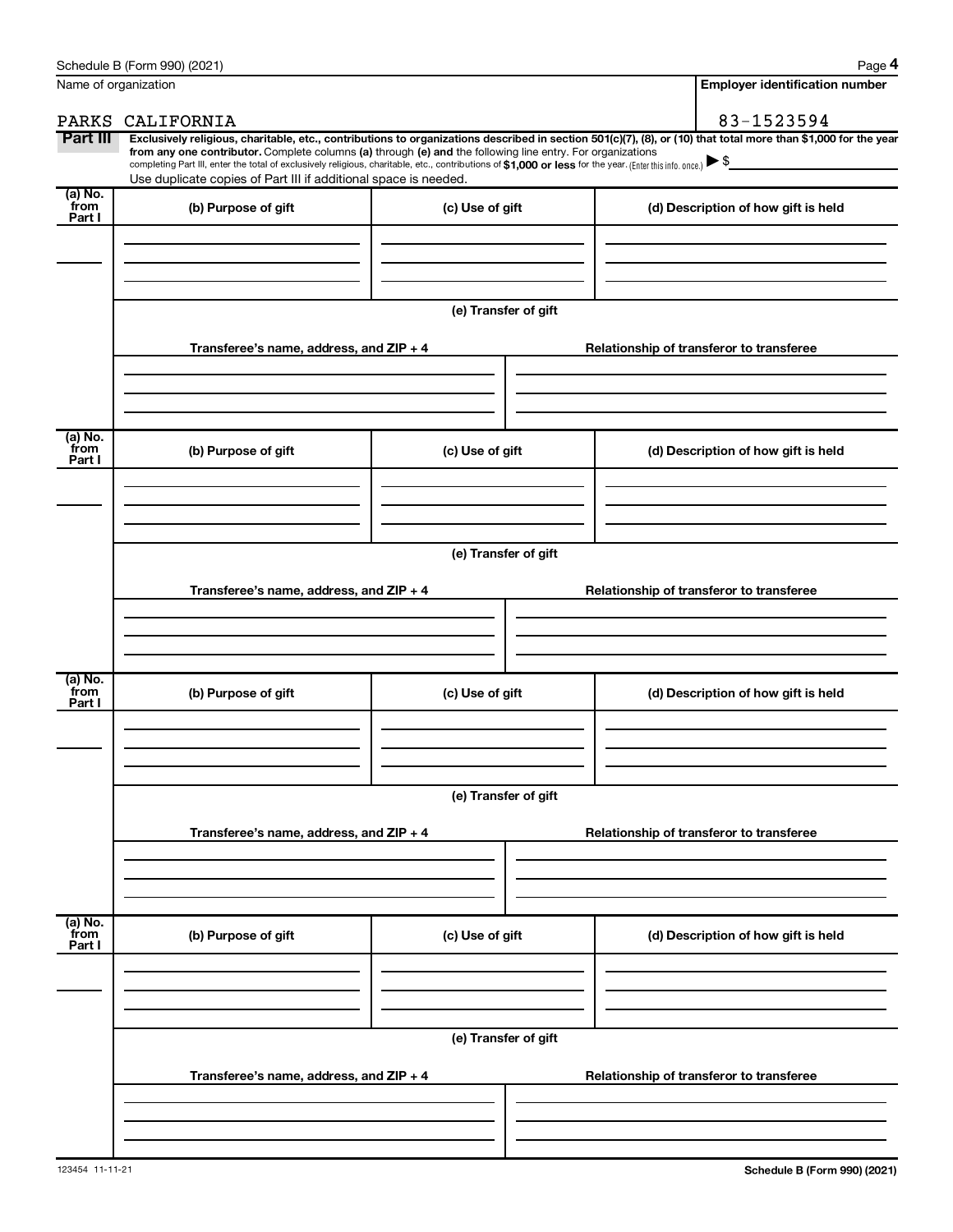Name of organization | Employer identification number

PARKS CALIFORNIA | 83-1523594

**Part III** **Exclusively religious, charitable, etc., contributions to organizations described in section 501(c)(7), (8), or (10) that total more than $1,000 for the year from any one contributor.** Complete columns **(a)** through **(e)** and the following line entry. For organizations completing Part III, enter the total of exclusively religious, charitable, etc., contributions of **$1,000 or less** for the year. (Enter this info. once.) ▶ $

Use duplicate copies of Part III if additional space is needed.

| (a) No. from Part I | (b) Purpose of gift | (c) Use of gift | (d) Description of how gift is held |
|---|---|---|---|
| | | | |

(e) Transfer of gift

| Transferee's name, address, and ZIP + 4 | Relationship of transferor to transferee |
|---|---|
| | |

| (a) No. from Part I | (b) Purpose of gift | (c) Use of gift | (d) Description of how gift is held |
|---|---|---|---|
| | | | |

(e) Transfer of gift

| Transferee's name, address, and ZIP + 4 | Relationship of transferor to transferee |
|---|---|
| | |

| (a) No. from Part I | (b) Purpose of gift | (c) Use of gift | (d) Description of how gift is held |
|---|---|---|---|
| | | | |

(e) Transfer of gift

| Transferee's name, address, and ZIP + 4 | Relationship of transferor to transferee |
|---|---|
| | |

| (a) No. from Part I | (b) Purpose of gift | (c) Use of gift | (d) Description of how gift is held |
|---|---|---|---|
| | | | |

(e) Transfer of gift

| Transferee's name, address, and ZIP + 4 | Relationship of transferor to transferee |
|---|---|
| | |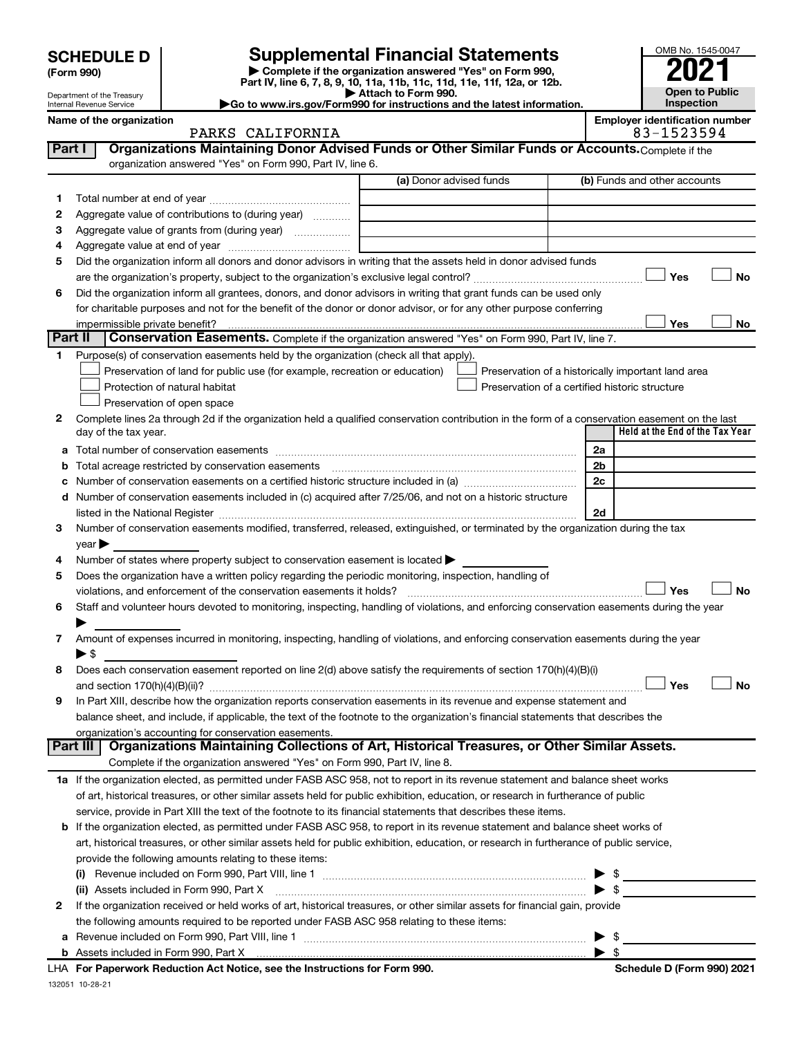**SCHEDULE D**
**(Form 990)**

Department of the Treasury
Internal Revenue Service

# Supplemental Financial Statements

▶ Complete if the organization answered "Yes" on Form 990, Part IV, line 6, 7, 8, 9, 10, 11a, 11b, 11c, 11d, 11e, 11f, 12a, or 12b.
▶ Attach to Form 990.
▶Go to www.irs.gov/Form990 for instructions and the latest information.

OMB No. 1545-0047
**2021**
**Open to Public Inspection**

**Name of the organization**
PARKS CALIFORNIA

**Employer identification number**
83-1523594

**Part I** **Organizations Maintaining Donor Advised Funds or Other Similar Funds or Accounts.** Complete if the organization answered "Yes" on Form 990, Part IV, line 6.

| | | (a) Donor advised funds | (b) Funds and other accounts |
|---|---|---|---|
| 1 | Total number at end of year | | |
| 2 | Aggregate value of contributions to (during year) | | |
| 3 | Aggregate value of grants from (during year) | | |
| 4 | Aggregate value at end of year | | |

5 Did the organization inform all donors and donor advisors in writing that the assets held in donor advised funds are the organization's property, subject to the organization's exclusive legal control? ☐ Yes ☐ No

6 Did the organization inform all grantees, donors, and donor advisors in writing that grant funds can be used only for charitable purposes and not for the benefit of the donor or donor advisor, or for any other purpose conferring impermissible private benefit? ☐ Yes ☐ No

**Part II** **Conservation Easements.** Complete if the organization answered "Yes" on Form 990, Part IV, line 7.

1 Purpose(s) of conservation easements held by the organization (check all that apply).
- ☐ Preservation of land for public use (for example, recreation or education)
- ☐ Protection of natural habitat
- ☐ Preservation of open space
- ☐ Preservation of a historically important land area
- ☐ Preservation of a certified historic structure

2 Complete lines 2a through 2d if the organization held a qualified conservation contribution in the form of a conservation easement on the last day of the tax year.

| | | | Held at the End of the Tax Year |
|---|---|---|---|
| a | Total number of conservation easements | 2a | |
| b | Total acreage restricted by conservation easements | 2b | |
| c | Number of conservation easements on a certified historic structure included in (a) | 2c | |
| d | Number of conservation easements included in (c) acquired after 7/25/06, and not on a historic structure listed in the National Register | 2d | |

3 Number of conservation easements modified, transferred, released, extinguished, or terminated by the organization during the tax year ▶

4 Number of states where property subject to conservation easement is located ▶

5 Does the organization have a written policy regarding the periodic monitoring, inspection, handling of violations, and enforcement of the conservation easements it holds? ☐ Yes ☐ No

6 Staff and volunteer hours devoted to monitoring, inspecting, handling of violations, and enforcing conservation easements during the year ▶

7 Amount of expenses incurred in monitoring, inspecting, handling of violations, and enforcing conservation easements during the year ▶ $

8 Does each conservation easement reported on line 2(d) above satisfy the requirements of section 170(h)(4)(B)(i) and section 170(h)(4)(B)(ii)? ☐ Yes ☐ No

9 In Part XIII, describe how the organization reports conservation easements in its revenue and expense statement and balance sheet, and include, if applicable, the text of the footnote to the organization's financial statements that describes the organization's accounting for conservation easements.

**Part III** **Organizations Maintaining Collections of Art, Historical Treasures, or Other Similar Assets.** Complete if the organization answered "Yes" on Form 990, Part IV, line 8.

1a If the organization elected, as permitted under FASB ASC 958, not to report in its revenue statement and balance sheet works of art, historical treasures, or other similar assets held for public exhibition, education, or research in furtherance of public service, provide in Part XIII the text of the footnote to its financial statements that describes these items.

b If the organization elected, as permitted under FASB ASC 958, to report in its revenue statement and balance sheet works of art, historical treasures, or other similar assets held for public exhibition, education, or research in furtherance of public service, provide the following amounts relating to these items:
- (i) Revenue included on Form 990, Part VIII, line 1 ▶ $
- (ii) Assets included in Form 990, Part X ▶ $

2 If the organization received or held works of art, historical treasures, or other similar assets for financial gain, provide the following amounts required to be reported under FASB ASC 958 relating to these items:
- a Revenue included on Form 990, Part VIII, line 1 ▶ $
- b Assets included in Form 990, Part X ▶ $

LHA **For Paperwork Reduction Act Notice, see the Instructions for Form 990.** **Schedule D (Form 990) 2021**

132051 10-28-21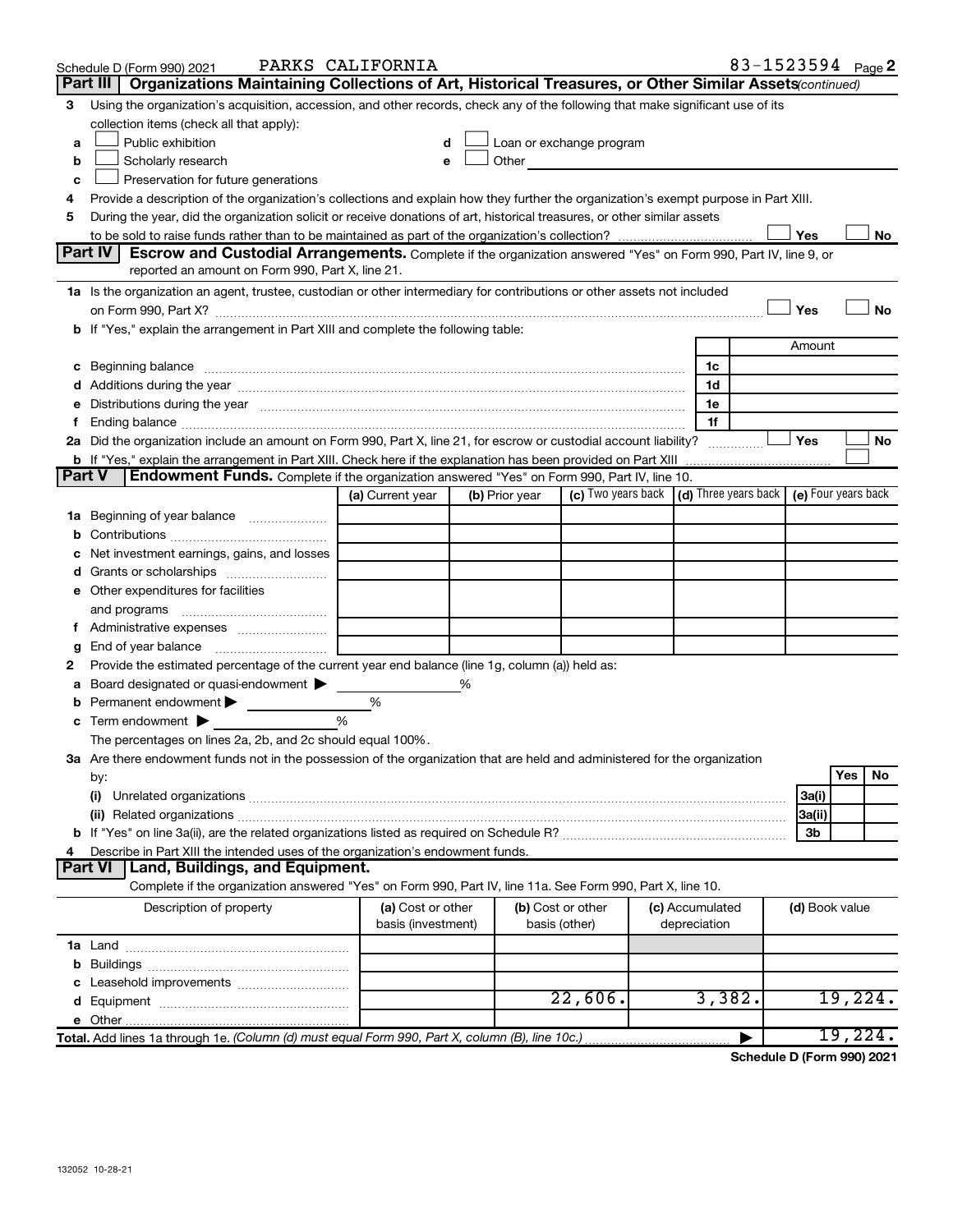Schedule D (Form 990) 2021 PARKS CALIFORNIA 83-1523594 Page 2

**Part III | Organizations Maintaining Collections of Art, Historical Treasures, or Other Similar Assets** *(continued)*

3 Using the organization's acquisition, accession, and other records, check any of the following that make significant use of its collection items (check all that apply):

- a ☐ Public exhibition
- b ☐ Scholarly research
- c ☐ Preservation for future generations
- d ☐ Loan or exchange program
- e ☐ Other

4 Provide a description of the organization's collections and explain how they further the organization's exempt purpose in Part XIII.

5 During the year, did the organization solicit or receive donations of art, historical treasures, or other similar assets to be sold to raise funds rather than to be maintained as part of the organization's collection? ☐ Yes ☐ No

**Part IV | Escrow and Custodial Arrangements.** Complete if the organization answered "Yes" on Form 990, Part IV, line 9, or reported an amount on Form 990, Part X, line 21.

1a Is the organization an agent, trustee, custodian or other intermediary for contributions or other assets not included on Form 990, Part X? ☐ Yes ☐ No

b If "Yes," explain the arrangement in Part XIII and complete the following table:

| | | Amount |
|---|---|---|
| c Beginning balance | 1c | |
| d Additions during the year | 1d | |
| e Distributions during the year | 1e | |
| f Ending balance | 1f | |

2a Did the organization include an amount on Form 990, Part X, line 21, for escrow or custodial account liability? ☐ Yes ☐ No

b If "Yes," explain the arrangement in Part XIII. Check here if the explanation has been provided on Part XIII ☐

**Part V | Endowment Funds.** Complete if the organization answered "Yes" on Form 990, Part IV, line 10.

| | (a) Current year | (b) Prior year | (c) Two years back | (d) Three years back | (e) Four years back |
|---|---|---|---|---|---|
| 1a Beginning of year balance | | | | | |
| b Contributions | | | | | |
| c Net investment earnings, gains, and losses | | | | | |
| d Grants or scholarships | | | | | |
| e Other expenditures for facilities and programs | | | | | |
| f Administrative expenses | | | | | |
| g End of year balance | | | | | |

2 Provide the estimated percentage of the current year end balance (line 1g, column (a)) held as:

- a Board designated or quasi-endowment ▶ %
- b Permanent endowment ▶ %
- c Term endowment ▶ %

The percentages on lines 2a, 2b, and 2c should equal 100%.

3a Are there endowment funds not in the possession of the organization that are held and administered for the organization by:

| | | Yes | No |
|---|---|---|---|
| (i) Unrelated organizations | 3a(i) | | |
| (ii) Related organizations | 3a(ii) | | |
| b If "Yes" on line 3a(ii), are the related organizations listed as required on Schedule R? | 3b | | |

4 Describe in Part XIII the intended uses of the organization's endowment funds.

**Part VI | Land, Buildings, and Equipment.**

Complete if the organization answered "Yes" on Form 990, Part IV, line 11a. See Form 990, Part X, line 10.

| Description of property | (a) Cost or other basis (investment) | (b) Cost or other basis (other) | (c) Accumulated depreciation | (d) Book value |
|---|---|---|---|---|
| 1a Land | | | | |
| b Buildings | | | | |
| c Leasehold improvements | | | | |
| d Equipment | | 22,606. | 3,382. | 19,224. |
| e Other | | | | |
| **Total.** Add lines 1a through 1e. *(Column (d) must equal Form 990, Part X, column (B), line 10c.)* | | | ▶ | 19,224. |

**Schedule D (Form 990) 2021**

132052 10-28-21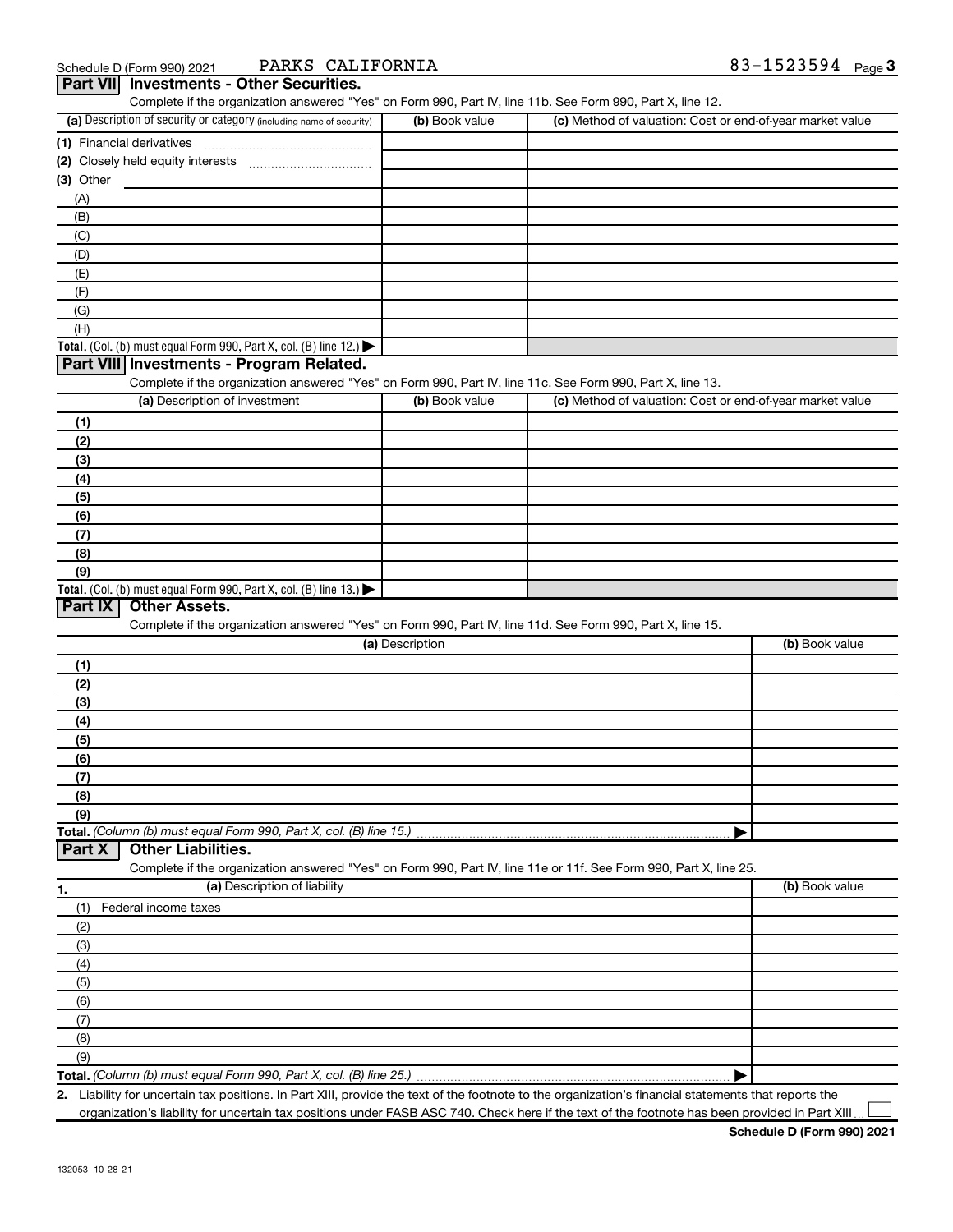Schedule D (Form 990) 2021 PARKS CALIFORNIA 83-1523594 Page 3

## Part VII Investments - Other Securities.

Complete if the organization answered "Yes" on Form 990, Part IV, line 11b. See Form 990, Part X, line 12.

| (a) Description of security or category (including name of security) | (b) Book value | (c) Method of valuation: Cost or end-of-year market value |
|---|---|---|
| (1) Financial derivatives | | |
| (2) Closely held equity interests | | |
| (3) Other | | |
| (A) | | |
| (B) | | |
| (C) | | |
| (D) | | |
| (E) | | |
| (F) | | |
| (G) | | |
| (H) | | |
| **Total.** (Col. (b) must equal Form 990, Part X, col. (B) line 12.) ▶ | | |

## Part VIII Investments - Program Related.

Complete if the organization answered "Yes" on Form 990, Part IV, line 11c. See Form 990, Part X, line 13.

| (a) Description of investment | (b) Book value | (c) Method of valuation: Cost or end-of-year market value |
|---|---|---|
| (1) | | |
| (2) | | |
| (3) | | |
| (4) | | |
| (5) | | |
| (6) | | |
| (7) | | |
| (8) | | |
| (9) | | |
| **Total.** (Col. (b) must equal Form 990, Part X, col. (B) line 13.) ▶ | | |

## Part IX Other Assets.

Complete if the organization answered "Yes" on Form 990, Part IV, line 11d. See Form 990, Part X, line 15.

| (a) Description | (b) Book value |
|---|---|
| (1) | |
| (2) | |
| (3) | |
| (4) | |
| (5) | |
| (6) | |
| (7) | |
| (8) | |
| (9) | |
| **Total.** *(Column (b) must equal Form 990, Part X, col. (B) line 15.)* ▶ | |

## Part X Other Liabilities.

Complete if the organization answered "Yes" on Form 990, Part IV, line 11e or 11f. See Form 990, Part X, line 25.

| 1. (a) Description of liability | (b) Book value |
|---|---|
| (1) Federal income taxes | |
| (2) | |
| (3) | |
| (4) | |
| (5) | |
| (6) | |
| (7) | |
| (8) | |
| (9) | |
| **Total.** *(Column (b) must equal Form 990, Part X, col. (B) line 25.)* ▶ | |

**2.** Liability for uncertain tax positions. In Part XIII, provide the text of the footnote to the organization's financial statements that reports the organization's liability for uncertain tax positions under FASB ASC 740. Check here if the text of the footnote has been provided in Part XIII ☐

**Schedule D (Form 990) 2021**

132053 10-28-21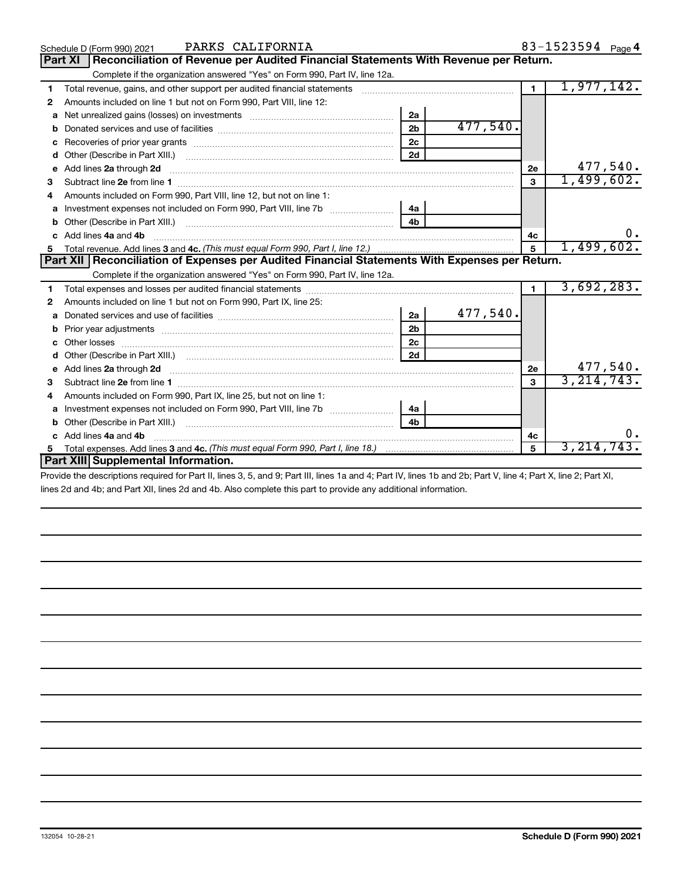Schedule D (Form 990) 2021 PARKS CALIFORNIA 83-1523594 Page 4

## Part XI Reconciliation of Revenue per Audited Financial Statements With Revenue per Return.

Complete if the organization answered "Yes" on Form 990, Part IV, line 12a.

| | | | | | |
|---|---|---|---|---|---|
| 1 | Total revenue, gains, and other support per audited financial statements | | | 1 | 1,977,142. |
| 2 | Amounts included on line 1 but not on Form 990, Part VIII, line 12: | | | | |
| a | Net unrealized gains (losses) on investments | 2a | | | |
| b | Donated services and use of facilities | 2b | 477,540. | | |
| c | Recoveries of prior year grants | 2c | | | |
| d | Other (Describe in Part XIII.) | 2d | | | |
| e | Add lines 2a through 2d | | | 2e | 477,540. |
| 3 | Subtract line 2e from line 1 | | | 3 | 1,499,602. |
| 4 | Amounts included on Form 990, Part VIII, line 12, but not on line 1: | | | | |
| a | Investment expenses not included on Form 990, Part VIII, line 7b | 4a | | | |
| b | Other (Describe in Part XIII.) | 4b | | | |
| c | Add lines 4a and 4b | | | 4c | 0. |
| 5 | Total revenue. Add lines 3 and 4c. *(This must equal Form 990, Part I, line 12.)* | | | 5 | 1,499,602. |

## Part XII Reconciliation of Expenses per Audited Financial Statements With Expenses per Return.

Complete if the organization answered "Yes" on Form 990, Part IV, line 12a.

| | | | | | |
|---|---|---|---|---|---|
| 1 | Total expenses and losses per audited financial statements | | | 1 | 3,692,283. |
| 2 | Amounts included on line 1 but not on Form 990, Part IX, line 25: | | | | |
| a | Donated services and use of facilities | 2a | 477,540. | | |
| b | Prior year adjustments | 2b | | | |
| c | Other losses | 2c | | | |
| d | Other (Describe in Part XIII.) | 2d | | | |
| e | Add lines 2a through 2d | | | 2e | 477,540. |
| 3 | Subtract line 2e from line 1 | | | 3 | 3,214,743. |
| 4 | Amounts included on Form 990, Part IX, line 25, but not on line 1: | | | | |
| a | Investment expenses not included on Form 990, Part VIII, line 7b | 4a | | | |
| b | Other (Describe in Part XIII.) | 4b | | | |
| c | Add lines 4a and 4b | | | 4c | 0. |
| 5 | Total expenses. Add lines 3 and 4c. *(This must equal Form 990, Part I, line 18.)* | | | 5 | 3,214,743. |

## Part XIII Supplemental Information.

Provide the descriptions required for Part II, lines 3, 5, and 9; Part III, lines 1a and 4; Part IV, lines 1b and 2b; Part V, line 4; Part X, line 2; Part XI, lines 2d and 4b; and Part XII, lines 2d and 4b. Also complete this part to provide any additional information.

132054 10-28-21 **Schedule D (Form 990) 2021**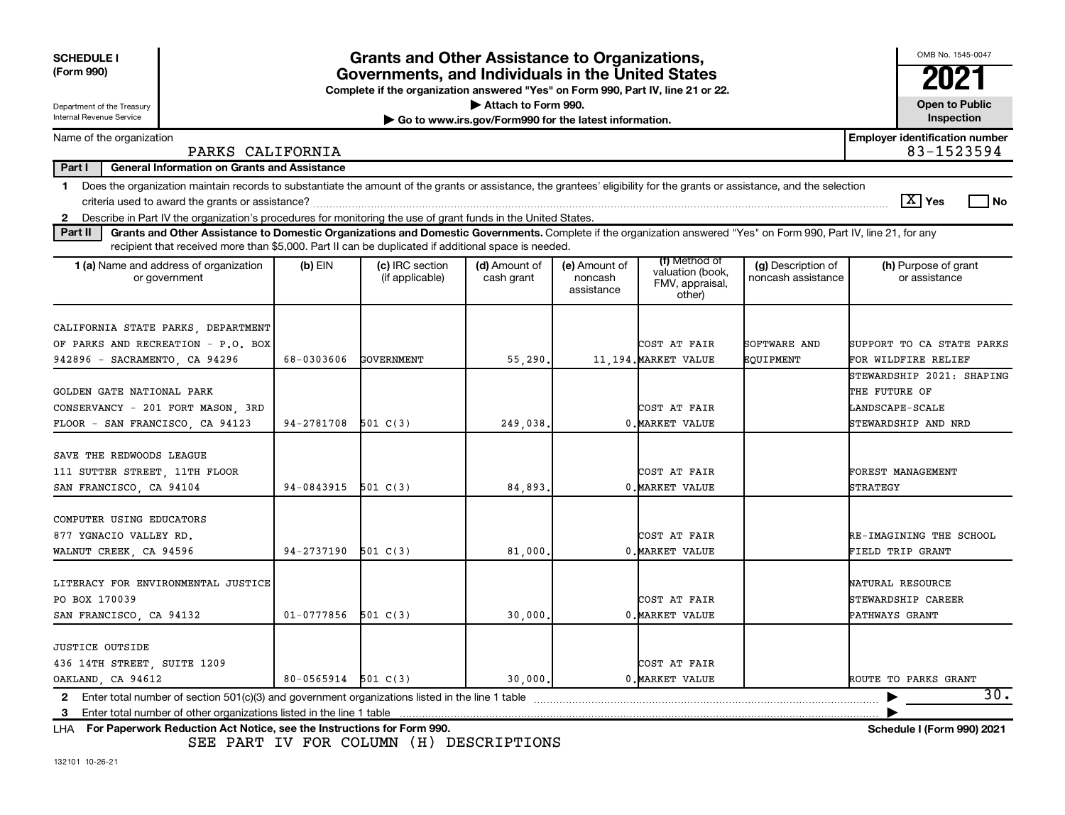**SCHEDULE I (Form 990)**

Department of the Treasury
Internal Revenue Service

# Grants and Other Assistance to Organizations, Governments, and Individuals in the United States

**Complete if the organization answered "Yes" on Form 990, Part IV, line 21 or 22.**
**▶ Attach to Form 990.**
**▶ Go to www.irs.gov/Form990 for the latest information.**

OMB No. 1545-0047

**2021**

**Open to Public Inspection**

Name of the organization: PARKS CALIFORNIA

**Employer identification number** 83-1523594

**Part I — General Information on Grants and Assistance**

1 Does the organization maintain records to substantiate the amount of the grants or assistance, the grantees' eligibility for the grants or assistance, and the selection criteria used to award the grants or assistance? [X] Yes [ ] No

2 Describe in Part IV the organization's procedures for monitoring the use of grant funds in the United States.

**Part II — Grants and Other Assistance to Domestic Organizations and Domestic Governments.** Complete if the organization answered "Yes" on Form 990, Part IV, line 21, for any recipient that received more than $5,000. Part II can be duplicated if additional space is needed.

| 1 (a) Name and address of organization or government | (b) EIN | (c) IRC section (if applicable) | (d) Amount of cash grant | (e) Amount of noncash assistance | (f) Method of valuation (book, FMV, appraisal, other) | (g) Description of noncash assistance | (h) Purpose of grant or assistance |
|---|---|---|---|---|---|---|---|
| CALIFORNIA STATE PARKS, DEPARTMENT OF PARKS AND RECREATION - P.O. BOX 942896 - SACRAMENTO, CA 94296 | 68-0303606 | GOVERNMENT | 55,290. | 11,194. | COST AT FAIR MARKET VALUE | SOFTWARE AND EQUIPMENT | SUPPORT TO CA STATE PARKS FOR WILDFIRE RELIEF |
| GOLDEN GATE NATIONAL PARK CONSERVANCY - 201 FORT MASON, 3RD FLOOR - SAN FRANCISCO, CA 94123 | 94-2781708 | 501 C(3) | 249,038. | 0. | COST AT FAIR MARKET VALUE | | STEWARDSHIP 2021: SHAPING THE FUTURE OF LANDSCAPE-SCALE STEWARDSHIP AND NRD |
| SAVE THE REDWOODS LEAGUE 111 SUTTER STREET, 11TH FLOOR SAN FRANCISCO, CA 94104 | 94-0843915 | 501 C(3) | 84,893. | 0. | COST AT FAIR MARKET VALUE | | FOREST MANAGEMENT STRATEGY |
| COMPUTER USING EDUCATORS 877 YGNACIO VALLEY RD. WALNUT CREEK, CA 94596 | 94-2737190 | 501 C(3) | 81,000. | 0. | COST AT FAIR MARKET VALUE | | RE-IMAGINING THE SCHOOL FIELD TRIP GRANT |
| LITERACY FOR ENVIRONMENTAL JUSTICE PO BOX 170039 SAN FRANCISCO, CA 94132 | 01-0777856 | 501 C(3) | 30,000. | 0. | COST AT FAIR MARKET VALUE | | NATURAL RESOURCE STEWARDSHIP CAREER PATHWAYS GRANT |
| JUSTICE OUTSIDE 436 14TH STREET, SUITE 1209 OAKLAND, CA 94612 | 80-0565914 | 501 C(3) | 30,000. | 0. | COST AT FAIR MARKET VALUE | | ROUTE TO PARKS GRANT |

2 Enter total number of section 501(c)(3) and government organizations listed in the line 1 table ▶ 30.

3 Enter total number of other organizations listed in the line 1 table ▶

LHA **For Paperwork Reduction Act Notice, see the Instructions for Form 990.** **Schedule I (Form 990) 2021**

SEE PART IV FOR COLUMN (H) DESCRIPTIONS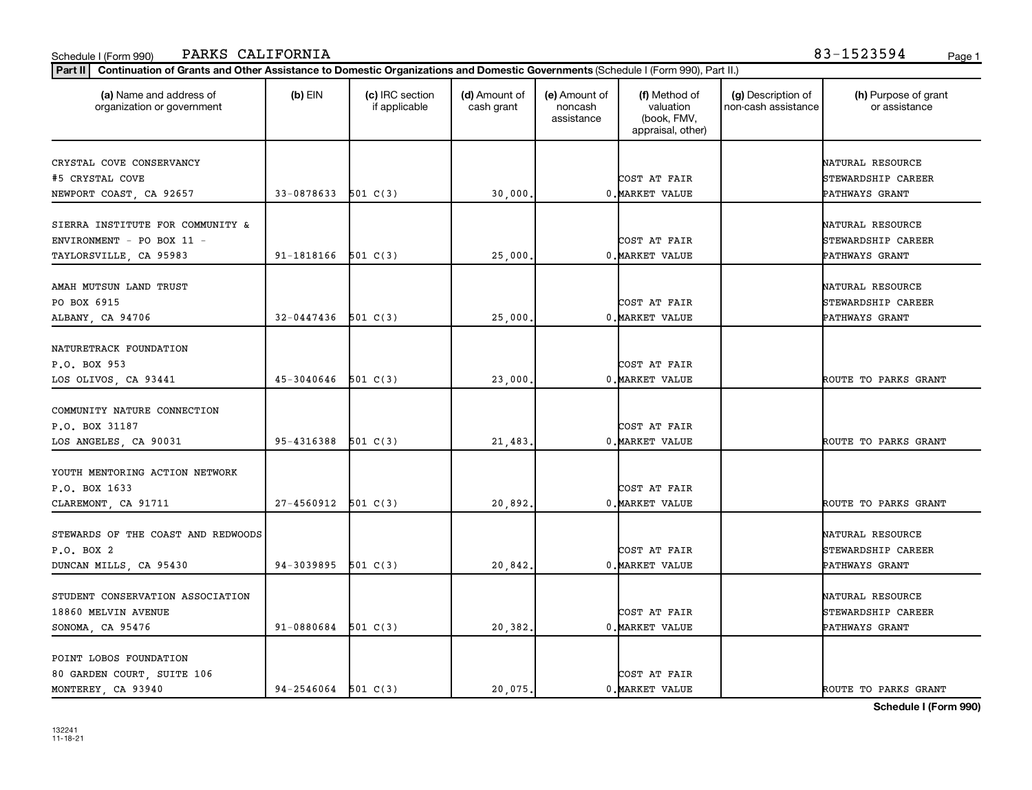Schedule I (Form 990) PARKS CALIFORNIA 83-1523594

**Part II** **Continuation of Grants and Other Assistance to Domestic Organizations and Domestic Governments** (Schedule I (Form 990), Part II.)

| (a) Name and address of organization or government | (b) EIN | (c) IRC section if applicable | (d) Amount of cash grant | (e) Amount of noncash assistance | (f) Method of valuation (book, FMV, appraisal, other) | (g) Description of non-cash assistance | (h) Purpose of grant or assistance |
|---|---|---|---|---|---|---|---|
| CRYSTAL COVE CONSERVANCY<br>#5 CRYSTAL COVE<br>NEWPORT COAST, CA 92657 | 33-0878633 | 501 C(3) | 30,000. | 0. | COST AT FAIR MARKET VALUE | | NATURAL RESOURCE STEWARDSHIP CAREER PATHWAYS GRANT |
| SIERRA INSTITUTE FOR COMMUNITY & ENVIRONMENT - PO BOX 11 -<br>TAYLORSVILLE, CA 95983 | 91-1818166 | 501 C(3) | 25,000. | 0. | COST AT FAIR MARKET VALUE | | NATURAL RESOURCE STEWARDSHIP CAREER PATHWAYS GRANT |
| AMAH MUTSUN LAND TRUST<br>PO BOX 6915<br>ALBANY, CA 94706 | 32-0447436 | 501 C(3) | 25,000. | 0. | COST AT FAIR MARKET VALUE | | NATURAL RESOURCE STEWARDSHIP CAREER PATHWAYS GRANT |
| NATURETRACK FOUNDATION<br>P.O. BOX 953<br>LOS OLIVOS, CA 93441 | 45-3040646 | 501 C(3) | 23,000. | 0. | COST AT FAIR MARKET VALUE | | ROUTE TO PARKS GRANT |
| COMMUNITY NATURE CONNECTION<br>P.O. BOX 31187<br>LOS ANGELES, CA 90031 | 95-4316388 | 501 C(3) | 21,483. | 0. | COST AT FAIR MARKET VALUE | | ROUTE TO PARKS GRANT |
| YOUTH MENTORING ACTION NETWORK<br>P.O. BOX 1633<br>CLAREMONT, CA 91711 | 27-4560912 | 501 C(3) | 20,892. | 0. | COST AT FAIR MARKET VALUE | | ROUTE TO PARKS GRANT |
| STEWARDS OF THE COAST AND REDWOODS<br>P.O. BOX 2<br>DUNCAN MILLS, CA 95430 | 94-3039895 | 501 C(3) | 20,842. | 0. | COST AT FAIR MARKET VALUE | | NATURAL RESOURCE STEWARDSHIP CAREER PATHWAYS GRANT |
| STUDENT CONSERVATION ASSOCIATION<br>18860 MELVIN AVENUE<br>SONOMA, CA 95476 | 91-0880684 | 501 C(3) | 20,382. | 0. | COST AT FAIR MARKET VALUE | | NATURAL RESOURCE STEWARDSHIP CAREER PATHWAYS GRANT |
| POINT LOBOS FOUNDATION<br>80 GARDEN COURT, SUITE 106<br>MONTEREY, CA 93940 | 94-2546064 | 501 C(3) | 20,075. | 0. | COST AT FAIR MARKET VALUE | | ROUTE TO PARKS GRANT |

Schedule I (Form 990)

132241
11-18-21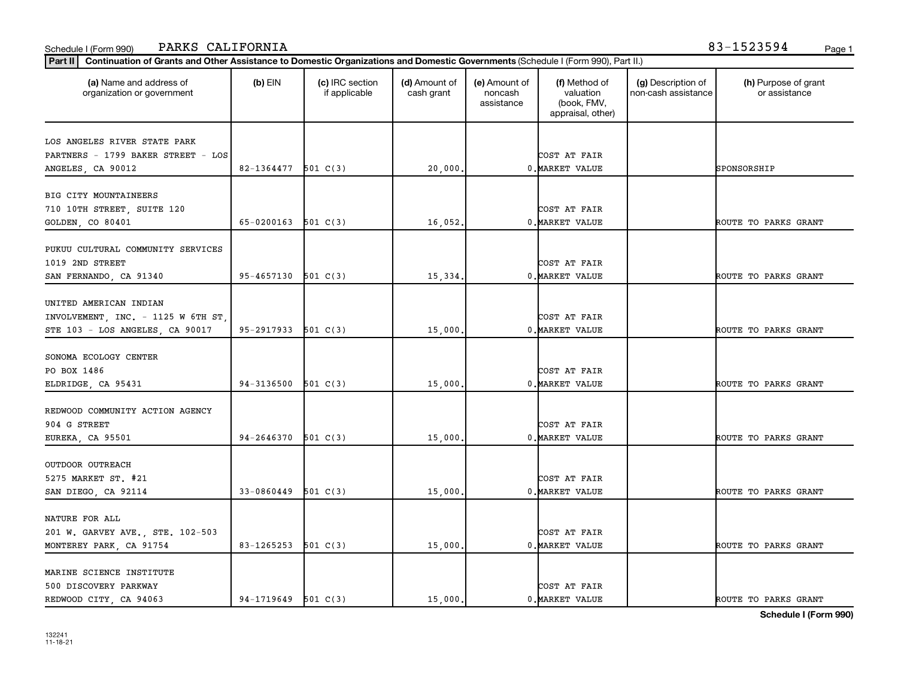Schedule I (Form 990) PARKS CALIFORNIA 83-1523594

**Part II** **Continuation of Grants and Other Assistance to Domestic Organizations and Domestic Governments** (Schedule I (Form 990), Part II.)

| (a) Name and address of organization or government | (b) EIN | (c) IRC section if applicable | (d) Amount of cash grant | (e) Amount of noncash assistance | (f) Method of valuation (book, FMV, appraisal, other) | (g) Description of non-cash assistance | (h) Purpose of grant or assistance |
|---|---|---|---|---|---|---|---|
| LOS ANGELES RIVER STATE PARK PARTNERS - 1799 BAKER STREET - LOS ANGELES, CA 90012 | 82-1364477 | 501 C(3) | 20,000. | 0. | COST AT FAIR MARKET VALUE | | SPONSORSHIP |
| BIG CITY MOUNTAINEERS 710 10TH STREET, SUITE 120 GOLDEN, CO 80401 | 65-0200163 | 501 C(3) | 16,052. | 0. | COST AT FAIR MARKET VALUE | | ROUTE TO PARKS GRANT |
| PUKUU CULTURAL COMMUNITY SERVICES 1019 2ND STREET SAN FERNANDO, CA 91340 | 95-4657130 | 501 C(3) | 15,334. | 0. | COST AT FAIR MARKET VALUE | | ROUTE TO PARKS GRANT |
| UNITED AMERICAN INDIAN INVOLVEMENT, INC. - 1125 W 6TH ST, STE 103 - LOS ANGELES, CA 90017 | 95-2917933 | 501 C(3) | 15,000. | 0. | COST AT FAIR MARKET VALUE | | ROUTE TO PARKS GRANT |
| SONOMA ECOLOGY CENTER PO BOX 1486 ELDRIDGE, CA 95431 | 94-3136500 | 501 C(3) | 15,000. | 0. | COST AT FAIR MARKET VALUE | | ROUTE TO PARKS GRANT |
| REDWOOD COMMUNITY ACTION AGENCY 904 G STREET EUREKA, CA 95501 | 94-2646370 | 501 C(3) | 15,000. | 0. | COST AT FAIR MARKET VALUE | | ROUTE TO PARKS GRANT |
| OUTDOOR OUTREACH 5275 MARKET ST. #21 SAN DIEGO, CA 92114 | 33-0860449 | 501 C(3) | 15,000. | 0. | COST AT FAIR MARKET VALUE | | ROUTE TO PARKS GRANT |
| NATURE FOR ALL 201 W. GARVEY AVE., STE. 102-503 MONTEREY PARK, CA 91754 | 83-1265253 | 501 C(3) | 15,000. | 0. | COST AT FAIR MARKET VALUE | | ROUTE TO PARKS GRANT |
| MARINE SCIENCE INSTITUTE 500 DISCOVERY PARKWAY REDWOOD CITY, CA 94063 | 94-1719649 | 501 C(3) | 15,000. | 0. | COST AT FAIR MARKET VALUE | | ROUTE TO PARKS GRANT |

**Schedule I (Form 990)**

132241
11-18-21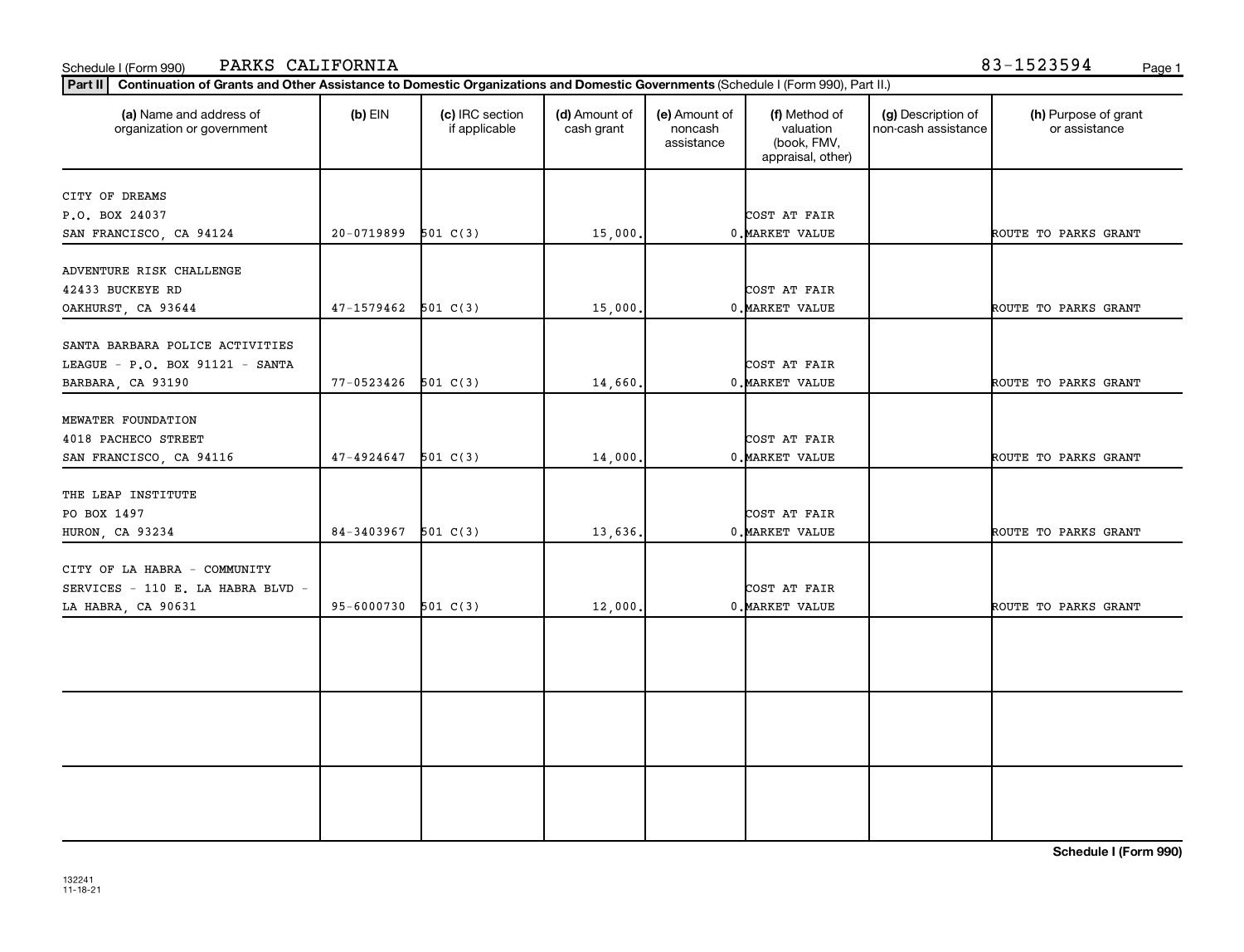Schedule I (Form 990) PARKS CALIFORNIA 83-1523594

**Part II** **Continuation of Grants and Other Assistance to Domestic Organizations and Domestic Governments** (Schedule I (Form 990), Part II.)

| (a) Name and address of organization or government | (b) EIN | (c) IRC section if applicable | (d) Amount of cash grant | (e) Amount of noncash assistance | (f) Method of valuation (book, FMV, appraisal, other) | (g) Description of non-cash assistance | (h) Purpose of grant or assistance |
|---|---|---|---|---|---|---|---|
| CITY OF DREAMS P.O. BOX 24037 SAN FRANCISCO, CA 94124 | 20-0719899 | 501 C(3) | 15,000. | 0. | COST AT FAIR MARKET VALUE | | ROUTE TO PARKS GRANT |
| ADVENTURE RISK CHALLENGE 42433 BUCKEYE RD OAKHURST, CA 93644 | 47-1579462 | 501 C(3) | 15,000. | 0. | COST AT FAIR MARKET VALUE | | ROUTE TO PARKS GRANT |
| SANTA BARBARA POLICE ACTIVITIES LEAGUE - P.O. BOX 91121 - SANTA BARBARA, CA 93190 | 77-0523426 | 501 C(3) | 14,660. | 0. | COST AT FAIR MARKET VALUE | | ROUTE TO PARKS GRANT |
| MEWATER FOUNDATION 4018 PACHECO STREET SAN FRANCISCO, CA 94116 | 47-4924647 | 501 C(3) | 14,000. | 0. | COST AT FAIR MARKET VALUE | | ROUTE TO PARKS GRANT |
| THE LEAP INSTITUTE PO BOX 1497 HURON, CA 93234 | 84-3403967 | 501 C(3) | 13,636. | 0. | COST AT FAIR MARKET VALUE | | ROUTE TO PARKS GRANT |
| CITY OF LA HABRA - COMMUNITY SERVICES - 110 E. LA HABRA BLVD - LA HABRA, CA 90631 | 95-6000730 | 501 C(3) | 12,000. | 0. | COST AT FAIR MARKET VALUE | | ROUTE TO PARKS GRANT |
| | | | | | | | |
| | | | | | | | |
| | | | | | | | |

**Schedule I (Form 990)**

132241
11-18-21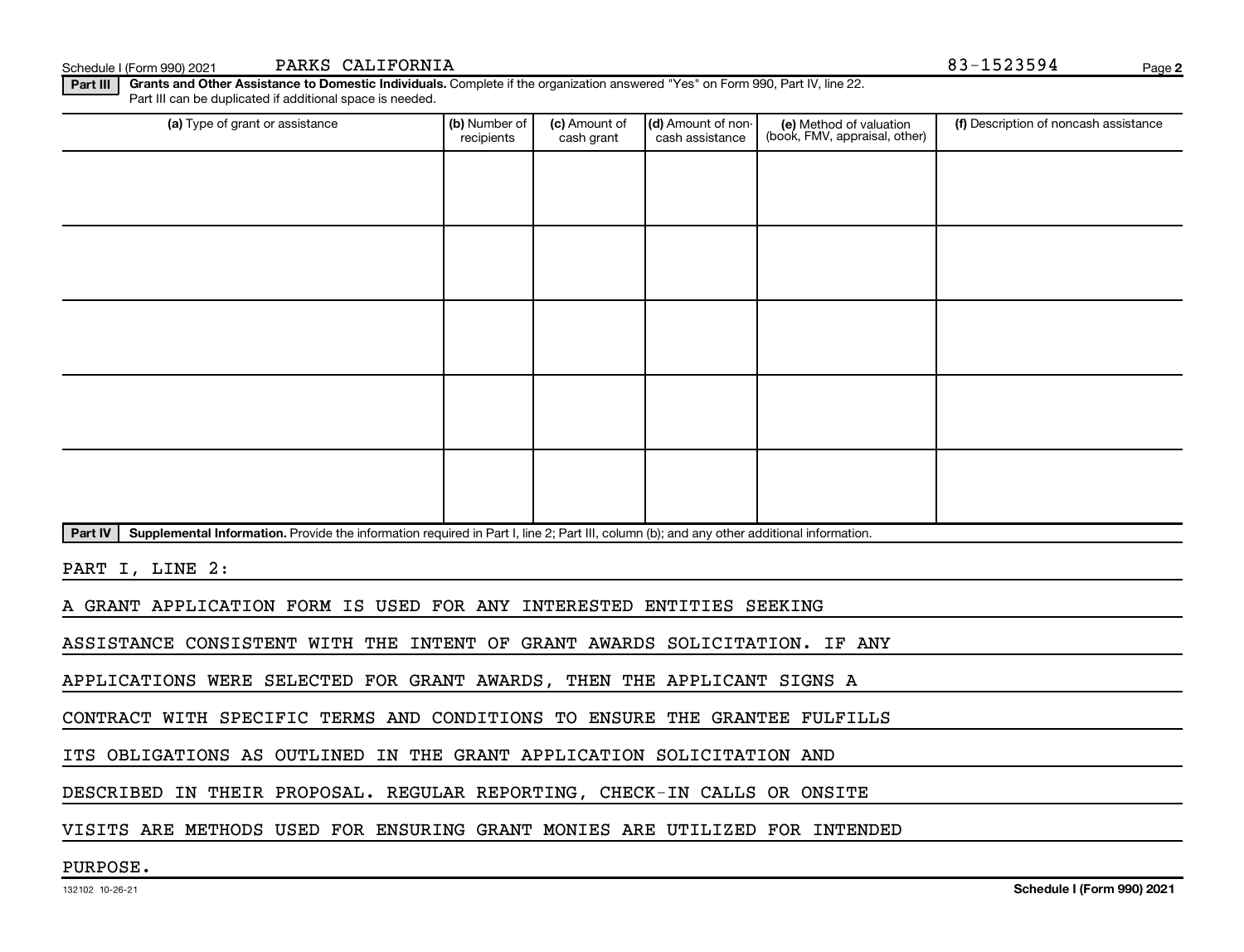Schedule I (Form 990) 2021 PARKS CALIFORNIA 83-1523594

**Part III** **Grants and Other Assistance to Domestic Individuals.** Complete if the organization answered "Yes" on Form 990, Part IV, line 22. Part III can be duplicated if additional space is needed.

| (a) Type of grant or assistance | (b) Number of recipients | (c) Amount of cash grant | (d) Amount of non-cash assistance | (e) Method of valuation (book, FMV, appraisal, other) | (f) Description of noncash assistance |
|---|---|---|---|---|---|
| | | | | | |
| | | | | | |
| | | | | | |
| | | | | | |
| | | | | | |

**Part IV** **Supplemental Information.** Provide the information required in Part I, line 2; Part III, column (b); and any other additional information.

PART I, LINE 2:

A GRANT APPLICATION FORM IS USED FOR ANY INTERESTED ENTITIES SEEKING ASSISTANCE CONSISTENT WITH THE INTENT OF GRANT AWARDS SOLICITATION. IF ANY APPLICATIONS WERE SELECTED FOR GRANT AWARDS, THEN THE APPLICANT SIGNS A CONTRACT WITH SPECIFIC TERMS AND CONDITIONS TO ENSURE THE GRANTEE FULFILLS ITS OBLIGATIONS AS OUTLINED IN THE GRANT APPLICATION SOLICITATION AND DESCRIBED IN THEIR PROPOSAL. REGULAR REPORTING, CHECK-IN CALLS OR ONSITE VISITS ARE METHODS USED FOR ENSURING GRANT MONIES ARE UTILIZED FOR INTENDED PURPOSE.

132102 10-26-21 **Schedule I (Form 990) 2021**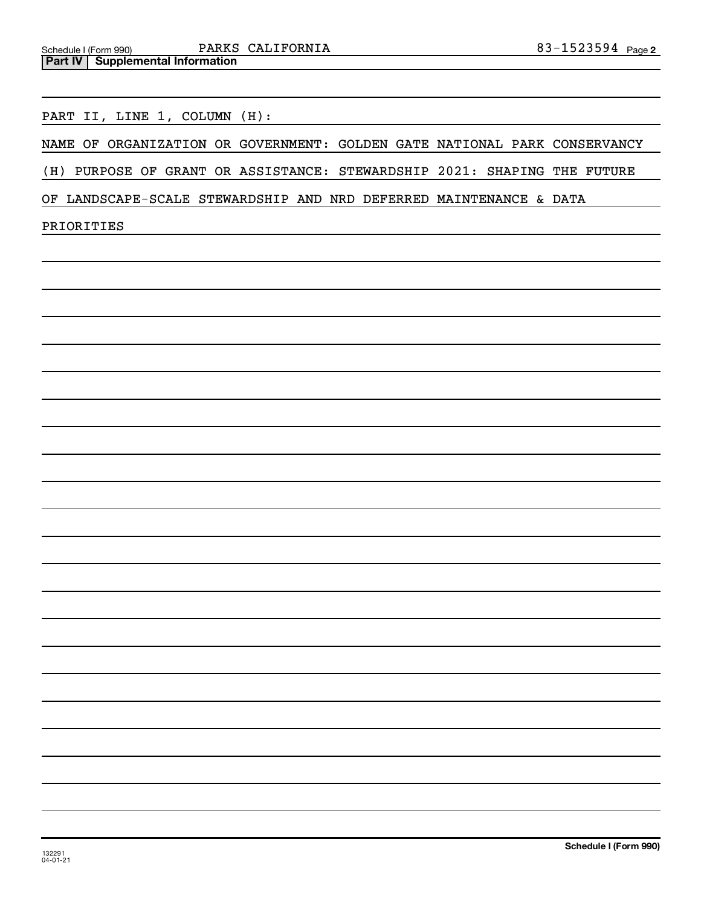Schedule I (Form 990) PARKS CALIFORNIA 83-1523594 Page 2

**Part IV Supplemental Information**

PART II, LINE 1, COLUMN (H):

NAME OF ORGANIZATION OR GOVERNMENT: GOLDEN GATE NATIONAL PARK CONSERVANCY

(H) PURPOSE OF GRANT OR ASSISTANCE: STEWARDSHIP 2021: SHAPING THE FUTURE OF LANDSCAPE-SCALE STEWARDSHIP AND NRD DEFERRED MAINTENANCE & DATA PRIORITIES

132291 04-01-21

**Schedule I (Form 990)**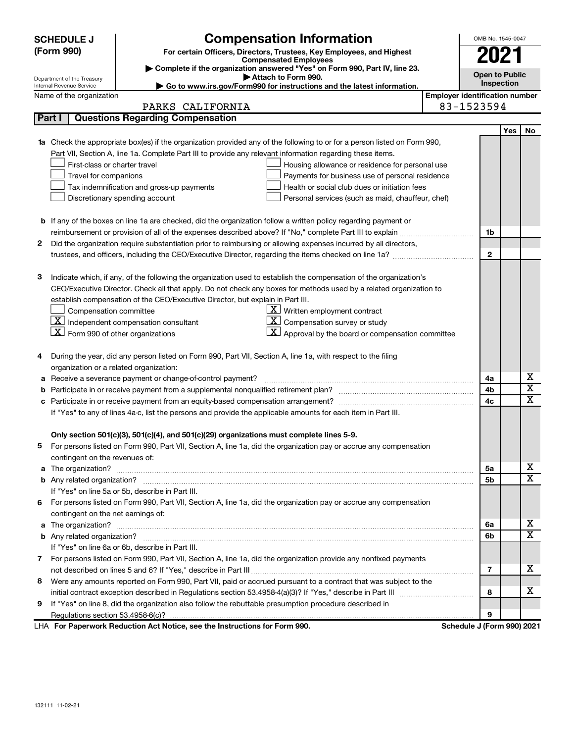# SCHEDULE J (Form 990)

## Compensation Information

**For certain Officers, Directors, Trustees, Key Employees, and Highest Compensated Employees**

▶ Complete if the organization answered "Yes" on Form 990, Part IV, line 23.
▶ Attach to Form 990.
▶ Go to www.irs.gov/Form990 for instructions and the latest information.

OMB No. 1545-0047

**2021**

**Open to Public Inspection**

Department of the Treasury
Internal Revenue Service

Name of the organization: PARKS CALIFORNIA

Employer identification number: 83-1523594

## Part I | Questions Regarding Compensation

| | | | Yes | No |
|---|---|---|---|---|
| **1a** | Check the appropriate box(es) if the organization provided any of the following to or for a person listed on Form 990, Part VII, Section A, line 1a. Complete Part III to provide any relevant information regarding these items.<br>☐ First-class or charter travel ☐ Housing allowance or residence for personal use<br>☐ Travel for companions ☐ Payments for business use of personal residence<br>☐ Tax indemnification and gross-up payments ☐ Health or social club dues or initiation fees<br>☐ Discretionary spending account ☐ Personal services (such as maid, chauffeur, chef) | | | |
| **b** | If any of the boxes on line 1a are checked, did the organization follow a written policy regarding payment or reimbursement or provision of all of the expenses described above? If "No," complete Part III to explain | 1b | | |
| **2** | Did the organization require substantiation prior to reimbursing or allowing expenses incurred by all directors, trustees, and officers, including the CEO/Executive Director, regarding the items checked on line 1a? | 2 | | |
| **3** | Indicate which, if any, of the following the organization used to establish the compensation of the organization's CEO/Executive Director. Check all that apply. Do not check any boxes for methods used by a related organization to establish compensation of the CEO/Executive Director, but explain in Part III.<br>☐ Compensation committee ☒ Written employment contract<br>☒ Independent compensation consultant ☒ Compensation survey or study<br>☒ Form 990 of other organizations ☒ Approval by the board or compensation committee | | | |
| **4** | During the year, did any person listed on Form 990, Part VII, Section A, line 1a, with respect to the filing organization or a related organization: | | | |
| **a** | Receive a severance payment or change-of-control payment? | 4a | | X |
| **b** | Participate in or receive payment from a supplemental nonqualified retirement plan? | 4b | | X |
| **c** | Participate in or receive payment from an equity-based compensation arrangement? | 4c | | X |
| | If "Yes" to any of lines 4a-c, list the persons and provide the applicable amounts for each item in Part III. | | | |
| | **Only section 501(c)(3), 501(c)(4), and 501(c)(29) organizations must complete lines 5-9.** | | | |
| **5** | For persons listed on Form 990, Part VII, Section A, line 1a, did the organization pay or accrue any compensation contingent on the revenues of: | | | |
| **a** | The organization? | 5a | | X |
| **b** | Any related organization? | 5b | | X |
| | If "Yes" on line 5a or 5b, describe in Part III. | | | |
| **6** | For persons listed on Form 990, Part VII, Section A, line 1a, did the organization pay or accrue any compensation contingent on the net earnings of: | | | |
| **a** | The organization? | 6a | | X |
| **b** | Any related organization? | 6b | | X |
| | If "Yes" on line 6a or 6b, describe in Part III. | | | |
| **7** | For persons listed on Form 990, Part VII, Section A, line 1a, did the organization provide any nonfixed payments not described on lines 5 and 6? If "Yes," describe in Part III | 7 | | X |
| **8** | Were any amounts reported on Form 990, Part VII, paid or accrued pursuant to a contract that was subject to the initial contract exception described in Regulations section 53.4958-4(a)(3)? If "Yes," describe in Part III | 8 | | X |
| **9** | If "Yes" on line 8, did the organization also follow the rebuttable presumption procedure described in Regulations section 53.4958-6(c)? | 9 | | |

LHA **For Paperwork Reduction Act Notice, see the Instructions for Form 990.** **Schedule J (Form 990) 2021**

132111 11-02-21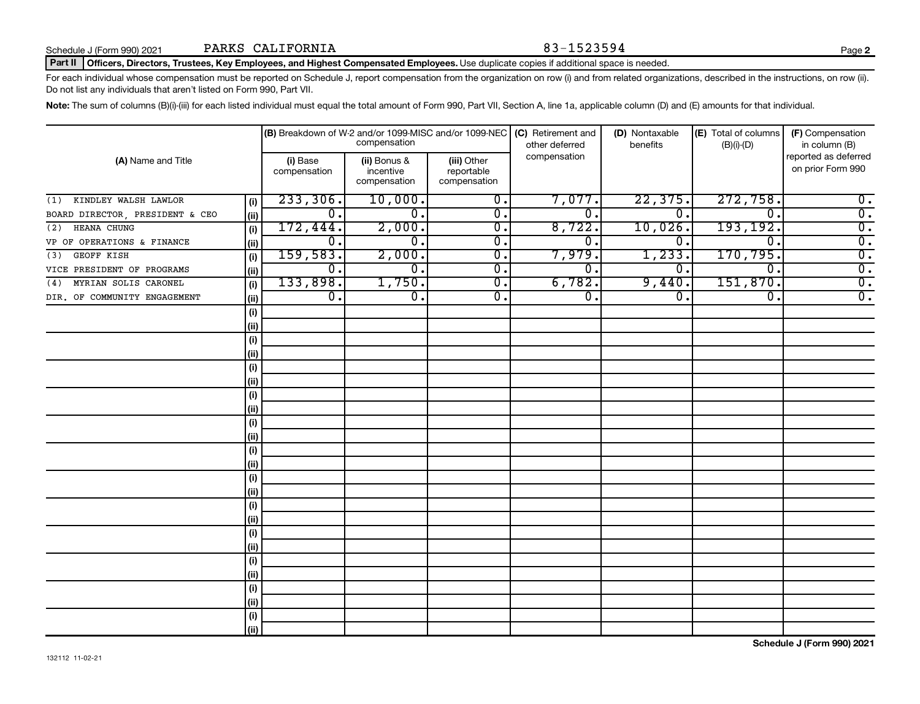Schedule J (Form 990) 2021 PARKS CALIFORNIA 83-1523594

**Part II Officers, Directors, Trustees, Key Employees, and Highest Compensated Employees.** Use duplicate copies if additional space is needed.

For each individual whose compensation must be reported on Schedule J, report compensation from the organization on row (i) and from related organizations, described in the instructions, on row (ii). Do not list any individuals that aren't listed on Form 990, Part VII.

**Note:** The sum of columns (B)(i)-(iii) for each listed individual must equal the total amount of Form 990, Part VII, Section A, line 1a, applicable column (D) and (E) amounts for that individual.

| (A) Name and Title | | (B) Breakdown of W-2 and/or 1099-MISC and/or 1099-NEC compensation | | | (C) Retirement and other deferred compensation | (D) Nontaxable benefits | (E) Total of columns (B)(i)-(D) | (F) Compensation in column (B) reported as deferred on prior Form 990 |
|---|---|---|---|---|---|---|---|---|
| | | (i) Base compensation | (ii) Bonus & incentive compensation | (iii) Other reportable compensation | | | | |
| (1) KINDLEY WALSH LAWLOR | (i) | 233,306. | 10,000. | 0. | 7,077. | 22,375. | 272,758. | 0. |
| BOARD DIRECTOR, PRESIDENT & CEO | (ii) | 0. | 0. | 0. | 0. | 0. | 0. | 0. |
| (2) HEANA CHUNG | (i) | 172,444. | 2,000. | 0. | 8,722. | 10,026. | 193,192. | 0. |
| VP OF OPERATIONS & FINANCE | (ii) | 0. | 0. | 0. | 0. | 0. | 0. | 0. |
| (3) GEOFF KISH | (i) | 159,583. | 2,000. | 0. | 7,979. | 1,233. | 170,795. | 0. |
| VICE PRESIDENT OF PROGRAMS | (ii) | 0. | 0. | 0. | 0. | 0. | 0. | 0. |
| (4) MYRIAN SOLIS CARONEL | (i) | 133,898. | 1,750. | 0. | 6,782. | 9,440. | 151,870. | 0. |
| DIR. OF COMMUNITY ENGAGEMENT | (ii) | 0. | 0. | 0. | 0. | 0. | 0. | 0. |

Schedule J (Form 990) 2021

132112 11-02-21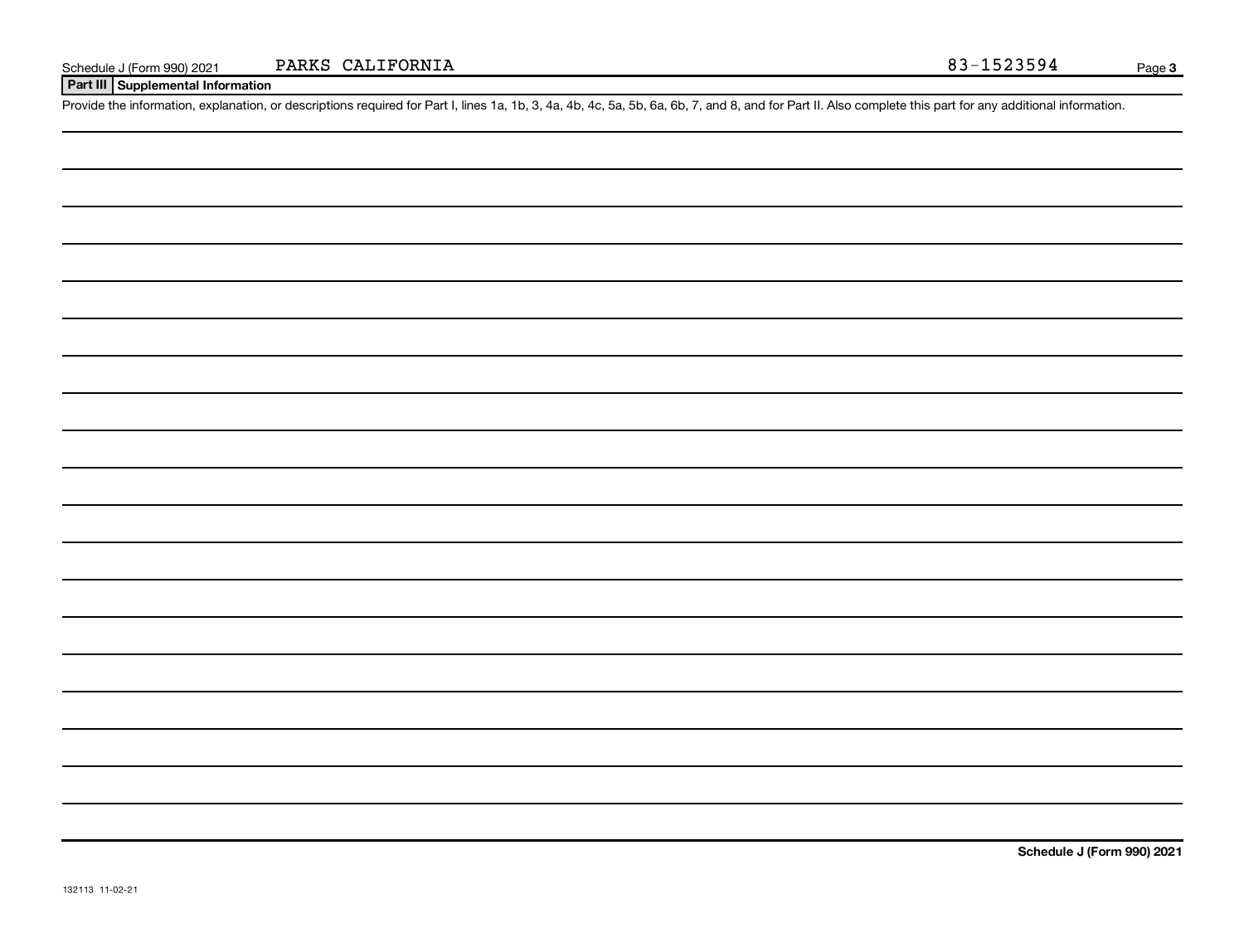Schedule J (Form 990) 2021 PARKS CALIFORNIA 83-1523594

## Part III Supplemental Information

Provide the information, explanation, or descriptions required for Part I, lines 1a, 1b, 3, 4a, 4b, 4c, 5a, 5b, 6a, 6b, 7, and 8, and for Part II. Also complete this part for any additional information.

132113 11-02-21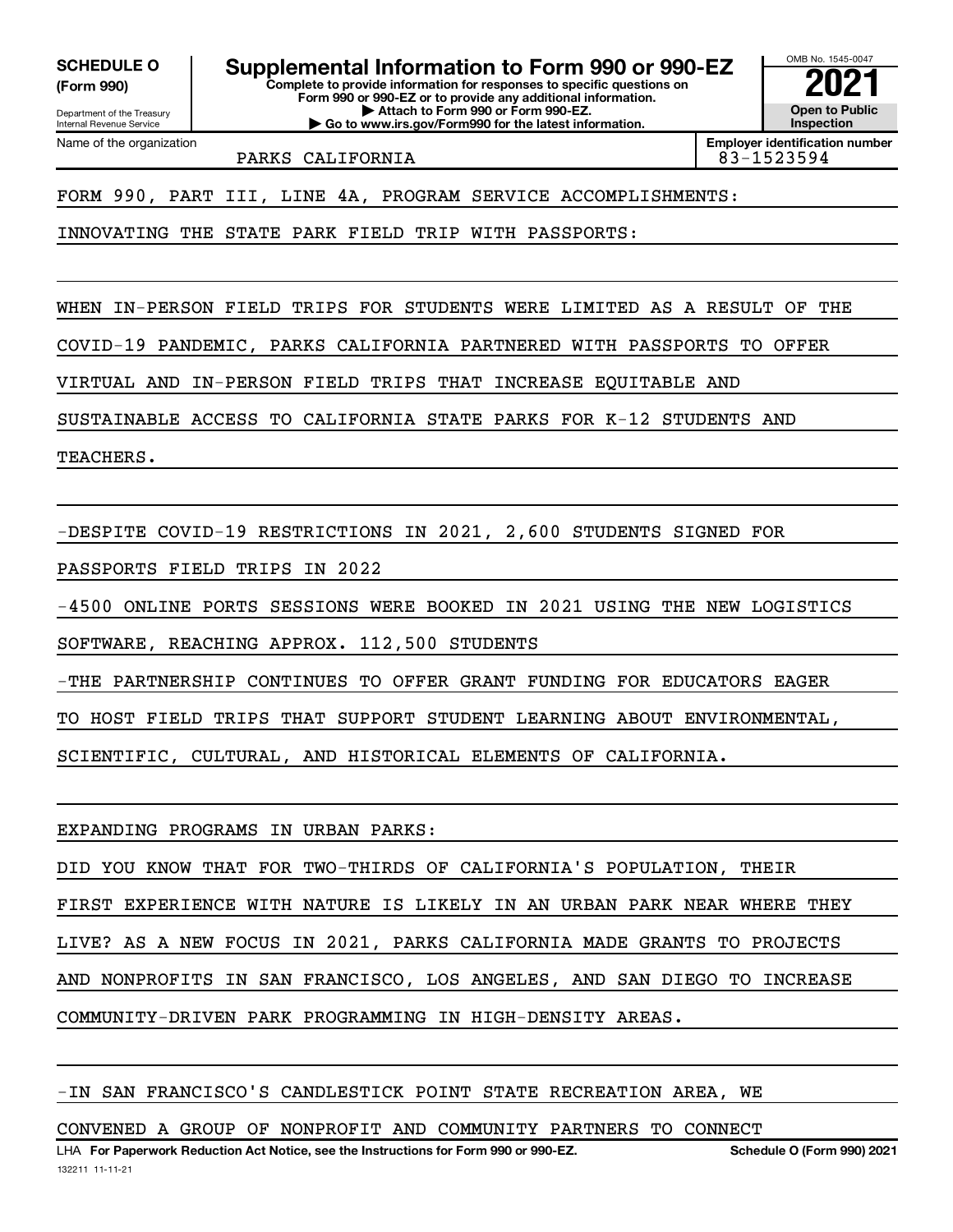**SCHEDULE O (Form 990)**

Department of the Treasury
Internal Revenue Service

# Supplemental Information to Form 990 or 990-EZ

**Complete to provide information for responses to specific questions on Form 990 or 990-EZ or to provide any additional information.**
**▶ Attach to Form 990 or Form 990-EZ.**
**▶ Go to www.irs.gov/Form990 for the latest information.**

OMB No. 1545-0047

**2021**

**Open to Public Inspection**

Name of the organization: PARKS CALIFORNIA

**Employer identification number:** 83-1523594

FORM 990, PART III, LINE 4A, PROGRAM SERVICE ACCOMPLISHMENTS:

INNOVATING THE STATE PARK FIELD TRIP WITH PASSPORTS:

WHEN IN-PERSON FIELD TRIPS FOR STUDENTS WERE LIMITED AS A RESULT OF THE COVID-19 PANDEMIC, PARKS CALIFORNIA PARTNERED WITH PASSPORTS TO OFFER VIRTUAL AND IN-PERSON FIELD TRIPS THAT INCREASE EQUITABLE AND SUSTAINABLE ACCESS TO CALIFORNIA STATE PARKS FOR K-12 STUDENTS AND TEACHERS.

-DESPITE COVID-19 RESTRICTIONS IN 2021, 2,600 STUDENTS SIGNED FOR PASSPORTS FIELD TRIPS IN 2022

-4500 ONLINE PORTS SESSIONS WERE BOOKED IN 2021 USING THE NEW LOGISTICS SOFTWARE, REACHING APPROX. 112,500 STUDENTS

-THE PARTNERSHIP CONTINUES TO OFFER GRANT FUNDING FOR EDUCATORS EAGER TO HOST FIELD TRIPS THAT SUPPORT STUDENT LEARNING ABOUT ENVIRONMENTAL, SCIENTIFIC, CULTURAL, AND HISTORICAL ELEMENTS OF CALIFORNIA.

EXPANDING PROGRAMS IN URBAN PARKS:

DID YOU KNOW THAT FOR TWO-THIRDS OF CALIFORNIA'S POPULATION, THEIR FIRST EXPERIENCE WITH NATURE IS LIKELY IN AN URBAN PARK NEAR WHERE THEY LIVE? AS A NEW FOCUS IN 2021, PARKS CALIFORNIA MADE GRANTS TO PROJECTS AND NONPROFITS IN SAN FRANCISCO, LOS ANGELES, AND SAN DIEGO TO INCREASE COMMUNITY-DRIVEN PARK PROGRAMMING IN HIGH-DENSITY AREAS.

-IN SAN FRANCISCO'S CANDLESTICK POINT STATE RECREATION AREA, WE CONVENED A GROUP OF NONPROFIT AND COMMUNITY PARTNERS TO CONNECT

LHA **For Paperwork Reduction Act Notice, see the Instructions for Form 990 or 990-EZ.** **Schedule O (Form 990) 2021**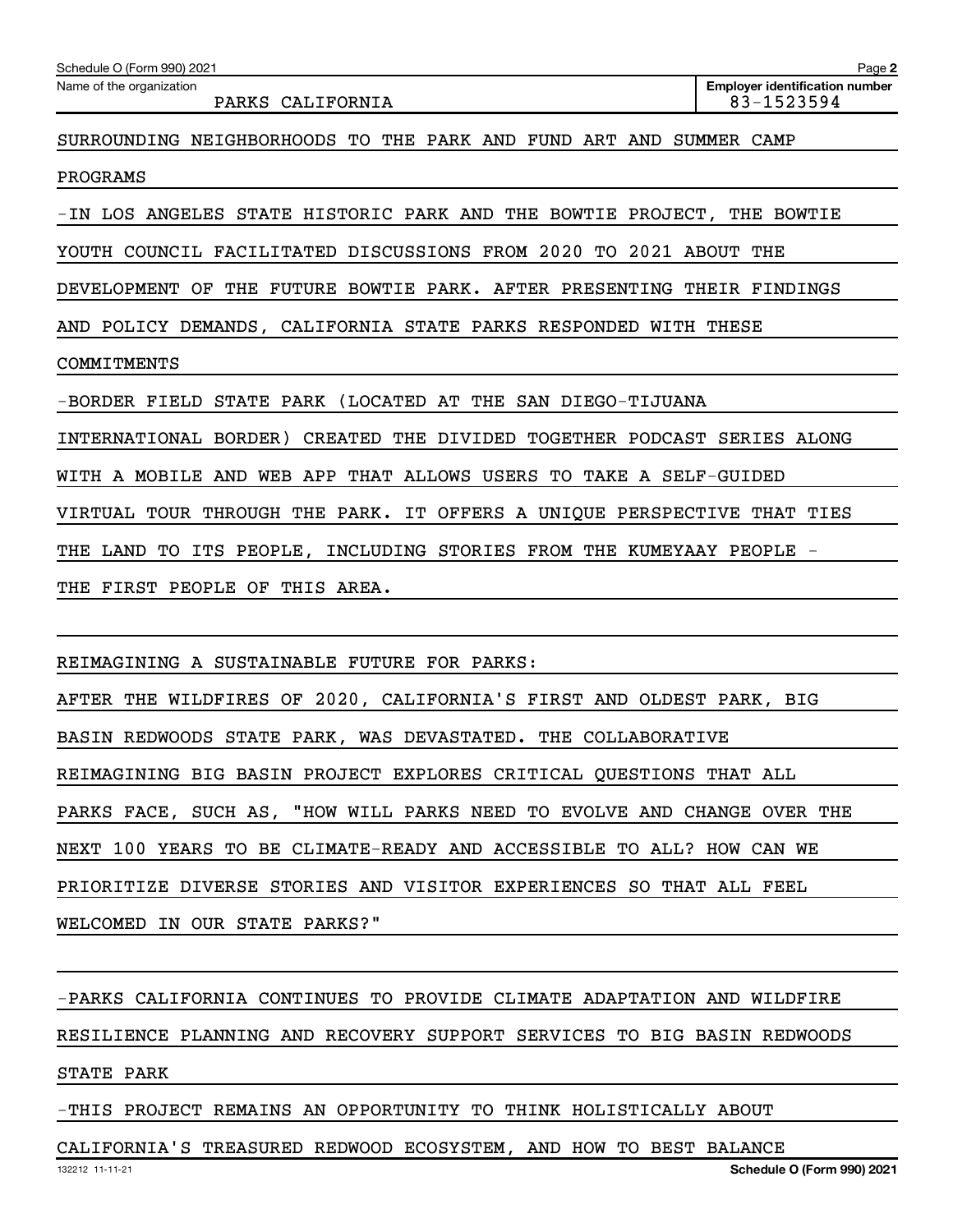Name of the organization: PARKS CALIFORNIA

Employer identification number: 83-1523594

SURROUNDING NEIGHBORHOODS TO THE PARK AND FUND ART AND SUMMER CAMP PROGRAMS

-IN LOS ANGELES STATE HISTORIC PARK AND THE BOWTIE PROJECT, THE BOWTIE YOUTH COUNCIL FACILITATED DISCUSSIONS FROM 2020 TO 2021 ABOUT THE DEVELOPMENT OF THE FUTURE BOWTIE PARK. AFTER PRESENTING THEIR FINDINGS AND POLICY DEMANDS, CALIFORNIA STATE PARKS RESPONDED WITH THESE COMMITMENTS

-BORDER FIELD STATE PARK (LOCATED AT THE SAN DIEGO-TIJUANA INTERNATIONAL BORDER) CREATED THE DIVIDED TOGETHER PODCAST SERIES ALONG WITH A MOBILE AND WEB APP THAT ALLOWS USERS TO TAKE A SELF-GUIDED VIRTUAL TOUR THROUGH THE PARK. IT OFFERS A UNIQUE PERSPECTIVE THAT TIES THE LAND TO ITS PEOPLE, INCLUDING STORIES FROM THE KUMEYAAY PEOPLE - THE FIRST PEOPLE OF THIS AREA.

REIMAGINING A SUSTAINABLE FUTURE FOR PARKS:

AFTER THE WILDFIRES OF 2020, CALIFORNIA'S FIRST AND OLDEST PARK, BIG BASIN REDWOODS STATE PARK, WAS DEVASTATED. THE COLLABORATIVE REIMAGINING BIG BASIN PROJECT EXPLORES CRITICAL QUESTIONS THAT ALL PARKS FACE, SUCH AS, "HOW WILL PARKS NEED TO EVOLVE AND CHANGE OVER THE NEXT 100 YEARS TO BE CLIMATE-READY AND ACCESSIBLE TO ALL? HOW CAN WE PRIORITIZE DIVERSE STORIES AND VISITOR EXPERIENCES SO THAT ALL FEEL WELCOMED IN OUR STATE PARKS?"

-PARKS CALIFORNIA CONTINUES TO PROVIDE CLIMATE ADAPTATION AND WILDFIRE RESILIENCE PLANNING AND RECOVERY SUPPORT SERVICES TO BIG BASIN REDWOODS STATE PARK

-THIS PROJECT REMAINS AN OPPORTUNITY TO THINK HOLISTICALLY ABOUT CALIFORNIA'S TREASURED REDWOOD ECOSYSTEM, AND HOW TO BEST BALANCE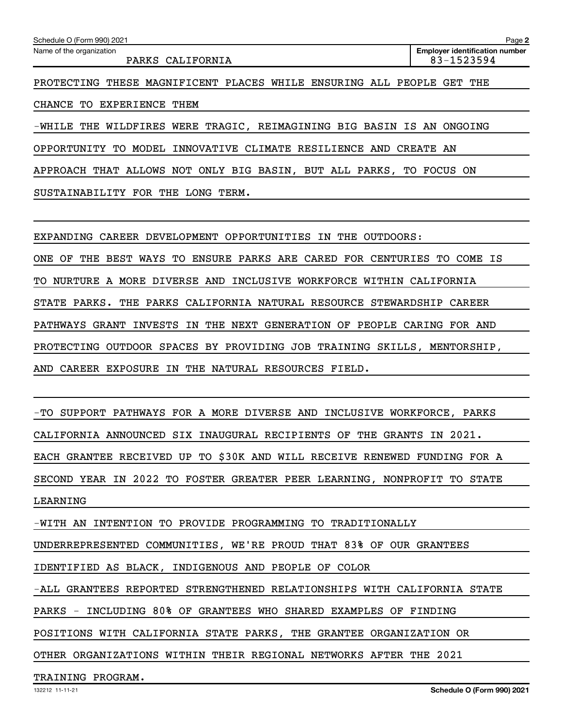PROTECTING THESE MAGNIFICENT PLACES WHILE ENSURING ALL PEOPLE GET THE CHANCE TO EXPERIENCE THEM

-WHILE THE WILDFIRES WERE TRAGIC, REIMAGINING BIG BASIN IS AN ONGOING OPPORTUNITY TO MODEL INNOVATIVE CLIMATE RESILIENCE AND CREATE AN APPROACH THAT ALLOWS NOT ONLY BIG BASIN, BUT ALL PARKS, TO FOCUS ON SUSTAINABILITY FOR THE LONG TERM.

EXPANDING CAREER DEVELOPMENT OPPORTUNITIES IN THE OUTDOORS:

ONE OF THE BEST WAYS TO ENSURE PARKS ARE CARED FOR CENTURIES TO COME IS TO NURTURE A MORE DIVERSE AND INCLUSIVE WORKFORCE WITHIN CALIFORNIA STATE PARKS. THE PARKS CALIFORNIA NATURAL RESOURCE STEWARDSHIP CAREER PATHWAYS GRANT INVESTS IN THE NEXT GENERATION OF PEOPLE CARING FOR AND PROTECTING OUTDOOR SPACES BY PROVIDING JOB TRAINING SKILLS, MENTORSHIP, AND CAREER EXPOSURE IN THE NATURAL RESOURCES FIELD.

-TO SUPPORT PATHWAYS FOR A MORE DIVERSE AND INCLUSIVE WORKFORCE, PARKS CALIFORNIA ANNOUNCED SIX INAUGURAL RECIPIENTS OF THE GRANTS IN 2021. EACH GRANTEE RECEIVED UP TO $30K AND WILL RECEIVE RENEWED FUNDING FOR A SECOND YEAR IN 2022 TO FOSTER GREATER PEER LEARNING, NONPROFIT TO STATE LEARNING

-WITH AN INTENTION TO PROVIDE PROGRAMMING TO TRADITIONALLY UNDERREPRESENTED COMMUNITIES, WE'RE PROUD THAT 83% OF OUR GRANTEES IDENTIFIED AS BLACK, INDIGENOUS AND PEOPLE OF COLOR

-ALL GRANTEES REPORTED STRENGTHENED RELATIONSHIPS WITH CALIFORNIA STATE PARKS - INCLUDING 80% OF GRANTEES WHO SHARED EXAMPLES OF FINDING POSITIONS WITH CALIFORNIA STATE PARKS, THE GRANTEE ORGANIZATION OR OTHER ORGANIZATIONS WITHIN THEIR REGIONAL NETWORKS AFTER THE 2021 TRAINING PROGRAM.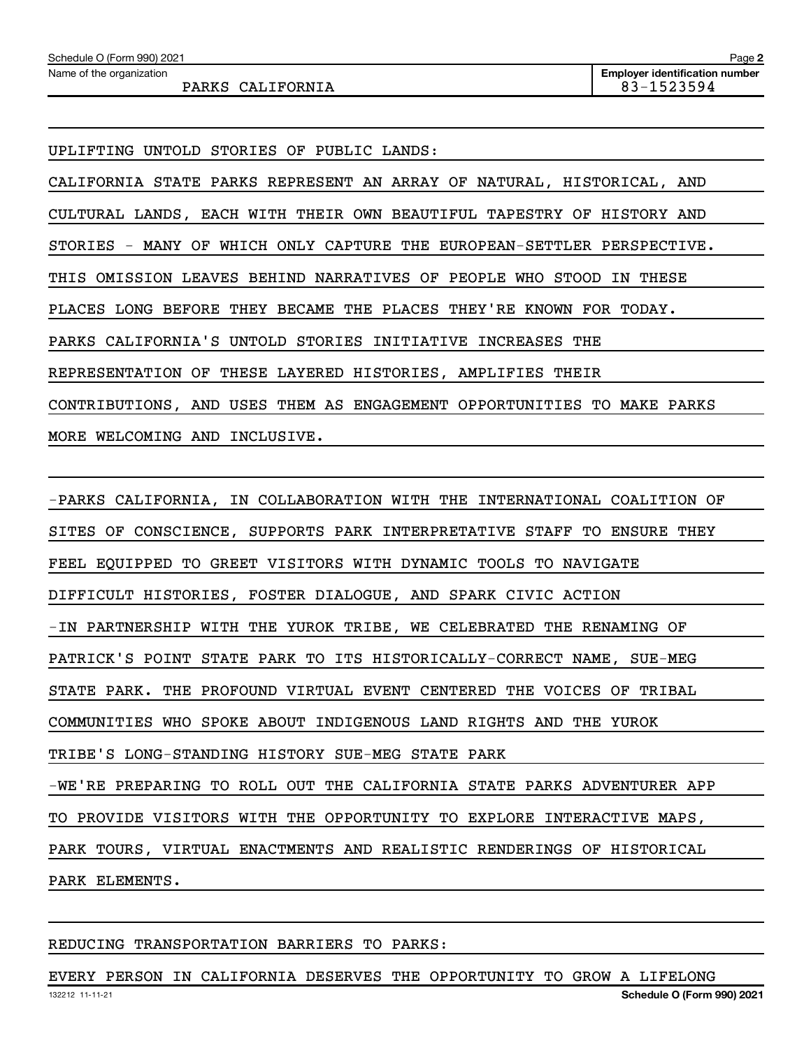UPLIFTING UNTOLD STORIES OF PUBLIC LANDS:

CALIFORNIA STATE PARKS REPRESENT AN ARRAY OF NATURAL, HISTORICAL, AND CULTURAL LANDS, EACH WITH THEIR OWN BEAUTIFUL TAPESTRY OF HISTORY AND STORIES - MANY OF WHICH ONLY CAPTURE THE EUROPEAN-SETTLER PERSPECTIVE. THIS OMISSION LEAVES BEHIND NARRATIVES OF PEOPLE WHO STOOD IN THESE PLACES LONG BEFORE THEY BECAME THE PLACES THEY'RE KNOWN FOR TODAY. PARKS CALIFORNIA'S UNTOLD STORIES INITIATIVE INCREASES THE REPRESENTATION OF THESE LAYERED HISTORIES, AMPLIFIES THEIR CONTRIBUTIONS, AND USES THEM AS ENGAGEMENT OPPORTUNITIES TO MAKE PARKS MORE WELCOMING AND INCLUSIVE.

-PARKS CALIFORNIA, IN COLLABORATION WITH THE INTERNATIONAL COALITION OF SITES OF CONSCIENCE, SUPPORTS PARK INTERPRETATIVE STAFF TO ENSURE THEY FEEL EQUIPPED TO GREET VISITORS WITH DYNAMIC TOOLS TO NAVIGATE DIFFICULT HISTORIES, FOSTER DIALOGUE, AND SPARK CIVIC ACTION

-IN PARTNERSHIP WITH THE YUROK TRIBE, WE CELEBRATED THE RENAMING OF PATRICK'S POINT STATE PARK TO ITS HISTORICALLY-CORRECT NAME, SUE-MEG STATE PARK. THE PROFOUND VIRTUAL EVENT CENTERED THE VOICES OF TRIBAL COMMUNITIES WHO SPOKE ABOUT INDIGENOUS LAND RIGHTS AND THE YUROK TRIBE'S LONG-STANDING HISTORY SUE-MEG STATE PARK

-WE'RE PREPARING TO ROLL OUT THE CALIFORNIA STATE PARKS ADVENTURER APP TO PROVIDE VISITORS WITH THE OPPORTUNITY TO EXPLORE INTERACTIVE MAPS, PARK TOURS, VIRTUAL ENACTMENTS AND REALISTIC RENDERINGS OF HISTORICAL PARK ELEMENTS.

REDUCING TRANSPORTATION BARRIERS TO PARKS:

EVERY PERSON IN CALIFORNIA DESERVES THE OPPORTUNITY TO GROW A LIFELONG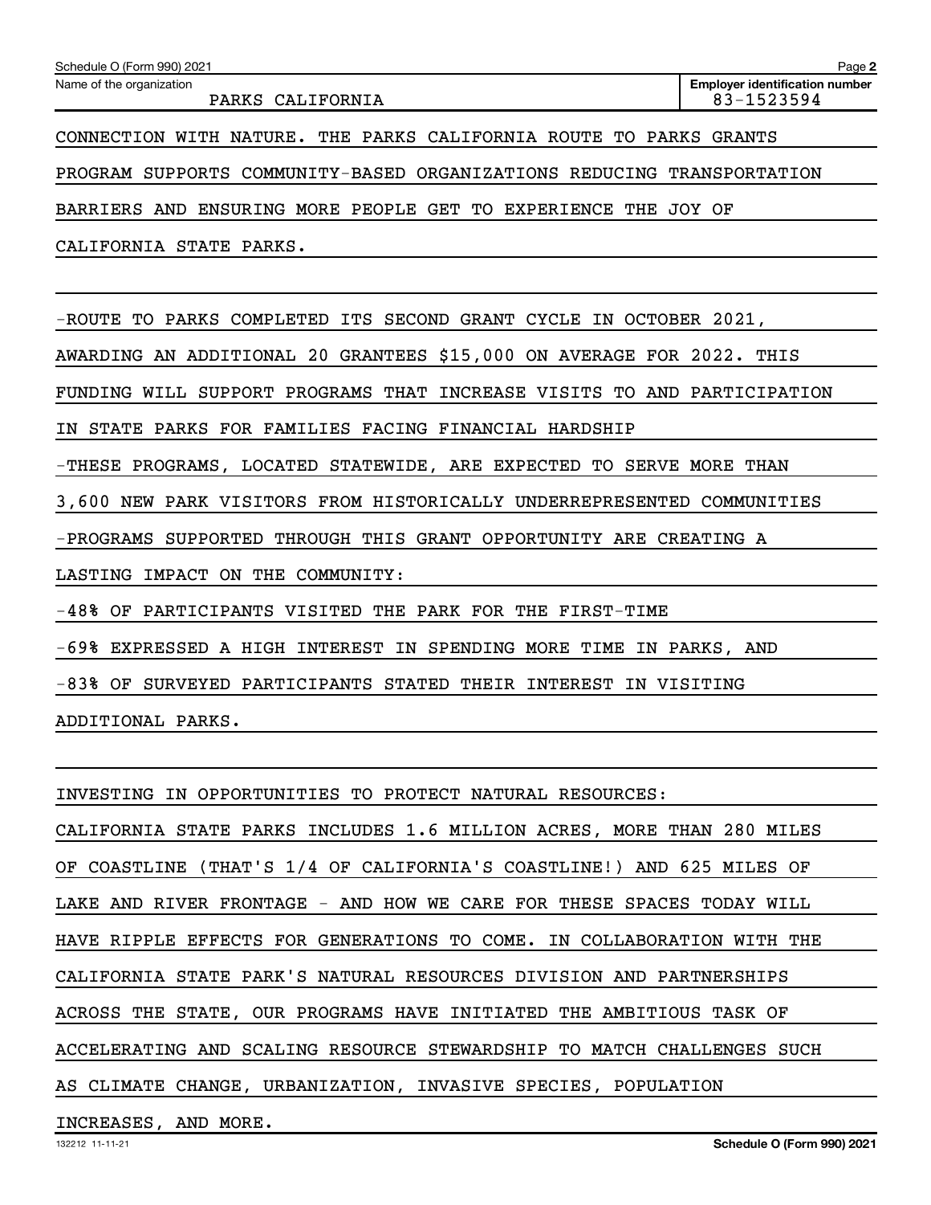CONNECTION WITH NATURE. THE PARKS CALIFORNIA ROUTE TO PARKS GRANTS PROGRAM SUPPORTS COMMUNITY-BASED ORGANIZATIONS REDUCING TRANSPORTATION BARRIERS AND ENSURING MORE PEOPLE GET TO EXPERIENCE THE JOY OF CALIFORNIA STATE PARKS.

-ROUTE TO PARKS COMPLETED ITS SECOND GRANT CYCLE IN OCTOBER 2021, AWARDING AN ADDITIONAL 20 GRANTEES $15,000 ON AVERAGE FOR 2022. THIS FUNDING WILL SUPPORT PROGRAMS THAT INCREASE VISITS TO AND PARTICIPATION IN STATE PARKS FOR FAMILIES FACING FINANCIAL HARDSHIP

-THESE PROGRAMS, LOCATED STATEWIDE, ARE EXPECTED TO SERVE MORE THAN 3,600 NEW PARK VISITORS FROM HISTORICALLY UNDERREPRESENTED COMMUNITIES

-PROGRAMS SUPPORTED THROUGH THIS GRANT OPPORTUNITY ARE CREATING A LASTING IMPACT ON THE COMMUNITY:

-48% OF PARTICIPANTS VISITED THE PARK FOR THE FIRST-TIME

-69% EXPRESSED A HIGH INTEREST IN SPENDING MORE TIME IN PARKS, AND

-83% OF SURVEYED PARTICIPANTS STATED THEIR INTEREST IN VISITING ADDITIONAL PARKS.

INVESTING IN OPPORTUNITIES TO PROTECT NATURAL RESOURCES:

CALIFORNIA STATE PARKS INCLUDES 1.6 MILLION ACRES, MORE THAN 280 MILES OF COASTLINE (THAT'S 1/4 OF CALIFORNIA'S COASTLINE!) AND 625 MILES OF LAKE AND RIVER FRONTAGE - AND HOW WE CARE FOR THESE SPACES TODAY WILL HAVE RIPPLE EFFECTS FOR GENERATIONS TO COME. IN COLLABORATION WITH THE CALIFORNIA STATE PARK'S NATURAL RESOURCES DIVISION AND PARTNERSHIPS ACROSS THE STATE, OUR PROGRAMS HAVE INITIATED THE AMBITIOUS TASK OF ACCELERATING AND SCALING RESOURCE STEWARDSHIP TO MATCH CHALLENGES SUCH AS CLIMATE CHANGE, URBANIZATION, INVASIVE SPECIES, POPULATION INCREASES, AND MORE.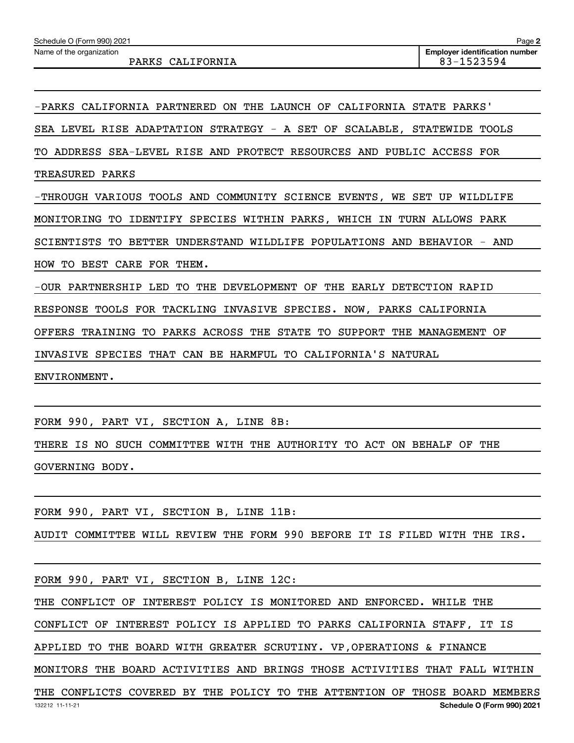Name of the organization: PARKS CALIFORNIA

Employer identification number: 83-1523594

-PARKS CALIFORNIA PARTNERED ON THE LAUNCH OF CALIFORNIA STATE PARKS' SEA LEVEL RISE ADAPTATION STRATEGY - A SET OF SCALABLE, STATEWIDE TOOLS TO ADDRESS SEA-LEVEL RISE AND PROTECT RESOURCES AND PUBLIC ACCESS FOR TREASURED PARKS

-THROUGH VARIOUS TOOLS AND COMMUNITY SCIENCE EVENTS, WE SET UP WILDLIFE MONITORING TO IDENTIFY SPECIES WITHIN PARKS, WHICH IN TURN ALLOWS PARK SCIENTISTS TO BETTER UNDERSTAND WILDLIFE POPULATIONS AND BEHAVIOR - AND HOW TO BEST CARE FOR THEM.

-OUR PARTNERSHIP LED TO THE DEVELOPMENT OF THE EARLY DETECTION RAPID RESPONSE TOOLS FOR TACKLING INVASIVE SPECIES. NOW, PARKS CALIFORNIA OFFERS TRAINING TO PARKS ACROSS THE STATE TO SUPPORT THE MANAGEMENT OF INVASIVE SPECIES THAT CAN BE HARMFUL TO CALIFORNIA'S NATURAL ENVIRONMENT.

FORM 990, PART VI, SECTION A, LINE 8B:

THERE IS NO SUCH COMMITTEE WITH THE AUTHORITY TO ACT ON BEHALF OF THE GOVERNING BODY.

FORM 990, PART VI, SECTION B, LINE 11B:

AUDIT COMMITTEE WILL REVIEW THE FORM 990 BEFORE IT IS FILED WITH THE IRS.

FORM 990, PART VI, SECTION B, LINE 12C:

THE CONFLICT OF INTEREST POLICY IS MONITORED AND ENFORCED. WHILE THE CONFLICT OF INTEREST POLICY IS APPLIED TO PARKS CALIFORNIA STAFF, IT IS APPLIED TO THE BOARD WITH GREATER SCRUTINY. VP,OPERATIONS & FINANCE MONITORS THE BOARD ACTIVITIES AND BRINGS THOSE ACTIVITIES THAT FALL WITHIN THE CONFLICTS COVERED BY THE POLICY TO THE ATTENTION OF THOSE BOARD MEMBERS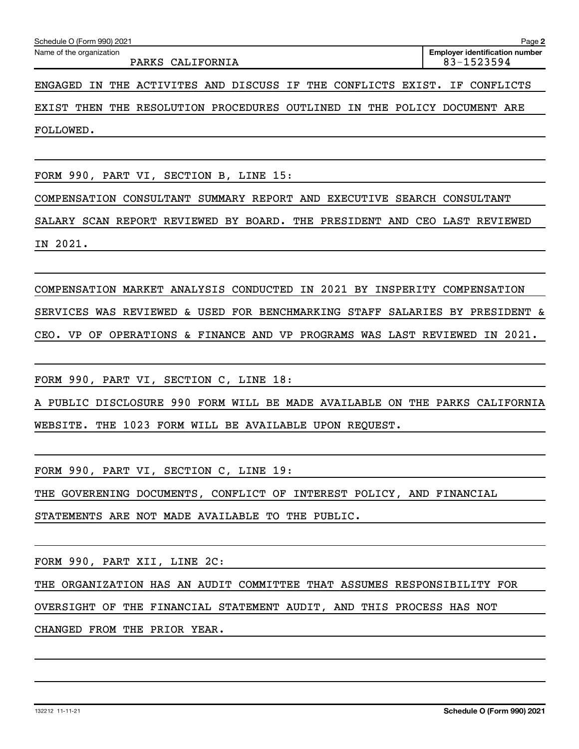Name of the organization: PARKS CALIFORNIA

Employer identification number: 83-1523594

ENGAGED IN THE ACTIVITES AND DISCUSS IF THE CONFLICTS EXIST. IF CONFLICTS EXIST THEN THE RESOLUTION PROCEDURES OUTLINED IN THE POLICY DOCUMENT ARE FOLLOWED.

FORM 990, PART VI, SECTION B, LINE 15:

COMPENSATION CONSULTANT SUMMARY REPORT AND EXECUTIVE SEARCH CONSULTANT SALARY SCAN REPORT REVIEWED BY BOARD. THE PRESIDENT AND CEO LAST REVIEWED IN 2021.

COMPENSATION MARKET ANALYSIS CONDUCTED IN 2021 BY INSPERITY COMPENSATION SERVICES WAS REVIEWED & USED FOR BENCHMARKING STAFF SALARIES BY PRESIDENT & CEO. VP OF OPERATIONS & FINANCE AND VP PROGRAMS WAS LAST REVIEWED IN 2021.

FORM 990, PART VI, SECTION C, LINE 18:

A PUBLIC DISCLOSURE 990 FORM WILL BE MADE AVAILABLE ON THE PARKS CALIFORNIA WEBSITE. THE 1023 FORM WILL BE AVAILABLE UPON REQUEST.

FORM 990, PART VI, SECTION C, LINE 19:

THE GOVERENING DOCUMENTS, CONFLICT OF INTEREST POLICY, AND FINANCIAL STATEMENTS ARE NOT MADE AVAILABLE TO THE PUBLIC.

FORM 990, PART XII, LINE 2C:

THE ORGANIZATION HAS AN AUDIT COMMITTEE THAT ASSUMES RESPONSIBILITY FOR OVERSIGHT OF THE FINANCIAL STATEMENT AUDIT, AND THIS PROCESS HAS NOT CHANGED FROM THE PRIOR YEAR.